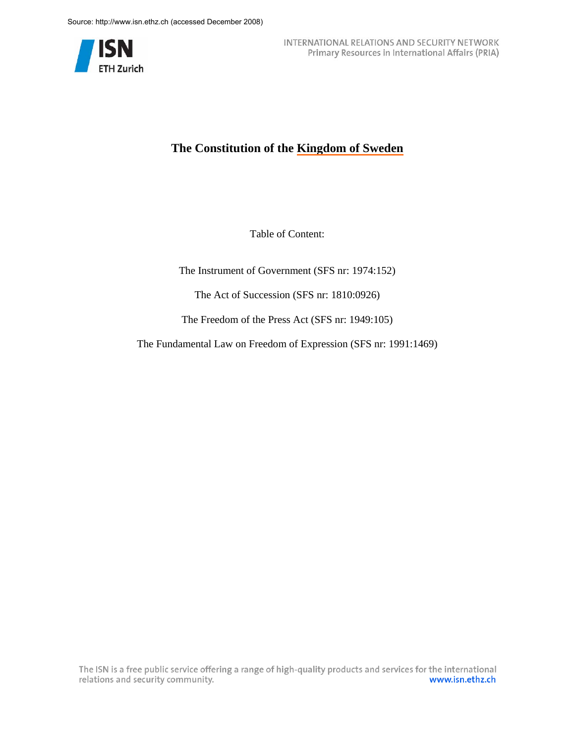Source: http://www.isn.ethz.ch (accessed December 2008)

ISN ETH Zurich

INTERNATIONAL RELATIONS AND SECURITY NETWORK
Primary Resources in International Affairs (PRIA)

# The Constitution of the Kingdom of Sweden

Table of Content:

The Instrument of Government (SFS nr: 1974:152)

The Act of Succession (SFS nr: 1810:0926)

The Freedom of the Press Act (SFS nr: 1949:105)

The Fundamental Law on Freedom of Expression (SFS nr: 1991:1469)

The ISN is a free public service offering a range of high-quality products and services for the international relations and security community. www.isn.ethz.ch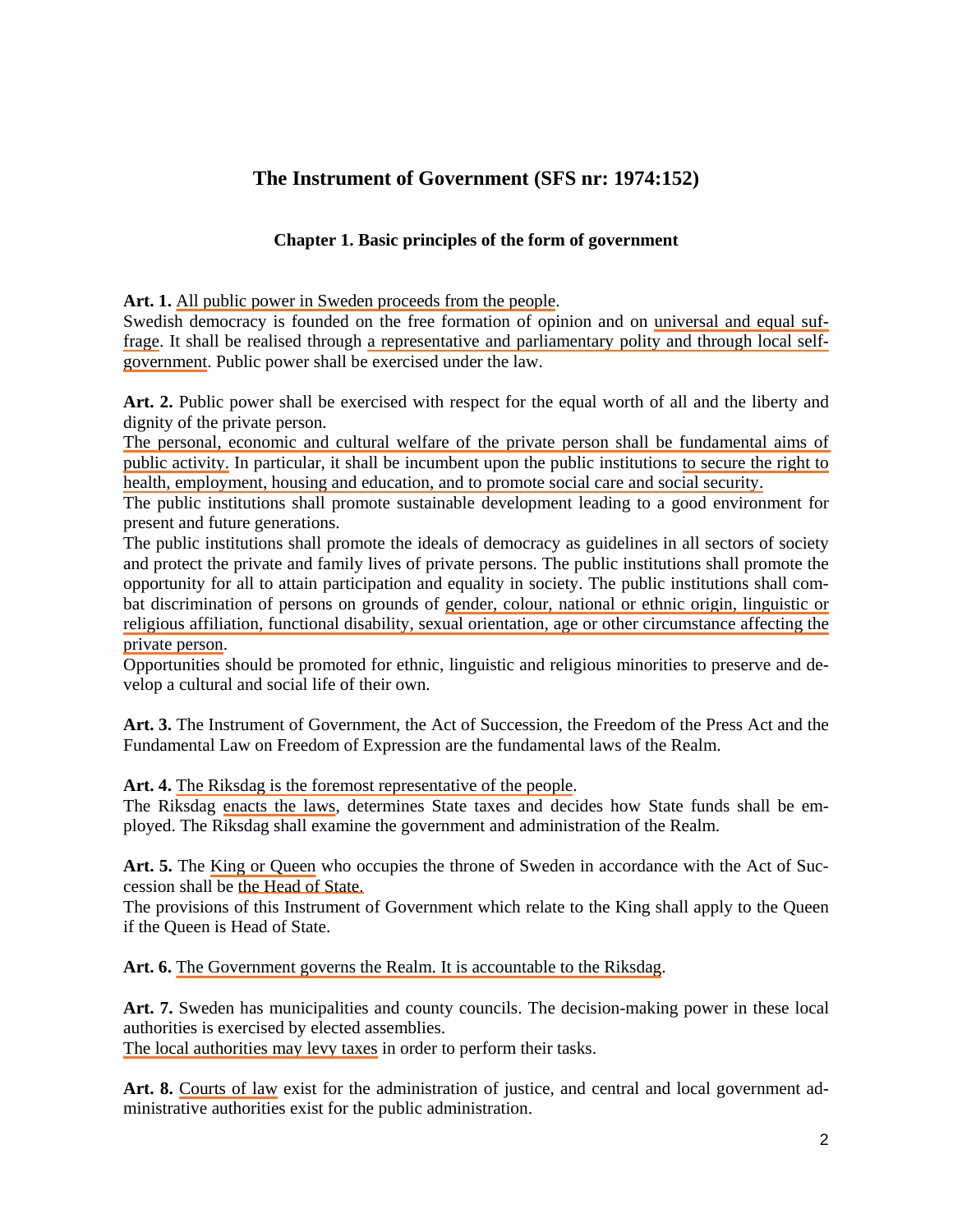# The Instrument of Government (SFS nr: 1974:152)

## Chapter 1. Basic principles of the form of government

**Art. 1.** All public power in Sweden proceeds from the people.
Swedish democracy is founded on the free formation of opinion and on universal and equal suffrage. It shall be realised through a representative and parliamentary polity and through local self-government. Public power shall be exercised under the law.

**Art. 2.** Public power shall be exercised with respect for the equal worth of all and the liberty and dignity of the private person.
The personal, economic and cultural welfare of the private person shall be fundamental aims of public activity. In particular, it shall be incumbent upon the public institutions to secure the right to health, employment, housing and education, and to promote social care and social security.
The public institutions shall promote sustainable development leading to a good environment for present and future generations.
The public institutions shall promote the ideals of democracy as guidelines in all sectors of society and protect the private and family lives of private persons. The public institutions shall promote the opportunity for all to attain participation and equality in society. The public institutions shall combat discrimination of persons on grounds of gender, colour, national or ethnic origin, linguistic or religious affiliation, functional disability, sexual orientation, age or other circumstance affecting the private person.
Opportunities should be promoted for ethnic, linguistic and religious minorities to preserve and develop a cultural and social life of their own.

**Art. 3.** The Instrument of Government, the Act of Succession, the Freedom of the Press Act and the Fundamental Law on Freedom of Expression are the fundamental laws of the Realm.

**Art. 4.** The Riksdag is the foremost representative of the people.
The Riksdag enacts the laws, determines State taxes and decides how State funds shall be employed. The Riksdag shall examine the government and administration of the Realm.

**Art. 5.** The King or Queen who occupies the throne of Sweden in accordance with the Act of Succession shall be the Head of State.
The provisions of this Instrument of Government which relate to the King shall apply to the Queen if the Queen is Head of State.

**Art. 6.** The Government governs the Realm. It is accountable to the Riksdag.

**Art. 7.** Sweden has municipalities and county councils. The decision-making power in these local authorities is exercised by elected assemblies.
The local authorities may levy taxes in order to perform their tasks.

**Art. 8.** Courts of law exist for the administration of justice, and central and local government administrative authorities exist for the public administration.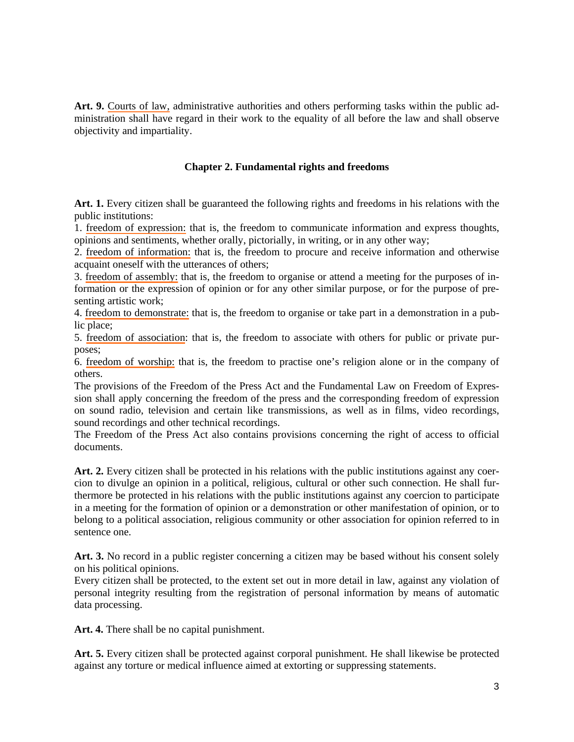**Art. 9.** Courts of law, administrative authorities and others performing tasks within the public administration shall have regard in their work to the equality of all before the law and shall observe objectivity and impartiality.

## Chapter 2. Fundamental rights and freedoms

**Art. 1.** Every citizen shall be guaranteed the following rights and freedoms in his relations with the public institutions:

1. freedom of expression: that is, the freedom to communicate information and express thoughts, opinions and sentiments, whether orally, pictorially, in writing, or in any other way;
2. freedom of information: that is, the freedom to procure and receive information and otherwise acquaint oneself with the utterances of others;
3. freedom of assembly: that is, the freedom to organise or attend a meeting for the purposes of information or the expression of opinion or for any other similar purpose, or for the purpose of presenting artistic work;
4. freedom to demonstrate: that is, the freedom to organise or take part in a demonstration in a public place;
5. freedom of association: that is, the freedom to associate with others for public or private purposes;
6. freedom of worship: that is, the freedom to practise one's religion alone or in the company of others.

The provisions of the Freedom of the Press Act and the Fundamental Law on Freedom of Expression shall apply concerning the freedom of the press and the corresponding freedom of expression on sound radio, television and certain like transmissions, as well as in films, video recordings, sound recordings and other technical recordings.

The Freedom of the Press Act also contains provisions concerning the right of access to official documents.

**Art. 2.** Every citizen shall be protected in his relations with the public institutions against any coercion to divulge an opinion in a political, religious, cultural or other such connection. He shall furthermore be protected in his relations with the public institutions against any coercion to participate in a meeting for the formation of opinion or a demonstration or other manifestation of opinion, or to belong to a political association, religious community or other association for opinion referred to in sentence one.

**Art. 3.** No record in a public register concerning a citizen may be based without his consent solely on his political opinions.

Every citizen shall be protected, to the extent set out in more detail in law, against any violation of personal integrity resulting from the registration of personal information by means of automatic data processing.

**Art. 4.** There shall be no capital punishment.

**Art. 5.** Every citizen shall be protected against corporal punishment. He shall likewise be protected against any torture or medical influence aimed at extorting or suppressing statements.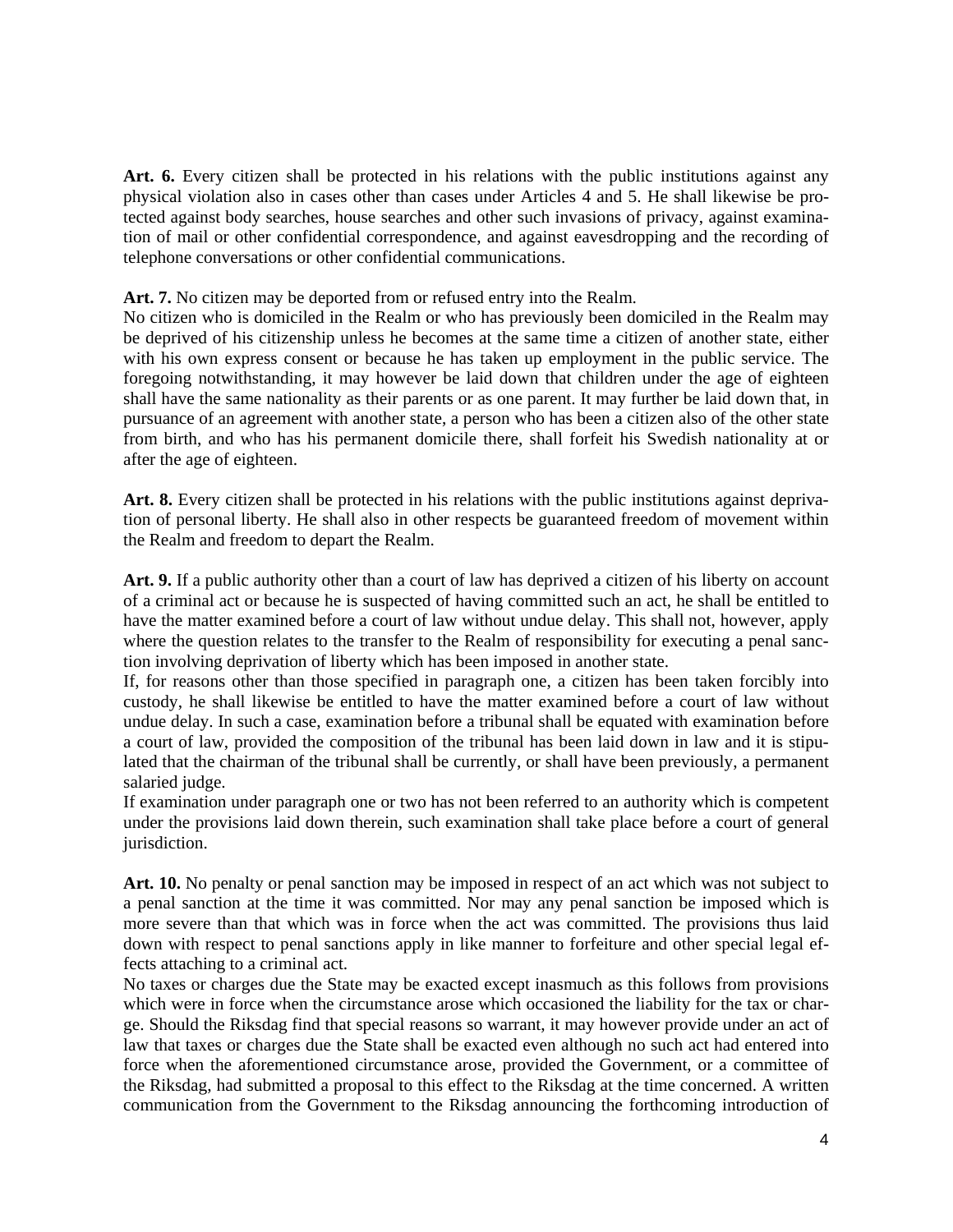**Art. 6.** Every citizen shall be protected in his relations with the public institutions against any physical violation also in cases other than cases under Articles 4 and 5. He shall likewise be protected against body searches, house searches and other such invasions of privacy, against examination of mail or other confidential correspondence, and against eavesdropping and the recording of telephone conversations or other confidential communications.

**Art. 7.** No citizen may be deported from or refused entry into the Realm.
No citizen who is domiciled in the Realm or who has previously been domiciled in the Realm may be deprived of his citizenship unless he becomes at the same time a citizen of another state, either with his own express consent or because he has taken up employment in the public service. The foregoing notwithstanding, it may however be laid down that children under the age of eighteen shall have the same nationality as their parents or as one parent. It may further be laid down that, in pursuance of an agreement with another state, a person who has been a citizen also of the other state from birth, and who has his permanent domicile there, shall forfeit his Swedish nationality at or after the age of eighteen.

**Art. 8.** Every citizen shall be protected in his relations with the public institutions against deprivation of personal liberty. He shall also in other respects be guaranteed freedom of movement within the Realm and freedom to depart the Realm.

**Art. 9.** If a public authority other than a court of law has deprived a citizen of his liberty on account of a criminal act or because he is suspected of having committed such an act, he shall be entitled to have the matter examined before a court of law without undue delay. This shall not, however, apply where the question relates to the transfer to the Realm of responsibility for executing a penal sanction involving deprivation of liberty which has been imposed in another state.
If, for reasons other than those specified in paragraph one, a citizen has been taken forcibly into custody, he shall likewise be entitled to have the matter examined before a court of law without undue delay. In such a case, examination before a tribunal shall be equated with examination before a court of law, provided the composition of the tribunal has been laid down in law and it is stipulated that the chairman of the tribunal shall be currently, or shall have been previously, a permanent salaried judge.
If examination under paragraph one or two has not been referred to an authority which is competent under the provisions laid down therein, such examination shall take place before a court of general jurisdiction.

**Art. 10.** No penalty or penal sanction may be imposed in respect of an act which was not subject to a penal sanction at the time it was committed. Nor may any penal sanction be imposed which is more severe than that which was in force when the act was committed. The provisions thus laid down with respect to penal sanctions apply in like manner to forfeiture and other special legal effects attaching to a criminal act.
No taxes or charges due the State may be exacted except inasmuch as this follows from provisions which were in force when the circumstance arose which occasioned the liability for the tax or charge. Should the Riksdag find that special reasons so warrant, it may however provide under an act of law that taxes or charges due the State shall be exacted even although no such act had entered into force when the aforementioned circumstance arose, provided the Government, or a committee of the Riksdag, had submitted a proposal to this effect to the Riksdag at the time concerned. A written communication from the Government to the Riksdag announcing the forthcoming introduction of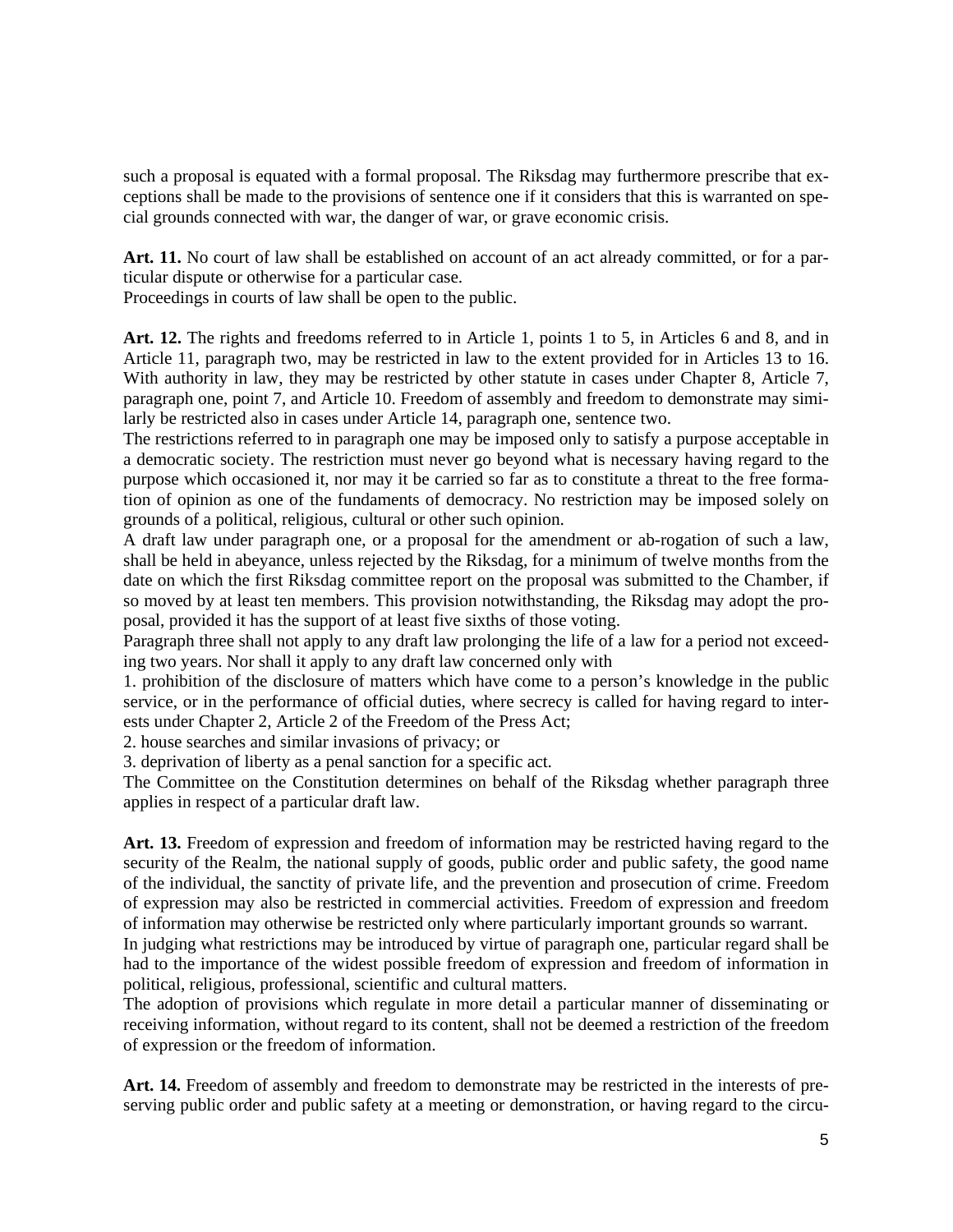such a proposal is equated with a formal proposal. The Riksdag may furthermore prescribe that exceptions shall be made to the provisions of sentence one if it considers that this is warranted on special grounds connected with war, the danger of war, or grave economic crisis.

**Art. 11.** No court of law shall be established on account of an act already committed, or for a particular dispute or otherwise for a particular case.
Proceedings in courts of law shall be open to the public.

**Art. 12.** The rights and freedoms referred to in Article 1, points 1 to 5, in Articles 6 and 8, and in Article 11, paragraph two, may be restricted in law to the extent provided for in Articles 13 to 16. With authority in law, they may be restricted by other statute in cases under Chapter 8, Article 7, paragraph one, point 7, and Article 10. Freedom of assembly and freedom to demonstrate may similarly be restricted also in cases under Article 14, paragraph one, sentence two.
The restrictions referred to in paragraph one may be imposed only to satisfy a purpose acceptable in a democratic society. The restriction must never go beyond what is necessary having regard to the purpose which occasioned it, nor may it be carried so far as to constitute a threat to the free formation of opinion as one of the fundaments of democracy. No restriction may be imposed solely on grounds of a political, religious, cultural or other such opinion.
A draft law under paragraph one, or a proposal for the amendment or ab-rogation of such a law, shall be held in abeyance, unless rejected by the Riksdag, for a minimum of twelve months from the date on which the first Riksdag committee report on the proposal was submitted to the Chamber, if so moved by at least ten members. This provision notwithstanding, the Riksdag may adopt the proposal, provided it has the support of at least five sixths of those voting.
Paragraph three shall not apply to any draft law prolonging the life of a law for a period not exceeding two years. Nor shall it apply to any draft law concerned only with
1. prohibition of the disclosure of matters which have come to a person's knowledge in the public service, or in the performance of official duties, where secrecy is called for having regard to interests under Chapter 2, Article 2 of the Freedom of the Press Act;
2. house searches and similar invasions of privacy; or
3. deprivation of liberty as a penal sanction for a specific act.
The Committee on the Constitution determines on behalf of the Riksdag whether paragraph three applies in respect of a particular draft law.

**Art. 13.** Freedom of expression and freedom of information may be restricted having regard to the security of the Realm, the national supply of goods, public order and public safety, the good name of the individual, the sanctity of private life, and the prevention and prosecution of crime. Freedom of expression may also be restricted in commercial activities. Freedom of expression and freedom of information may otherwise be restricted only where particularly important grounds so warrant.
In judging what restrictions may be introduced by virtue of paragraph one, particular regard shall be had to the importance of the widest possible freedom of expression and freedom of information in political, religious, professional, scientific and cultural matters.
The adoption of provisions which regulate in more detail a particular manner of disseminating or receiving information, without regard to its content, shall not be deemed a restriction of the freedom of expression or the freedom of information.

**Art. 14.** Freedom of assembly and freedom to demonstrate may be restricted in the interests of preserving public order and public safety at a meeting or demonstration, or having regard to the circu-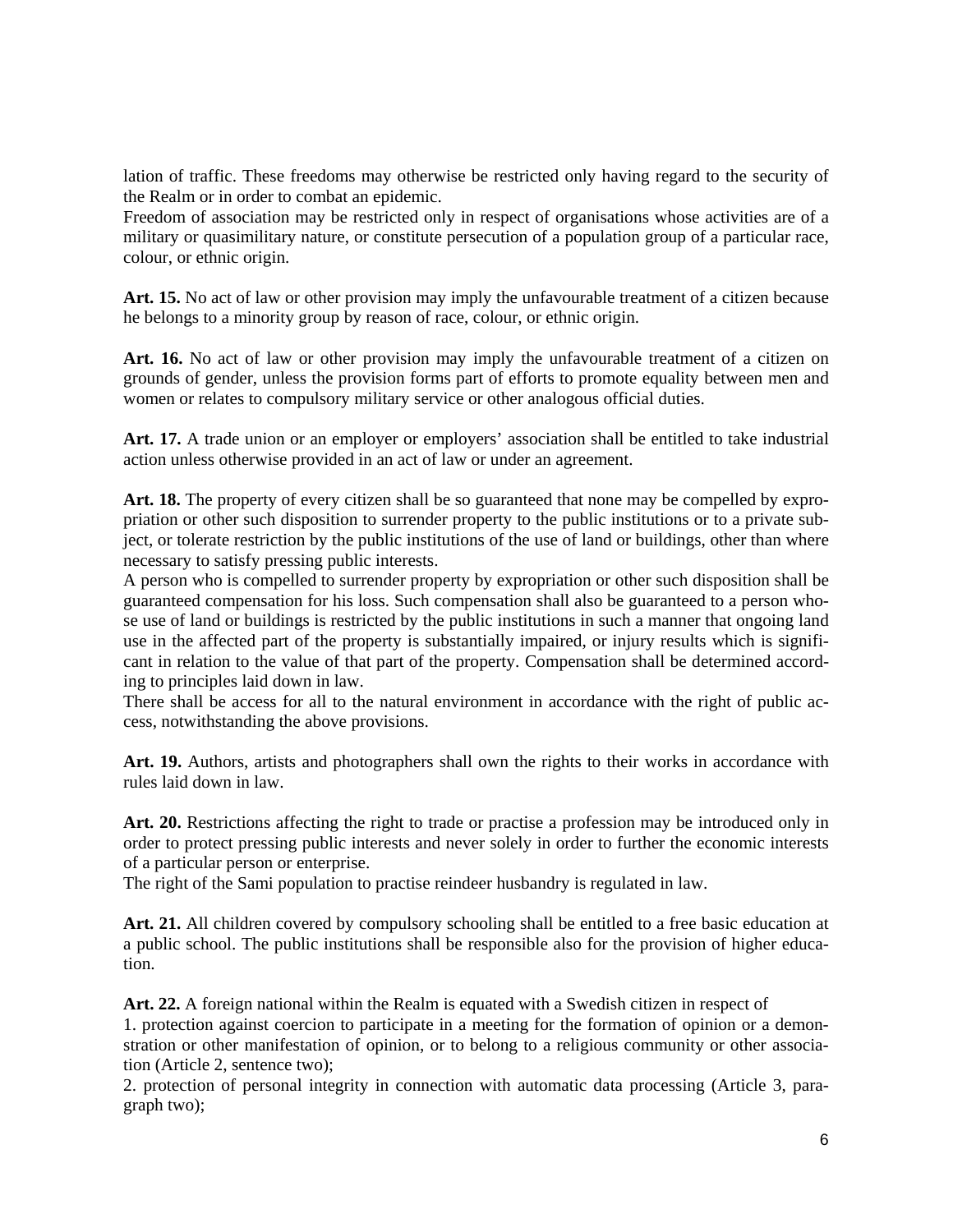lation of traffic. These freedoms may otherwise be restricted only having regard to the security of the Realm or in order to combat an epidemic.
Freedom of association may be restricted only in respect of organisations whose activities are of a military or quasimilitary nature, or constitute persecution of a population group of a particular race, colour, or ethnic origin.

**Art. 15.** No act of law or other provision may imply the unfavourable treatment of a citizen because he belongs to a minority group by reason of race, colour, or ethnic origin.

**Art. 16.** No act of law or other provision may imply the unfavourable treatment of a citizen on grounds of gender, unless the provision forms part of efforts to promote equality between men and women or relates to compulsory military service or other analogous official duties.

**Art. 17.** A trade union or an employer or employers' association shall be entitled to take industrial action unless otherwise provided in an act of law or under an agreement.

**Art. 18.** The property of every citizen shall be so guaranteed that none may be compelled by expropriation or other such disposition to surrender property to the public institutions or to a private subject, or tolerate restriction by the public institutions of the use of land or buildings, other than where necessary to satisfy pressing public interests.
A person who is compelled to surrender property by expropriation or other such disposition shall be guaranteed compensation for his loss. Such compensation shall also be guaranteed to a person whose use of land or buildings is restricted by the public institutions in such a manner that ongoing land use in the affected part of the property is substantially impaired, or injury results which is significant in relation to the value of that part of the property. Compensation shall be determined according to principles laid down in law.
There shall be access for all to the natural environment in accordance with the right of public access, notwithstanding the above provisions.

**Art. 19.** Authors, artists and photographers shall own the rights to their works in accordance with rules laid down in law.

**Art. 20.** Restrictions affecting the right to trade or practise a profession may be introduced only in order to protect pressing public interests and never solely in order to further the economic interests of a particular person or enterprise.
The right of the Sami population to practise reindeer husbandry is regulated in law.

**Art. 21.** All children covered by compulsory schooling shall be entitled to a free basic education at a public school. The public institutions shall be responsible also for the provision of higher education.

**Art. 22.** A foreign national within the Realm is equated with a Swedish citizen in respect of
1. protection against coercion to participate in a meeting for the formation of opinion or a demonstration or other manifestation of opinion, or to belong to a religious community or other association (Article 2, sentence two);
2. protection of personal integrity in connection with automatic data processing (Article 3, paragraph two);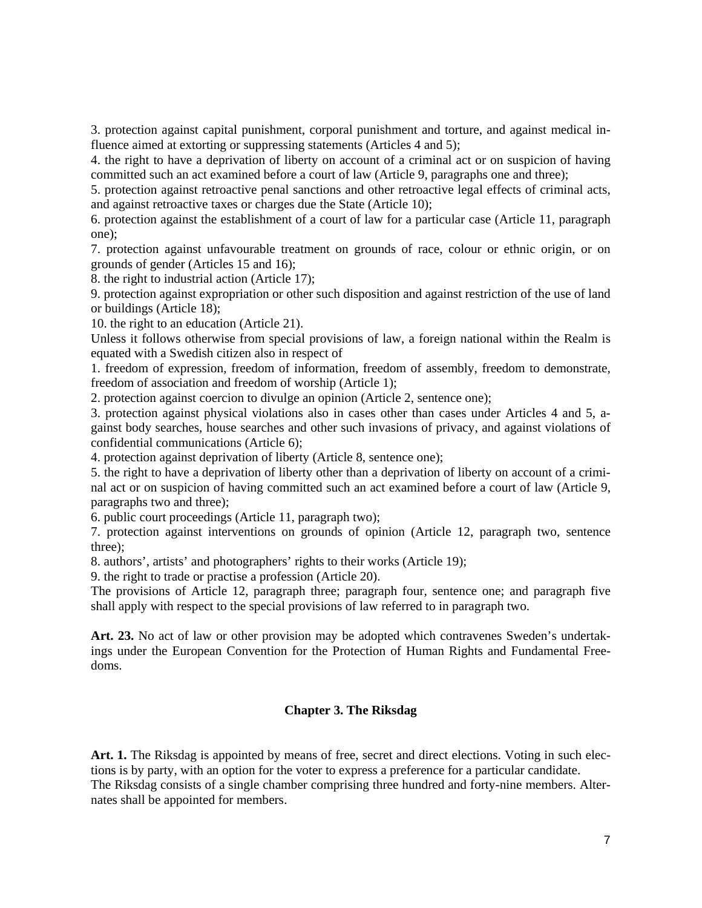3. protection against capital punishment, corporal punishment and torture, and against medical influence aimed at extorting or suppressing statements (Articles 4 and 5);
4. the right to have a deprivation of liberty on account of a criminal act or on suspicion of having committed such an act examined before a court of law (Article 9, paragraphs one and three);
5. protection against retroactive penal sanctions and other retroactive legal effects of criminal acts, and against retroactive taxes or charges due the State (Article 10);
6. protection against the establishment of a court of law for a particular case (Article 11, paragraph one);
7. protection against unfavourable treatment on grounds of race, colour or ethnic origin, or on grounds of gender (Articles 15 and 16);
8. the right to industrial action (Article 17);
9. protection against expropriation or other such disposition and against restriction of the use of land or buildings (Article 18);
10. the right to an education (Article 21).

Unless it follows otherwise from special provisions of law, a foreign national within the Realm is equated with a Swedish citizen also in respect of

1. freedom of expression, freedom of information, freedom of assembly, freedom to demonstrate, freedom of association and freedom of worship (Article 1);
2. protection against coercion to divulge an opinion (Article 2, sentence one);
3. protection against physical violations also in cases other than cases under Articles 4 and 5, against body searches, house searches and other such invasions of privacy, and against violations of confidential communications (Article 6);
4. protection against deprivation of liberty (Article 8, sentence one);
5. the right to have a deprivation of liberty other than a deprivation of liberty on account of a criminal act or on suspicion of having committed such an act examined before a court of law (Article 9, paragraphs two and three);
6. public court proceedings (Article 11, paragraph two);
7. protection against interventions on grounds of opinion (Article 12, paragraph two, sentence three);
8. authors', artists' and photographers' rights to their works (Article 19);
9. the right to trade or practise a profession (Article 20).

The provisions of Article 12, paragraph three; paragraph four, sentence one; and paragraph five shall apply with respect to the special provisions of law referred to in paragraph two.

**Art. 23.** No act of law or other provision may be adopted which contravenes Sweden's undertakings under the European Convention for the Protection of Human Rights and Fundamental Freedoms.

## Chapter 3. The Riksdag

**Art. 1.** The Riksdag is appointed by means of free, secret and direct elections. Voting in such elections is by party, with an option for the voter to express a preference for a particular candidate.
The Riksdag consists of a single chamber comprising three hundred and forty-nine members. Alternates shall be appointed for members.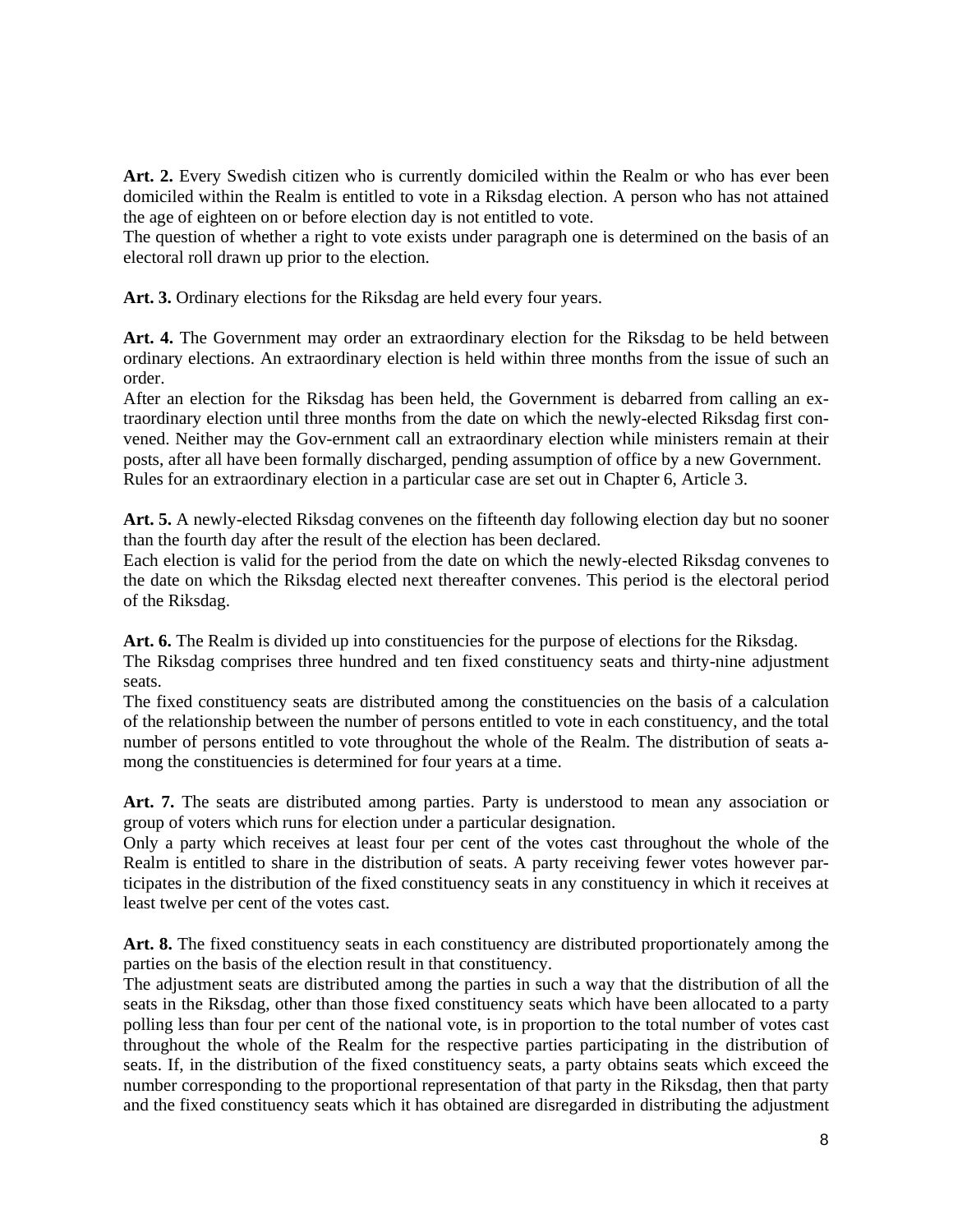**Art. 2.** Every Swedish citizen who is currently domiciled within the Realm or who has ever been domiciled within the Realm is entitled to vote in a Riksdag election. A person who has not attained the age of eighteen on or before election day is not entitled to vote.
The question of whether a right to vote exists under paragraph one is determined on the basis of an electoral roll drawn up prior to the election.

**Art. 3.** Ordinary elections for the Riksdag are held every four years.

**Art. 4.** The Government may order an extraordinary election for the Riksdag to be held between ordinary elections. An extraordinary election is held within three months from the issue of such an order.
After an election for the Riksdag has been held, the Government is debarred from calling an extraordinary election until three months from the date on which the newly-elected Riksdag first convened. Neither may the Gov-ernment call an extraordinary election while ministers remain at their posts, after all have been formally discharged, pending assumption of office by a new Government.
Rules for an extraordinary election in a particular case are set out in Chapter 6, Article 3.

**Art. 5.** A newly-elected Riksdag convenes on the fifteenth day following election day but no sooner than the fourth day after the result of the election has been declared.
Each election is valid for the period from the date on which the newly-elected Riksdag convenes to the date on which the Riksdag elected next thereafter convenes. This period is the electoral period of the Riksdag.

**Art. 6.** The Realm is divided up into constituencies for the purpose of elections for the Riksdag.
The Riksdag comprises three hundred and ten fixed constituency seats and thirty-nine adjustment seats.
The fixed constituency seats are distributed among the constituencies on the basis of a calculation of the relationship between the number of persons entitled to vote in each constituency, and the total number of persons entitled to vote throughout the whole of the Realm. The distribution of seats among the constituencies is determined for four years at a time.

**Art. 7.** The seats are distributed among parties. Party is understood to mean any association or group of voters which runs for election under a particular designation.
Only a party which receives at least four per cent of the votes cast throughout the whole of the Realm is entitled to share in the distribution of seats. A party receiving fewer votes however participates in the distribution of the fixed constituency seats in any constituency in which it receives at least twelve per cent of the votes cast.

**Art. 8.** The fixed constituency seats in each constituency are distributed proportionately among the parties on the basis of the election result in that constituency.
The adjustment seats are distributed among the parties in such a way that the distribution of all the seats in the Riksdag, other than those fixed constituency seats which have been allocated to a party polling less than four per cent of the national vote, is in proportion to the total number of votes cast throughout the whole of the Realm for the respective parties participating in the distribution of seats. If, in the distribution of the fixed constituency seats, a party obtains seats which exceed the number corresponding to the proportional representation of that party in the Riksdag, then that party and the fixed constituency seats which it has obtained are disregarded in distributing the adjustment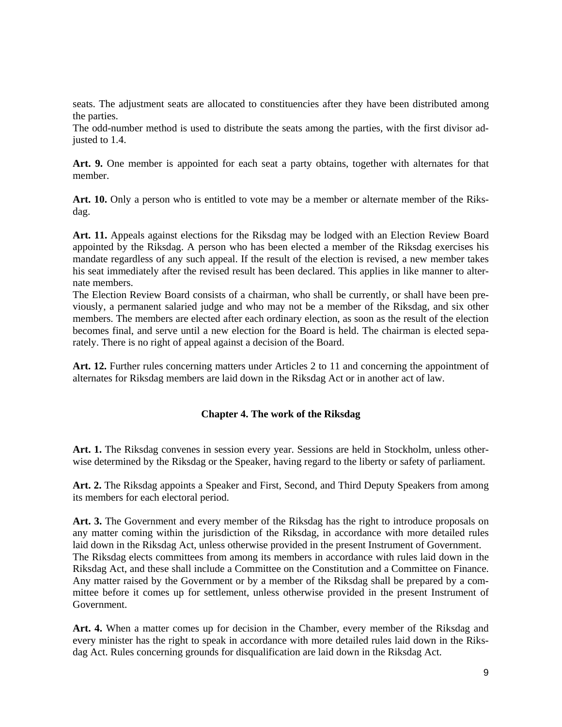seats. The adjustment seats are allocated to constituencies after they have been distributed among the parties.

The odd-number method is used to distribute the seats among the parties, with the first divisor adjusted to 1.4.

**Art. 9.** One member is appointed for each seat a party obtains, together with alternates for that member.

**Art. 10.** Only a person who is entitled to vote may be a member or alternate member of the Riksdag.

**Art. 11.** Appeals against elections for the Riksdag may be lodged with an Election Review Board appointed by the Riksdag. A person who has been elected a member of the Riksdag exercises his mandate regardless of any such appeal. If the result of the election is revised, a new member takes his seat immediately after the revised result has been declared. This applies in like manner to alternate members.

The Election Review Board consists of a chairman, who shall be currently, or shall have been previously, a permanent salaried judge and who may not be a member of the Riksdag, and six other members. The members are elected after each ordinary election, as soon as the result of the election becomes final, and serve until a new election for the Board is held. The chairman is elected separately. There is no right of appeal against a decision of the Board.

**Art. 12.** Further rules concerning matters under Articles 2 to 11 and concerning the appointment of alternates for Riksdag members are laid down in the Riksdag Act or in another act of law.

## Chapter 4. The work of the Riksdag

**Art. 1.** The Riksdag convenes in session every year. Sessions are held in Stockholm, unless otherwise determined by the Riksdag or the Speaker, having regard to the liberty or safety of parliament.

**Art. 2.** The Riksdag appoints a Speaker and First, Second, and Third Deputy Speakers from among its members for each electoral period.

**Art. 3.** The Government and every member of the Riksdag has the right to introduce proposals on any matter coming within the jurisdiction of the Riksdag, in accordance with more detailed rules laid down in the Riksdag Act, unless otherwise provided in the present Instrument of Government.

The Riksdag elects committees from among its members in accordance with rules laid down in the Riksdag Act, and these shall include a Committee on the Constitution and a Committee on Finance. Any matter raised by the Government or by a member of the Riksdag shall be prepared by a committee before it comes up for settlement, unless otherwise provided in the present Instrument of Government.

**Art. 4.** When a matter comes up for decision in the Chamber, every member of the Riksdag and every minister has the right to speak in accordance with more detailed rules laid down in the Riksdag Act. Rules concerning grounds for disqualification are laid down in the Riksdag Act.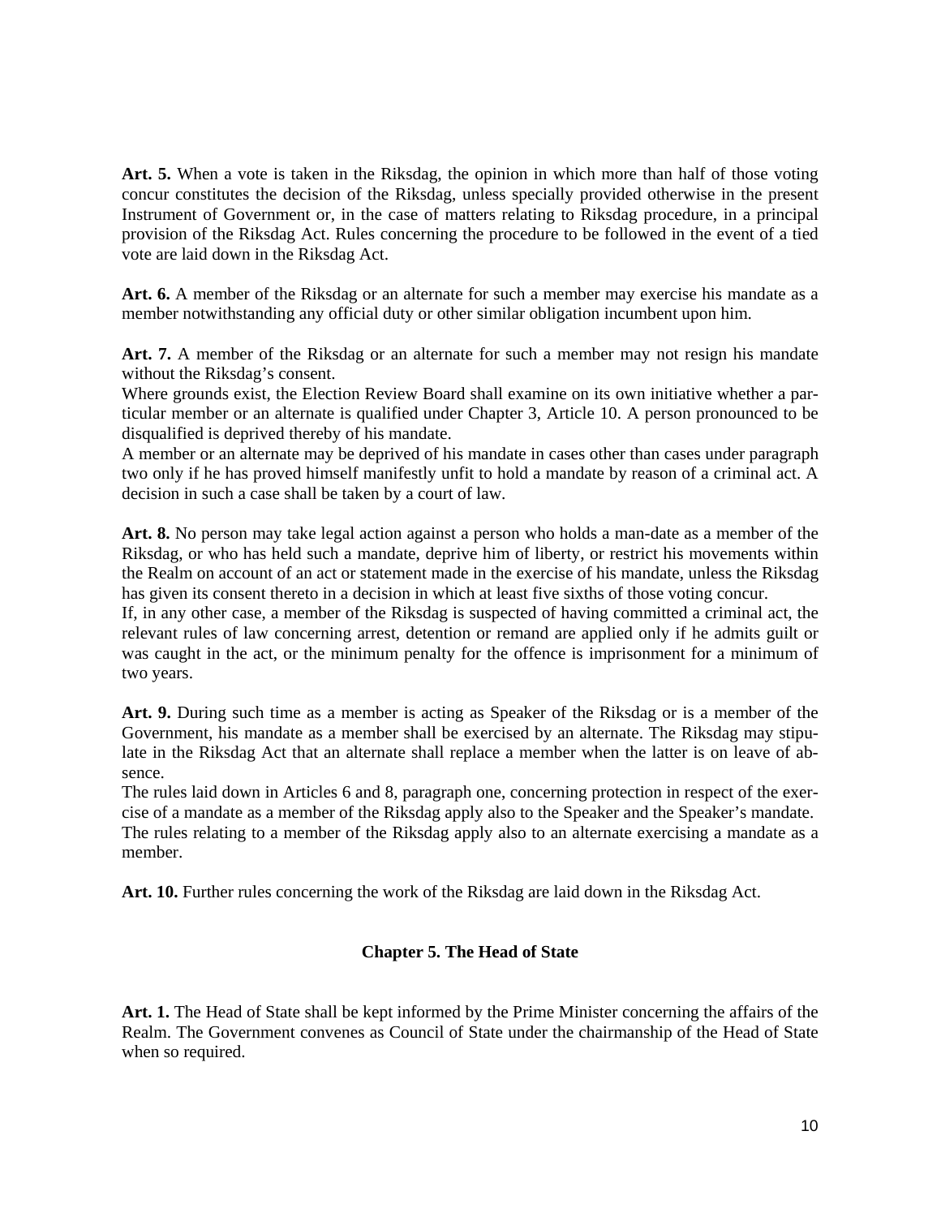**Art. 5.** When a vote is taken in the Riksdag, the opinion in which more than half of those voting concur constitutes the decision of the Riksdag, unless specially provided otherwise in the present Instrument of Government or, in the case of matters relating to Riksdag procedure, in a principal provision of the Riksdag Act. Rules concerning the procedure to be followed in the event of a tied vote are laid down in the Riksdag Act.

**Art. 6.** A member of the Riksdag or an alternate for such a member may exercise his mandate as a member notwithstanding any official duty or other similar obligation incumbent upon him.

**Art. 7.** A member of the Riksdag or an alternate for such a member may not resign his mandate without the Riksdag's consent.
Where grounds exist, the Election Review Board shall examine on its own initiative whether a particular member or an alternate is qualified under Chapter 3, Article 10. A person pronounced to be disqualified is deprived thereby of his mandate.
A member or an alternate may be deprived of his mandate in cases other than cases under paragraph two only if he has proved himself manifestly unfit to hold a mandate by reason of a criminal act. A decision in such a case shall be taken by a court of law.

**Art. 8.** No person may take legal action against a person who holds a man-date as a member of the Riksdag, or who has held such a mandate, deprive him of liberty, or restrict his movements within the Realm on account of an act or statement made in the exercise of his mandate, unless the Riksdag has given its consent thereto in a decision in which at least five sixths of those voting concur.
If, in any other case, a member of the Riksdag is suspected of having committed a criminal act, the relevant rules of law concerning arrest, detention or remand are applied only if he admits guilt or was caught in the act, or the minimum penalty for the offence is imprisonment for a minimum of two years.

**Art. 9.** During such time as a member is acting as Speaker of the Riksdag or is a member of the Government, his mandate as a member shall be exercised by an alternate. The Riksdag may stipulate in the Riksdag Act that an alternate shall replace a member when the latter is on leave of absence.
The rules laid down in Articles 6 and 8, paragraph one, concerning protection in respect of the exercise of a mandate as a member of the Riksdag apply also to the Speaker and the Speaker's mandate.
The rules relating to a member of the Riksdag apply also to an alternate exercising a mandate as a member.

**Art. 10.** Further rules concerning the work of the Riksdag are laid down in the Riksdag Act.

## Chapter 5. The Head of State

**Art. 1.** The Head of State shall be kept informed by the Prime Minister concerning the affairs of the Realm. The Government convenes as Council of State under the chairmanship of the Head of State when so required.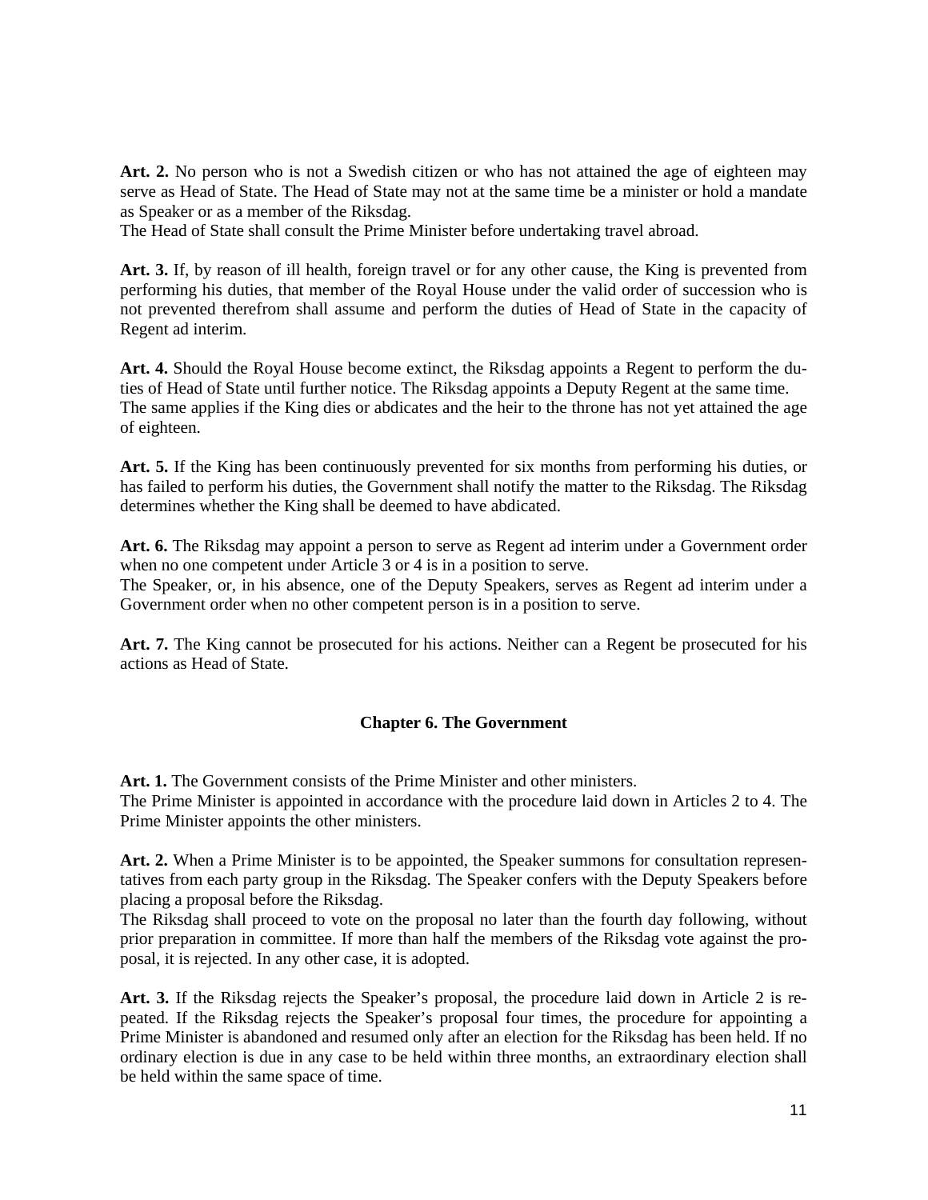**Art. 2.** No person who is not a Swedish citizen or who has not attained the age of eighteen may serve as Head of State. The Head of State may not at the same time be a minister or hold a mandate as Speaker or as a member of the Riksdag.
The Head of State shall consult the Prime Minister before undertaking travel abroad.

**Art. 3.** If, by reason of ill health, foreign travel or for any other cause, the King is prevented from performing his duties, that member of the Royal House under the valid order of succession who is not prevented therefrom shall assume and perform the duties of Head of State in the capacity of Regent ad interim.

**Art. 4.** Should the Royal House become extinct, the Riksdag appoints a Regent to perform the duties of Head of State until further notice. The Riksdag appoints a Deputy Regent at the same time.
The same applies if the King dies or abdicates and the heir to the throne has not yet attained the age of eighteen.

**Art. 5.** If the King has been continuously prevented for six months from performing his duties, or has failed to perform his duties, the Government shall notify the matter to the Riksdag. The Riksdag determines whether the King shall be deemed to have abdicated.

**Art. 6.** The Riksdag may appoint a person to serve as Regent ad interim under a Government order when no one competent under Article 3 or 4 is in a position to serve.
The Speaker, or, in his absence, one of the Deputy Speakers, serves as Regent ad interim under a Government order when no other competent person is in a position to serve.

**Art. 7.** The King cannot be prosecuted for his actions. Neither can a Regent be prosecuted for his actions as Head of State.

## Chapter 6. The Government

**Art. 1.** The Government consists of the Prime Minister and other ministers.
The Prime Minister is appointed in accordance with the procedure laid down in Articles 2 to 4. The Prime Minister appoints the other ministers.

**Art. 2.** When a Prime Minister is to be appointed, the Speaker summons for consultation representatives from each party group in the Riksdag. The Speaker confers with the Deputy Speakers before placing a proposal before the Riksdag.
The Riksdag shall proceed to vote on the proposal no later than the fourth day following, without prior preparation in committee. If more than half the members of the Riksdag vote against the proposal, it is rejected. In any other case, it is adopted.

**Art. 3.** If the Riksdag rejects the Speaker's proposal, the procedure laid down in Article 2 is repeated. If the Riksdag rejects the Speaker's proposal four times, the procedure for appointing a Prime Minister is abandoned and resumed only after an election for the Riksdag has been held. If no ordinary election is due in any case to be held within three months, an extraordinary election shall be held within the same space of time.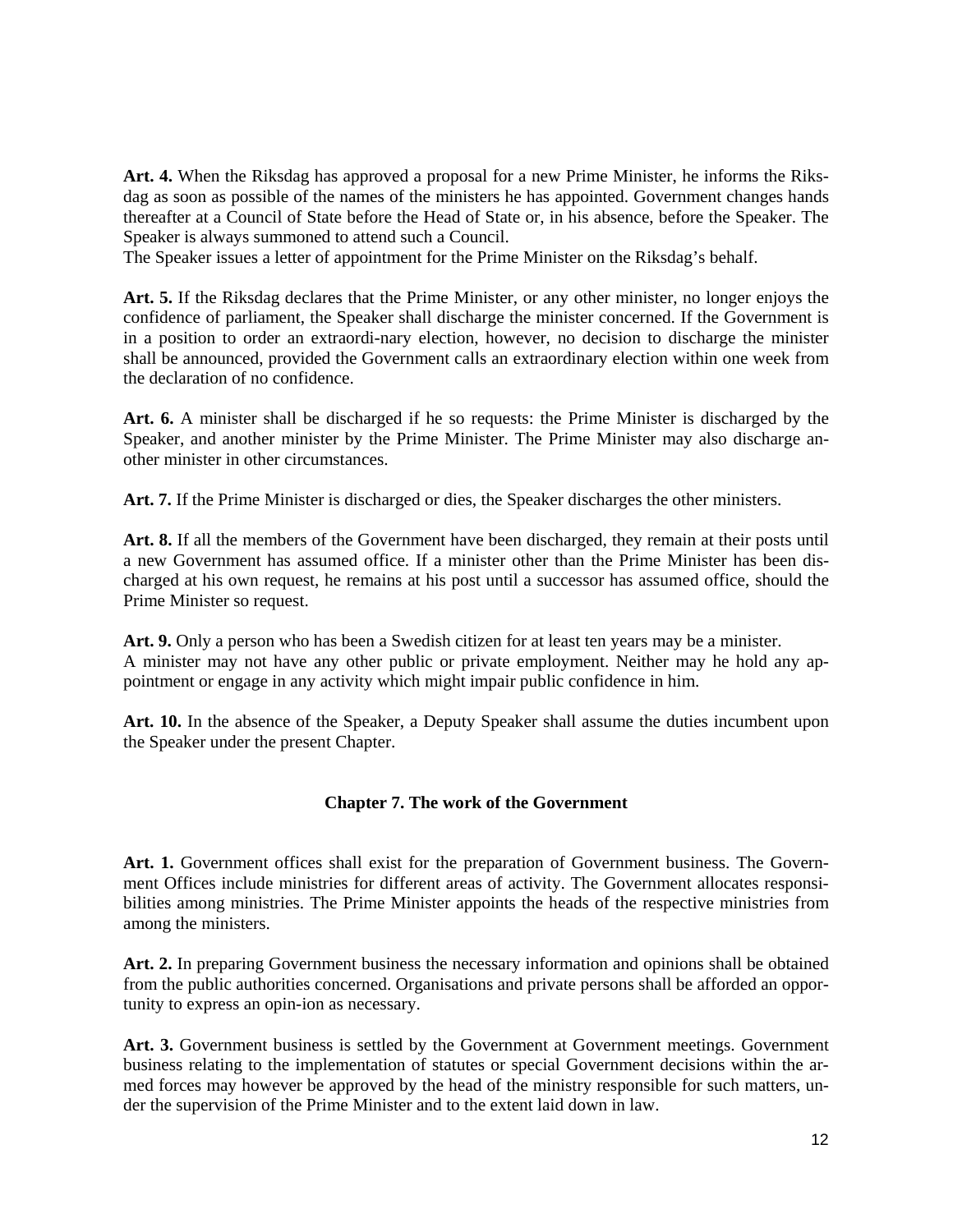**Art. 4.** When the Riksdag has approved a proposal for a new Prime Minister, he informs the Riksdag as soon as possible of the names of the ministers he has appointed. Government changes hands thereafter at a Council of State before the Head of State or, in his absence, before the Speaker. The Speaker is always summoned to attend such a Council.
The Speaker issues a letter of appointment for the Prime Minister on the Riksdag's behalf.

**Art. 5.** If the Riksdag declares that the Prime Minister, or any other minister, no longer enjoys the confidence of parliament, the Speaker shall discharge the minister concerned. If the Government is in a position to order an extraordi-nary election, however, no decision to discharge the minister shall be announced, provided the Government calls an extraordinary election within one week from the declaration of no confidence.

**Art. 6.** A minister shall be discharged if he so requests: the Prime Minister is discharged by the Speaker, and another minister by the Prime Minister. The Prime Minister may also discharge another minister in other circumstances.

**Art. 7.** If the Prime Minister is discharged or dies, the Speaker discharges the other ministers.

**Art. 8.** If all the members of the Government have been discharged, they remain at their posts until a new Government has assumed office. If a minister other than the Prime Minister has been discharged at his own request, he remains at his post until a successor has assumed office, should the Prime Minister so request.

**Art. 9.** Only a person who has been a Swedish citizen for at least ten years may be a minister.
A minister may not have any other public or private employment. Neither may he hold any appointment or engage in any activity which might impair public confidence in him.

**Art. 10.** In the absence of the Speaker, a Deputy Speaker shall assume the duties incumbent upon the Speaker under the present Chapter.

## Chapter 7. The work of the Government

**Art. 1.** Government offices shall exist for the preparation of Government business. The Government Offices include ministries for different areas of activity. The Government allocates responsibilities among ministries. The Prime Minister appoints the heads of the respective ministries from among the ministers.

**Art. 2.** In preparing Government business the necessary information and opinions shall be obtained from the public authorities concerned. Organisations and private persons shall be afforded an opportunity to express an opin-ion as necessary.

**Art. 3.** Government business is settled by the Government at Government meetings. Government business relating to the implementation of statutes or special Government decisions within the armed forces may however be approved by the head of the ministry responsible for such matters, under the supervision of the Prime Minister and to the extent laid down in law.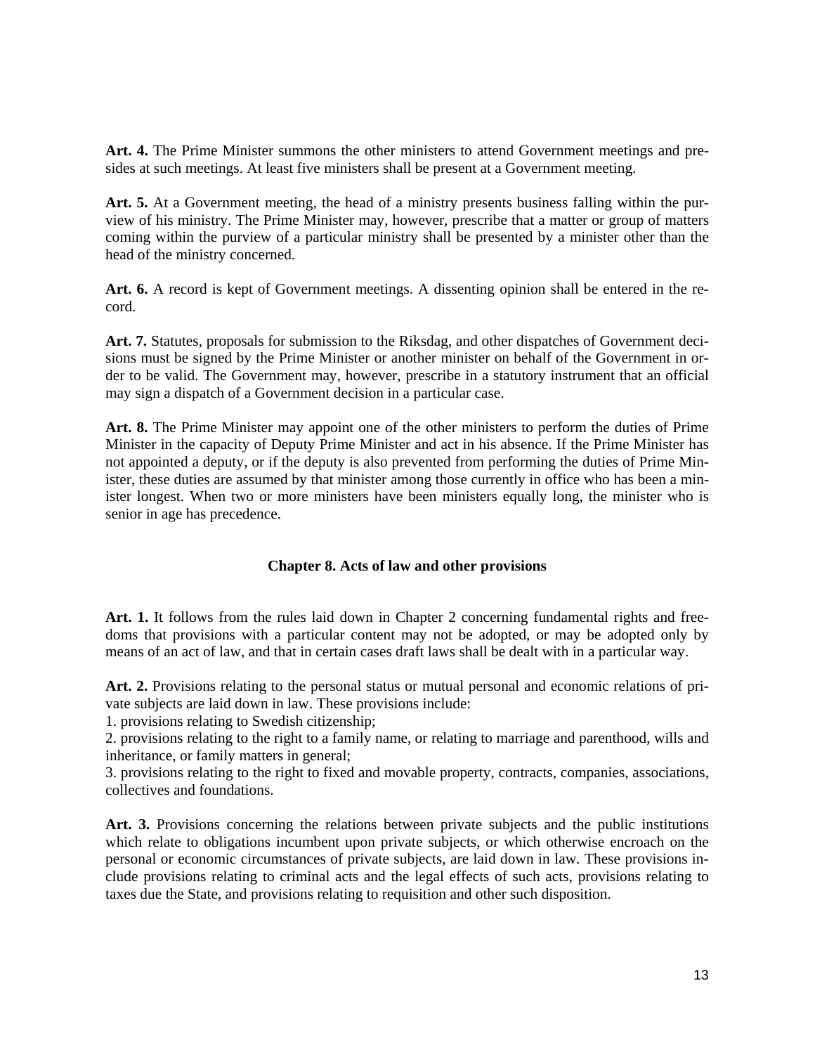**Art. 4.** The Prime Minister summons the other ministers to attend Government meetings and presides at such meetings. At least five ministers shall be present at a Government meeting.

**Art. 5.** At a Government meeting, the head of a ministry presents business falling within the purview of his ministry. The Prime Minister may, however, prescribe that a matter or group of matters coming within the purview of a particular ministry shall be presented by a minister other than the head of the ministry concerned.

**Art. 6.** A record is kept of Government meetings. A dissenting opinion shall be entered in the record.

**Art. 7.** Statutes, proposals for submission to the Riksdag, and other dispatches of Government decisions must be signed by the Prime Minister or another minister on behalf of the Government in order to be valid. The Government may, however, prescribe in a statutory instrument that an official may sign a dispatch of a Government decision in a particular case.

**Art. 8.** The Prime Minister may appoint one of the other ministers to perform the duties of Prime Minister in the capacity of Deputy Prime Minister and act in his absence. If the Prime Minister has not appointed a deputy, or if the deputy is also prevented from performing the duties of Prime Minister, these duties are assumed by that minister among those currently in office who has been a minister longest. When two or more ministers have been ministers equally long, the minister who is senior in age has precedence.

## Chapter 8. Acts of law and other provisions

**Art. 1.** It follows from the rules laid down in Chapter 2 concerning fundamental rights and freedoms that provisions with a particular content may not be adopted, or may be adopted only by means of an act of law, and that in certain cases draft laws shall be dealt with in a particular way.

**Art. 2.** Provisions relating to the personal status or mutual personal and economic relations of private subjects are laid down in law. These provisions include:
1. provisions relating to Swedish citizenship;
2. provisions relating to the right to a family name, or relating to marriage and parenthood, wills and inheritance, or family matters in general;
3. provisions relating to the right to fixed and movable property, contracts, companies, associations, collectives and foundations.

**Art. 3.** Provisions concerning the relations between private subjects and the public institutions which relate to obligations incumbent upon private subjects, or which otherwise encroach on the personal or economic circumstances of private subjects, are laid down in law. These provisions include provisions relating to criminal acts and the legal effects of such acts, provisions relating to taxes due the State, and provisions relating to requisition and other such disposition.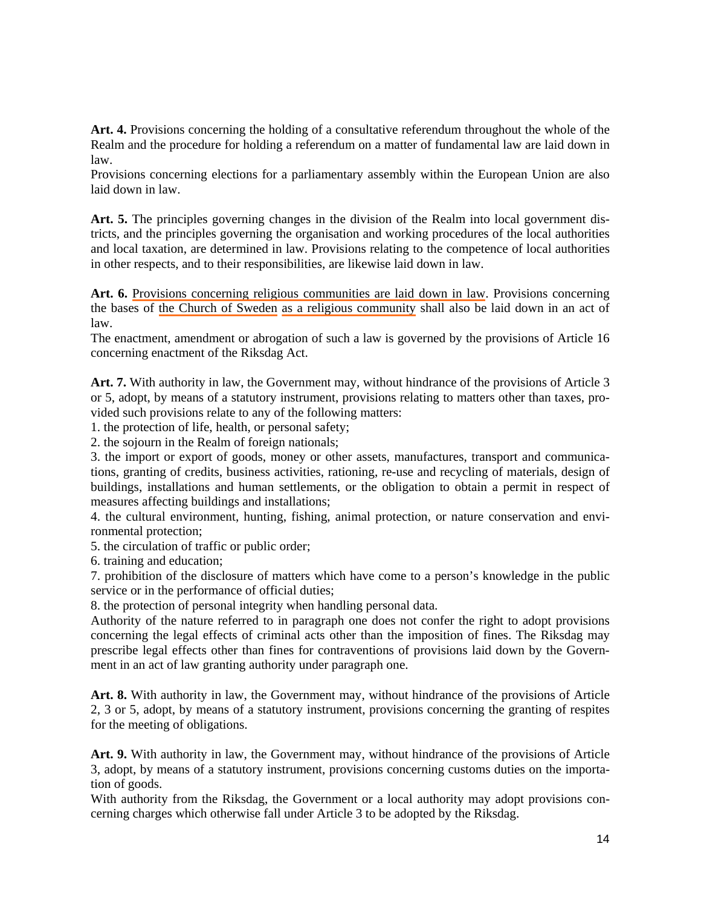**Art. 4.** Provisions concerning the holding of a consultative referendum throughout the whole of the Realm and the procedure for holding a referendum on a matter of fundamental law are laid down in law.
Provisions concerning elections for a parliamentary assembly within the European Union are also laid down in law.

**Art. 5.** The principles governing changes in the division of the Realm into local government districts, and the principles governing the organisation and working procedures of the local authorities and local taxation, are determined in law. Provisions relating to the competence of local authorities in other respects, and to their responsibilities, are likewise laid down in law.

**Art. 6.** Provisions concerning religious communities are laid down in law. Provisions concerning the bases of the Church of Sweden as a religious community shall also be laid down in an act of law.
The enactment, amendment or abrogation of such a law is governed by the provisions of Article 16 concerning enactment of the Riksdag Act.

**Art. 7.** With authority in law, the Government may, without hindrance of the provisions of Article 3 or 5, adopt, by means of a statutory instrument, provisions relating to matters other than taxes, provided such provisions relate to any of the following matters:
1. the protection of life, health, or personal safety;
2. the sojourn in the Realm of foreign nationals;
3. the import or export of goods, money or other assets, manufactures, transport and communications, granting of credits, business activities, rationing, re-use and recycling of materials, design of buildings, installations and human settlements, or the obligation to obtain a permit in respect of measures affecting buildings and installations;
4. the cultural environment, hunting, fishing, animal protection, or nature conservation and environmental protection;
5. the circulation of traffic or public order;
6. training and education;
7. prohibition of the disclosure of matters which have come to a person's knowledge in the public service or in the performance of official duties;
8. the protection of personal integrity when handling personal data.
Authority of the nature referred to in paragraph one does not confer the right to adopt provisions concerning the legal effects of criminal acts other than the imposition of fines. The Riksdag may prescribe legal effects other than fines for contraventions of provisions laid down by the Government in an act of law granting authority under paragraph one.

**Art. 8.** With authority in law, the Government may, without hindrance of the provisions of Article 2, 3 or 5, adopt, by means of a statutory instrument, provisions concerning the granting of respites for the meeting of obligations.

**Art. 9.** With authority in law, the Government may, without hindrance of the provisions of Article 3, adopt, by means of a statutory instrument, provisions concerning customs duties on the importation of goods.
With authority from the Riksdag, the Government or a local authority may adopt provisions concerning charges which otherwise fall under Article 3 to be adopted by the Riksdag.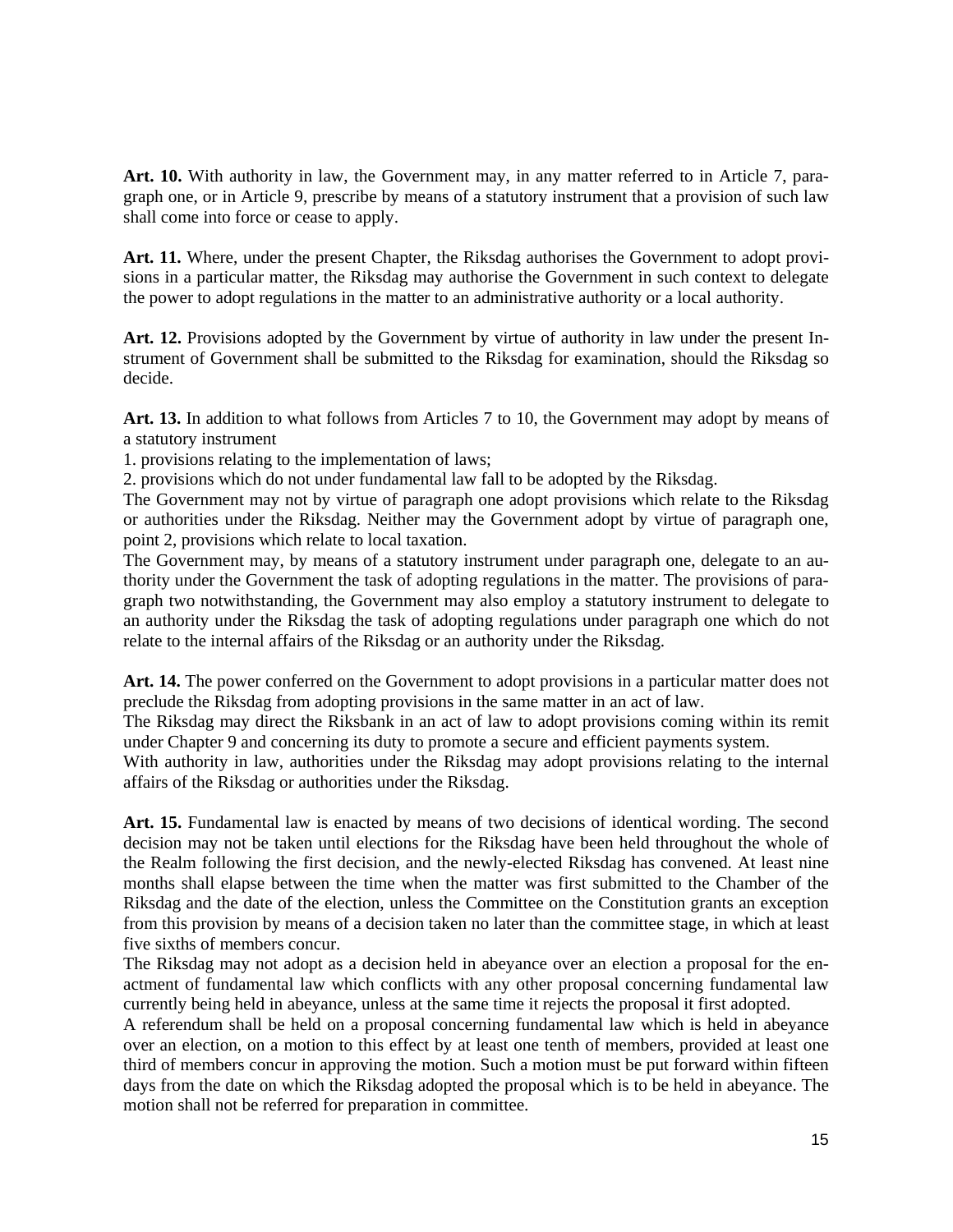**Art. 10.** With authority in law, the Government may, in any matter referred to in Article 7, paragraph one, or in Article 9, prescribe by means of a statutory instrument that a provision of such law shall come into force or cease to apply.

**Art. 11.** Where, under the present Chapter, the Riksdag authorises the Government to adopt provisions in a particular matter, the Riksdag may authorise the Government in such context to delegate the power to adopt regulations in the matter to an administrative authority or a local authority.

**Art. 12.** Provisions adopted by the Government by virtue of authority in law under the present Instrument of Government shall be submitted to the Riksdag for examination, should the Riksdag so decide.

**Art. 13.** In addition to what follows from Articles 7 to 10, the Government may adopt by means of a statutory instrument

1. provisions relating to the implementation of laws;
2. provisions which do not under fundamental law fall to be adopted by the Riksdag.

The Government may not by virtue of paragraph one adopt provisions which relate to the Riksdag or authorities under the Riksdag. Neither may the Government adopt by virtue of paragraph one, point 2, provisions which relate to local taxation.

The Government may, by means of a statutory instrument under paragraph one, delegate to an authority under the Government the task of adopting regulations in the matter. The provisions of paragraph two notwithstanding, the Government may also employ a statutory instrument to delegate to an authority under the Riksdag the task of adopting regulations under paragraph one which do not relate to the internal affairs of the Riksdag or an authority under the Riksdag.

**Art. 14.** The power conferred on the Government to adopt provisions in a particular matter does not preclude the Riksdag from adopting provisions in the same matter in an act of law.

The Riksdag may direct the Riksbank in an act of law to adopt provisions coming within its remit under Chapter 9 and concerning its duty to promote a secure and efficient payments system.

With authority in law, authorities under the Riksdag may adopt provisions relating to the internal affairs of the Riksdag or authorities under the Riksdag.

**Art. 15.** Fundamental law is enacted by means of two decisions of identical wording. The second decision may not be taken until elections for the Riksdag have been held throughout the whole of the Realm following the first decision, and the newly-elected Riksdag has convened. At least nine months shall elapse between the time when the matter was first submitted to the Chamber of the Riksdag and the date of the election, unless the Committee on the Constitution grants an exception from this provision by means of a decision taken no later than the committee stage, in which at least five sixths of members concur.

The Riksdag may not adopt as a decision held in abeyance over an election a proposal for the enactment of fundamental law which conflicts with any other proposal concerning fundamental law currently being held in abeyance, unless at the same time it rejects the proposal it first adopted.

A referendum shall be held on a proposal concerning fundamental law which is held in abeyance over an election, on a motion to this effect by at least one tenth of members, provided at least one third of members concur in approving the motion. Such a motion must be put forward within fifteen days from the date on which the Riksdag adopted the proposal which is to be held in abeyance. The motion shall not be referred for preparation in committee.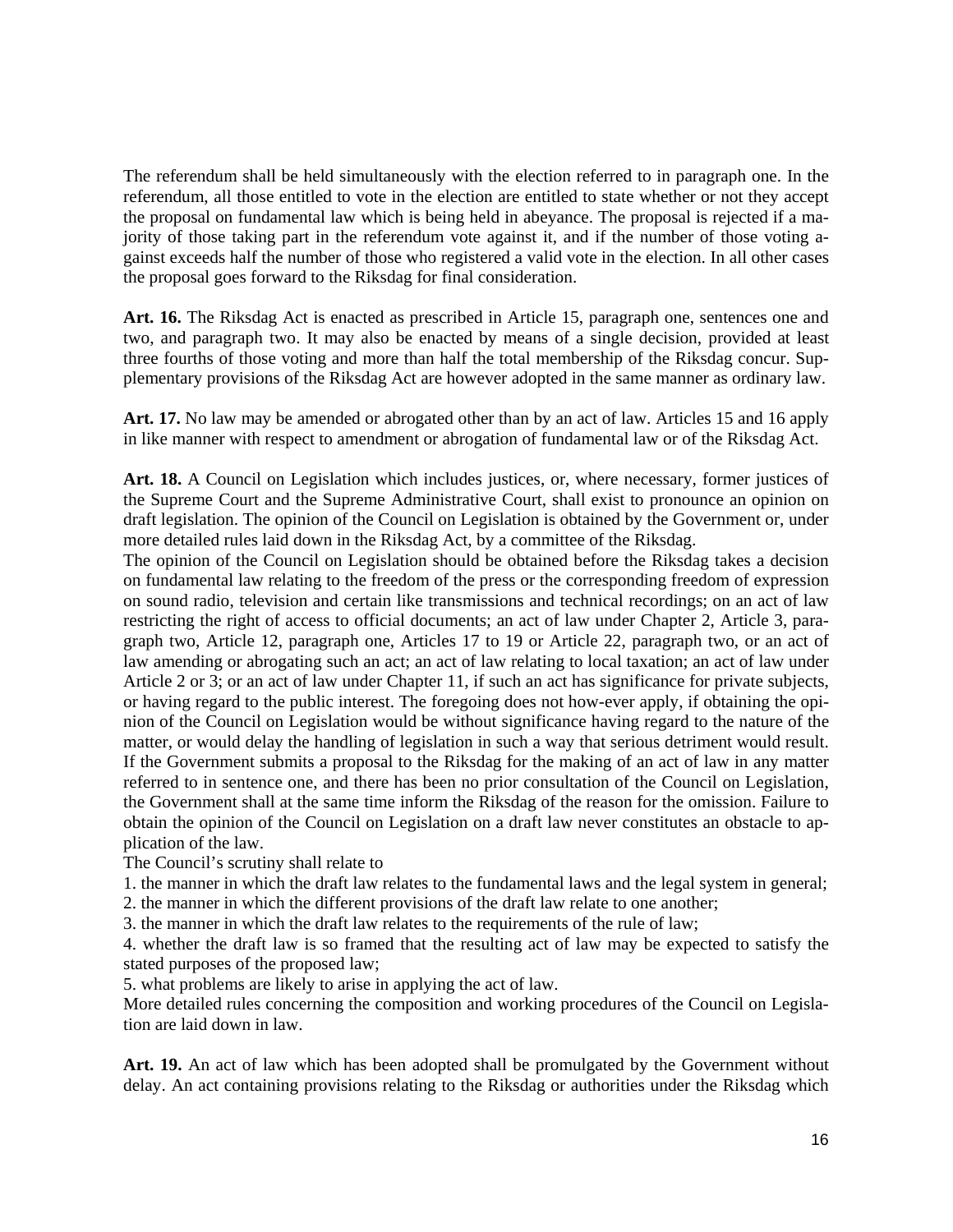The referendum shall be held simultaneously with the election referred to in paragraph one. In the referendum, all those entitled to vote in the election are entitled to state whether or not they accept the proposal on fundamental law which is being held in abeyance. The proposal is rejected if a majority of those taking part in the referendum vote against it, and if the number of those voting against exceeds half the number of those who registered a valid vote in the election. In all other cases the proposal goes forward to the Riksdag for final consideration.

**Art. 16.** The Riksdag Act is enacted as prescribed in Article 15, paragraph one, sentences one and two, and paragraph two. It may also be enacted by means of a single decision, provided at least three fourths of those voting and more than half the total membership of the Riksdag concur. Supplementary provisions of the Riksdag Act are however adopted in the same manner as ordinary law.

**Art. 17.** No law may be amended or abrogated other than by an act of law. Articles 15 and 16 apply in like manner with respect to amendment or abrogation of fundamental law or of the Riksdag Act.

**Art. 18.** A Council on Legislation which includes justices, or, where necessary, former justices of the Supreme Court and the Supreme Administrative Court, shall exist to pronounce an opinion on draft legislation. The opinion of the Council on Legislation is obtained by the Government or, under more detailed rules laid down in the Riksdag Act, by a committee of the Riksdag.

The opinion of the Council on Legislation should be obtained before the Riksdag takes a decision on fundamental law relating to the freedom of the press or the corresponding freedom of expression on sound radio, television and certain like transmissions and technical recordings; on an act of law restricting the right of access to official documents; an act of law under Chapter 2, Article 3, paragraph two, Article 12, paragraph one, Articles 17 to 19 or Article 22, paragraph two, or an act of law amending or abrogating such an act; an act of law relating to local taxation; an act of law under Article 2 or 3; or an act of law under Chapter 11, if such an act has significance for private subjects, or having regard to the public interest. The foregoing does not how-ever apply, if obtaining the opinion of the Council on Legislation would be without significance having regard to the nature of the matter, or would delay the handling of legislation in such a way that serious detriment would result. If the Government submits a proposal to the Riksdag for the making of an act of law in any matter referred to in sentence one, and there has been no prior consultation of the Council on Legislation, the Government shall at the same time inform the Riksdag of the reason for the omission. Failure to obtain the opinion of the Council on Legislation on a draft law never constitutes an obstacle to application of the law.

The Council's scrutiny shall relate to

1. the manner in which the draft law relates to the fundamental laws and the legal system in general;
2. the manner in which the different provisions of the draft law relate to one another;
3. the manner in which the draft law relates to the requirements of the rule of law;
4. whether the draft law is so framed that the resulting act of law may be expected to satisfy the stated purposes of the proposed law;
5. what problems are likely to arise in applying the act of law.

More detailed rules concerning the composition and working procedures of the Council on Legislation are laid down in law.

**Art. 19.** An act of law which has been adopted shall be promulgated by the Government without delay. An act containing provisions relating to the Riksdag or authorities under the Riksdag which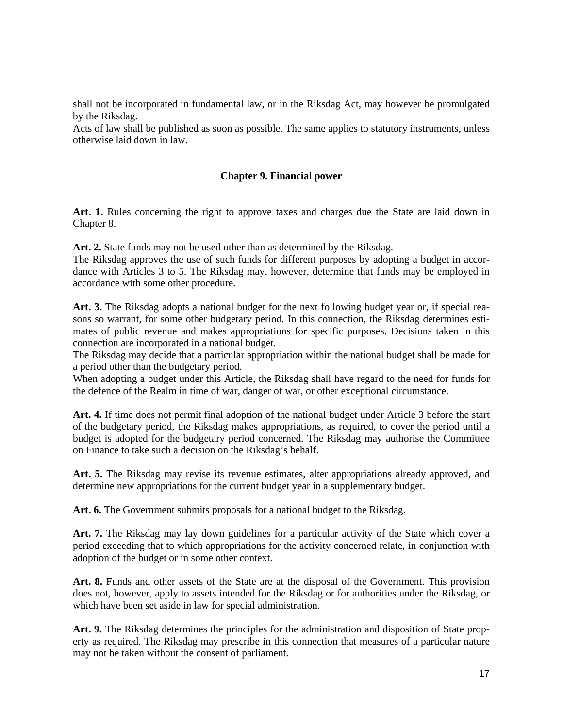shall not be incorporated in fundamental law, or in the Riksdag Act, may however be promulgated by the Riksdag.
Acts of law shall be published as soon as possible. The same applies to statutory instruments, unless otherwise laid down in law.

## Chapter 9. Financial power

**Art. 1.** Rules concerning the right to approve taxes and charges due the State are laid down in Chapter 8.

**Art. 2.** State funds may not be used other than as determined by the Riksdag.
The Riksdag approves the use of such funds for different purposes by adopting a budget in accordance with Articles 3 to 5. The Riksdag may, however, determine that funds may be employed in accordance with some other procedure.

**Art. 3.** The Riksdag adopts a national budget for the next following budget year or, if special reasons so warrant, for some other budgetary period. In this connection, the Riksdag determines estimates of public revenue and makes appropriations for specific purposes. Decisions taken in this connection are incorporated in a national budget.
The Riksdag may decide that a particular appropriation within the national budget shall be made for a period other than the budgetary period.
When adopting a budget under this Article, the Riksdag shall have regard to the need for funds for the defence of the Realm in time of war, danger of war, or other exceptional circumstance.

**Art. 4.** If time does not permit final adoption of the national budget under Article 3 before the start of the budgetary period, the Riksdag makes appropriations, as required, to cover the period until a budget is adopted for the budgetary period concerned. The Riksdag may authorise the Committee on Finance to take such a decision on the Riksdag's behalf.

**Art. 5.** The Riksdag may revise its revenue estimates, alter appropriations already approved, and determine new appropriations for the current budget year in a supplementary budget.

**Art. 6.** The Government submits proposals for a national budget to the Riksdag.

**Art. 7.** The Riksdag may lay down guidelines for a particular activity of the State which cover a period exceeding that to which appropriations for the activity concerned relate, in conjunction with adoption of the budget or in some other context.

**Art. 8.** Funds and other assets of the State are at the disposal of the Government. This provision does not, however, apply to assets intended for the Riksdag or for authorities under the Riksdag, or which have been set aside in law for special administration.

**Art. 9.** The Riksdag determines the principles for the administration and disposition of State property as required. The Riksdag may prescribe in this connection that measures of a particular nature may not be taken without the consent of parliament.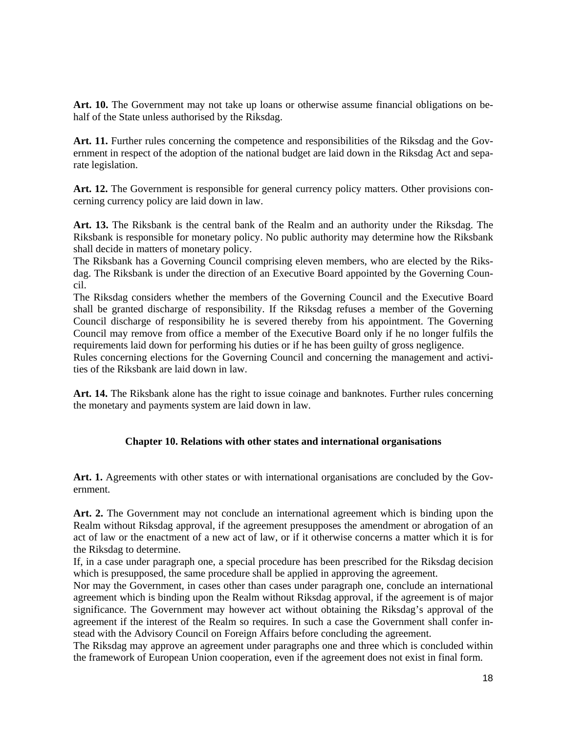**Art. 10.** The Government may not take up loans or otherwise assume financial obligations on behalf of the State unless authorised by the Riksdag.

**Art. 11.** Further rules concerning the competence and responsibilities of the Riksdag and the Government in respect of the adoption of the national budget are laid down in the Riksdag Act and separate legislation.

**Art. 12.** The Government is responsible for general currency policy matters. Other provisions concerning currency policy are laid down in law.

**Art. 13.** The Riksbank is the central bank of the Realm and an authority under the Riksdag. The Riksbank is responsible for monetary policy. No public authority may determine how the Riksbank shall decide in matters of monetary policy.
The Riksbank has a Governing Council comprising eleven members, who are elected by the Riksdag. The Riksbank is under the direction of an Executive Board appointed by the Governing Council.
The Riksdag considers whether the members of the Governing Council and the Executive Board shall be granted discharge of responsibility. If the Riksdag refuses a member of the Governing Council discharge of responsibility he is severed thereby from his appointment. The Governing Council may remove from office a member of the Executive Board only if he no longer fulfils the requirements laid down for performing his duties or if he has been guilty of gross negligence.
Rules concerning elections for the Governing Council and concerning the management and activities of the Riksbank are laid down in law.

**Art. 14.** The Riksbank alone has the right to issue coinage and banknotes. Further rules concerning the monetary and payments system are laid down in law.

## Chapter 10. Relations with other states and international organisations

**Art. 1.** Agreements with other states or with international organisations are concluded by the Government.

**Art. 2.** The Government may not conclude an international agreement which is binding upon the Realm without Riksdag approval, if the agreement presupposes the amendment or abrogation of an act of law or the enactment of a new act of law, or if it otherwise concerns a matter which it is for the Riksdag to determine.
If, in a case under paragraph one, a special procedure has been prescribed for the Riksdag decision which is presupposed, the same procedure shall be applied in approving the agreement.
Nor may the Government, in cases other than cases under paragraph one, conclude an international agreement which is binding upon the Realm without Riksdag approval, if the agreement is of major significance. The Government may however act without obtaining the Riksdag's approval of the agreement if the interest of the Realm so requires. In such a case the Government shall confer instead with the Advisory Council on Foreign Affairs before concluding the agreement.
The Riksdag may approve an agreement under paragraphs one and three which is concluded within the framework of European Union cooperation, even if the agreement does not exist in final form.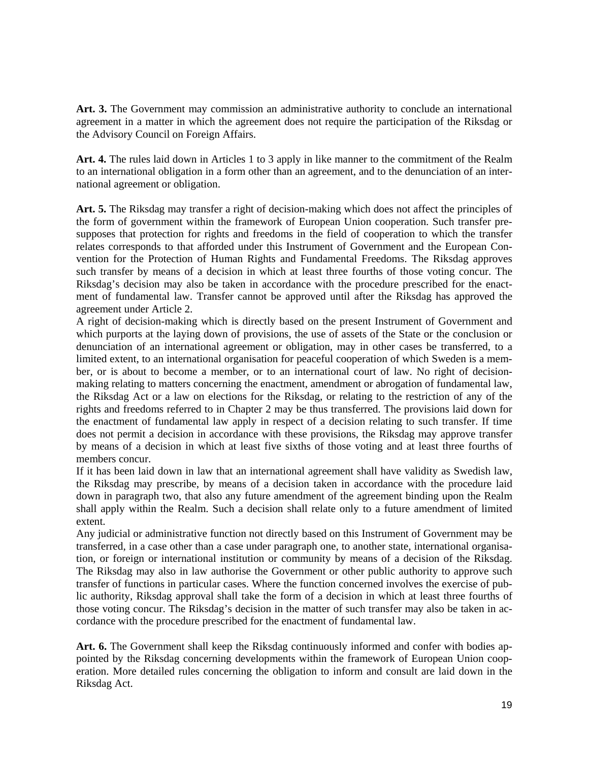**Art. 3.** The Government may commission an administrative authority to conclude an international agreement in a matter in which the agreement does not require the participation of the Riksdag or the Advisory Council on Foreign Affairs.

**Art. 4.** The rules laid down in Articles 1 to 3 apply in like manner to the commitment of the Realm to an international obligation in a form other than an agreement, and to the denunciation of an international agreement or obligation.

**Art. 5.** The Riksdag may transfer a right of decision-making which does not affect the principles of the form of government within the framework of European Union cooperation. Such transfer presupposes that protection for rights and freedoms in the field of cooperation to which the transfer relates corresponds to that afforded under this Instrument of Government and the European Convention for the Protection of Human Rights and Fundamental Freedoms. The Riksdag approves such transfer by means of a decision in which at least three fourths of those voting concur. The Riksdag's decision may also be taken in accordance with the procedure prescribed for the enactment of fundamental law. Transfer cannot be approved until after the Riksdag has approved the agreement under Article 2.

A right of decision-making which is directly based on the present Instrument of Government and which purports at the laying down of provisions, the use of assets of the State or the conclusion or denunciation of an international agreement or obligation, may in other cases be transferred, to a limited extent, to an international organisation for peaceful cooperation of which Sweden is a member, or is about to become a member, or to an international court of law. No right of decision-making relating to matters concerning the enactment, amendment or abrogation of fundamental law, the Riksdag Act or a law on elections for the Riksdag, or relating to the restriction of any of the rights and freedoms referred to in Chapter 2 may be thus transferred. The provisions laid down for the enactment of fundamental law apply in respect of a decision relating to such transfer. If time does not permit a decision in accordance with these provisions, the Riksdag may approve transfer by means of a decision in which at least five sixths of those voting and at least three fourths of members concur.

If it has been laid down in law that an international agreement shall have validity as Swedish law, the Riksdag may prescribe, by means of a decision taken in accordance with the procedure laid down in paragraph two, that also any future amendment of the agreement binding upon the Realm shall apply within the Realm. Such a decision shall relate only to a future amendment of limited extent.

Any judicial or administrative function not directly based on this Instrument of Government may be transferred, in a case other than a case under paragraph one, to another state, international organisation, or foreign or international institution or community by means of a decision of the Riksdag. The Riksdag may also in law authorise the Government or other public authority to approve such transfer of functions in particular cases. Where the function concerned involves the exercise of public authority, Riksdag approval shall take the form of a decision in which at least three fourths of those voting concur. The Riksdag's decision in the matter of such transfer may also be taken in accordance with the procedure prescribed for the enactment of fundamental law.

**Art. 6.** The Government shall keep the Riksdag continuously informed and confer with bodies appointed by the Riksdag concerning developments within the framework of European Union cooperation. More detailed rules concerning the obligation to inform and consult are laid down in the Riksdag Act.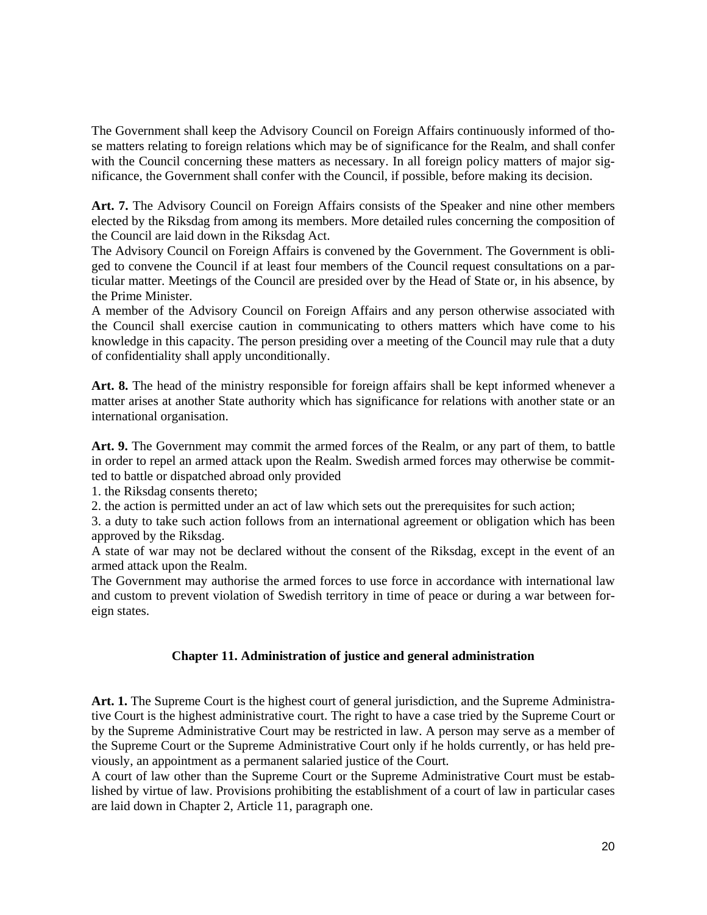The Government shall keep the Advisory Council on Foreign Affairs continuously informed of those matters relating to foreign relations which may be of significance for the Realm, and shall confer with the Council concerning these matters as necessary. In all foreign policy matters of major significance, the Government shall confer with the Council, if possible, before making its decision.

**Art. 7.** The Advisory Council on Foreign Affairs consists of the Speaker and nine other members elected by the Riksdag from among its members. More detailed rules concerning the composition of the Council are laid down in the Riksdag Act.
The Advisory Council on Foreign Affairs is convened by the Government. The Government is obliged to convene the Council if at least four members of the Council request consultations on a particular matter. Meetings of the Council are presided over by the Head of State or, in his absence, by the Prime Minister.
A member of the Advisory Council on Foreign Affairs and any person otherwise associated with the Council shall exercise caution in communicating to others matters which have come to his knowledge in this capacity. The person presiding over a meeting of the Council may rule that a duty of confidentiality shall apply unconditionally.

**Art. 8.** The head of the ministry responsible for foreign affairs shall be kept informed whenever a matter arises at another State authority which has significance for relations with another state or an international organisation.

**Art. 9.** The Government may commit the armed forces of the Realm, or any part of them, to battle in order to repel an armed attack upon the Realm. Swedish armed forces may otherwise be committed to battle or dispatched abroad only provided
1. the Riksdag consents thereto;
2. the action is permitted under an act of law which sets out the prerequisites for such action;
3. a duty to take such action follows from an international agreement or obligation which has been approved by the Riksdag.
A state of war may not be declared without the consent of the Riksdag, except in the event of an armed attack upon the Realm.
The Government may authorise the armed forces to use force in accordance with international law and custom to prevent violation of Swedish territory in time of peace or during a war between foreign states.

## Chapter 11. Administration of justice and general administration

**Art. 1.** The Supreme Court is the highest court of general jurisdiction, and the Supreme Administrative Court is the highest administrative court. The right to have a case tried by the Supreme Court or by the Supreme Administrative Court may be restricted in law. A person may serve as a member of the Supreme Court or the Supreme Administrative Court only if he holds currently, or has held previously, an appointment as a permanent salaried justice of the Court.
A court of law other than the Supreme Court or the Supreme Administrative Court must be established by virtue of law. Provisions prohibiting the establishment of a court of law in particular cases are laid down in Chapter 2, Article 11, paragraph one.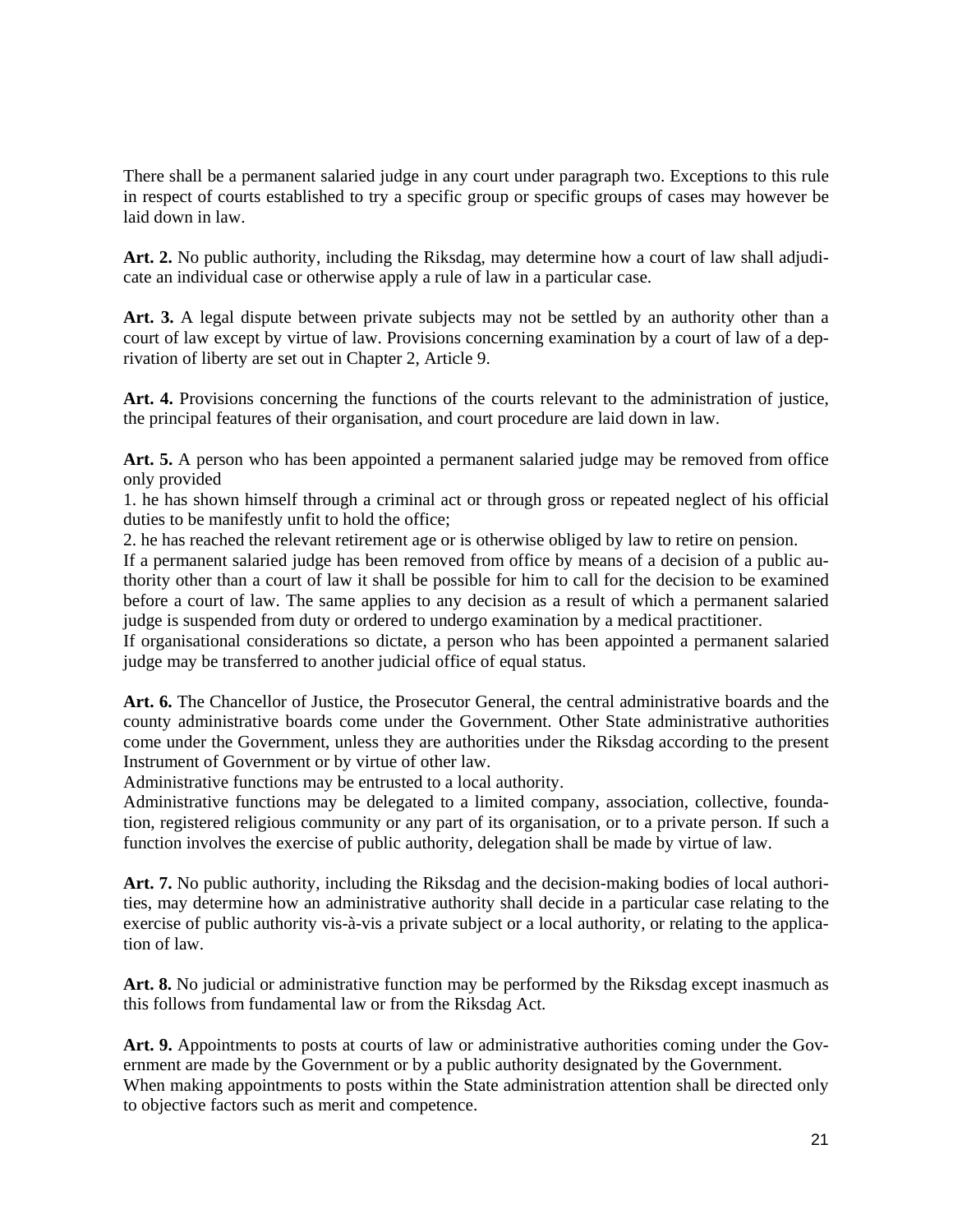There shall be a permanent salaried judge in any court under paragraph two. Exceptions to this rule in respect of courts established to try a specific group or specific groups of cases may however be laid down in law.

**Art. 2.** No public authority, including the Riksdag, may determine how a court of law shall adjudicate an individual case or otherwise apply a rule of law in a particular case.

**Art. 3.** A legal dispute between private subjects may not be settled by an authority other than a court of law except by virtue of law. Provisions concerning examination by a court of law of a deprivation of liberty are set out in Chapter 2, Article 9.

**Art. 4.** Provisions concerning the functions of the courts relevant to the administration of justice, the principal features of their organisation, and court procedure are laid down in law.

**Art. 5.** A person who has been appointed a permanent salaried judge may be removed from office only provided

1. he has shown himself through a criminal act or through gross or repeated neglect of his official duties to be manifestly unfit to hold the office;
2. he has reached the relevant retirement age or is otherwise obliged by law to retire on pension.

If a permanent salaried judge has been removed from office by means of a decision of a public authority other than a court of law it shall be possible for him to call for the decision to be examined before a court of law. The same applies to any decision as a result of which a permanent salaried judge is suspended from duty or ordered to undergo examination by a medical practitioner.

If organisational considerations so dictate, a person who has been appointed a permanent salaried judge may be transferred to another judicial office of equal status.

**Art. 6.** The Chancellor of Justice, the Prosecutor General, the central administrative boards and the county administrative boards come under the Government. Other State administrative authorities come under the Government, unless they are authorities under the Riksdag according to the present Instrument of Government or by virtue of other law.

Administrative functions may be entrusted to a local authority.

Administrative functions may be delegated to a limited company, association, collective, foundation, registered religious community or any part of its organisation, or to a private person. If such a function involves the exercise of public authority, delegation shall be made by virtue of law.

**Art. 7.** No public authority, including the Riksdag and the decision-making bodies of local authorities, may determine how an administrative authority shall decide in a particular case relating to the exercise of public authority vis-à-vis a private subject or a local authority, or relating to the application of law.

**Art. 8.** No judicial or administrative function may be performed by the Riksdag except inasmuch as this follows from fundamental law or from the Riksdag Act.

**Art. 9.** Appointments to posts at courts of law or administrative authorities coming under the Government are made by the Government or by a public authority designated by the Government.

When making appointments to posts within the State administration attention shall be directed only to objective factors such as merit and competence.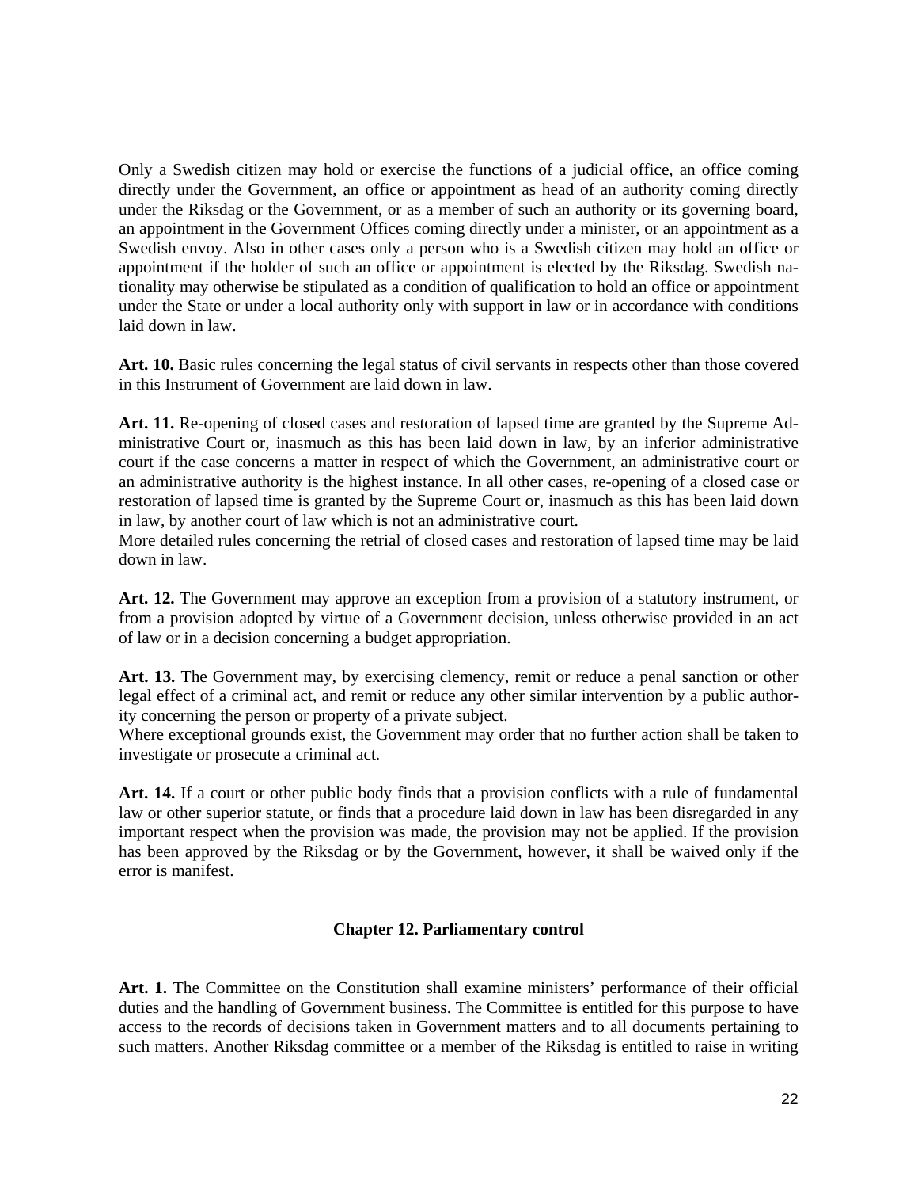Only a Swedish citizen may hold or exercise the functions of a judicial office, an office coming directly under the Government, an office or appointment as head of an authority coming directly under the Riksdag or the Government, or as a member of such an authority or its governing board, an appointment in the Government Offices coming directly under a minister, or an appointment as a Swedish envoy. Also in other cases only a person who is a Swedish citizen may hold an office or appointment if the holder of such an office or appointment is elected by the Riksdag. Swedish nationality may otherwise be stipulated as a condition of qualification to hold an office or appointment under the State or under a local authority only with support in law or in accordance with conditions laid down in law.

**Art. 10.** Basic rules concerning the legal status of civil servants in respects other than those covered in this Instrument of Government are laid down in law.

**Art. 11.** Re-opening of closed cases and restoration of lapsed time are granted by the Supreme Administrative Court or, inasmuch as this has been laid down in law, by an inferior administrative court if the case concerns a matter in respect of which the Government, an administrative court or an administrative authority is the highest instance. In all other cases, re-opening of a closed case or restoration of lapsed time is granted by the Supreme Court or, inasmuch as this has been laid down in law, by another court of law which is not an administrative court.
More detailed rules concerning the retrial of closed cases and restoration of lapsed time may be laid down in law.

**Art. 12.** The Government may approve an exception from a provision of a statutory instrument, or from a provision adopted by virtue of a Government decision, unless otherwise provided in an act of law or in a decision concerning a budget appropriation.

**Art. 13.** The Government may, by exercising clemency, remit or reduce a penal sanction or other legal effect of a criminal act, and remit or reduce any other similar intervention by a public authority concerning the person or property of a private subject.
Where exceptional grounds exist, the Government may order that no further action shall be taken to investigate or prosecute a criminal act.

**Art. 14.** If a court or other public body finds that a provision conflicts with a rule of fundamental law or other superior statute, or finds that a procedure laid down in law has been disregarded in any important respect when the provision was made, the provision may not be applied. If the provision has been approved by the Riksdag or by the Government, however, it shall be waived only if the error is manifest.

## Chapter 12. Parliamentary control

**Art. 1.** The Committee on the Constitution shall examine ministers' performance of their official duties and the handling of Government business. The Committee is entitled for this purpose to have access to the records of decisions taken in Government matters and to all documents pertaining to such matters. Another Riksdag committee or a member of the Riksdag is entitled to raise in writing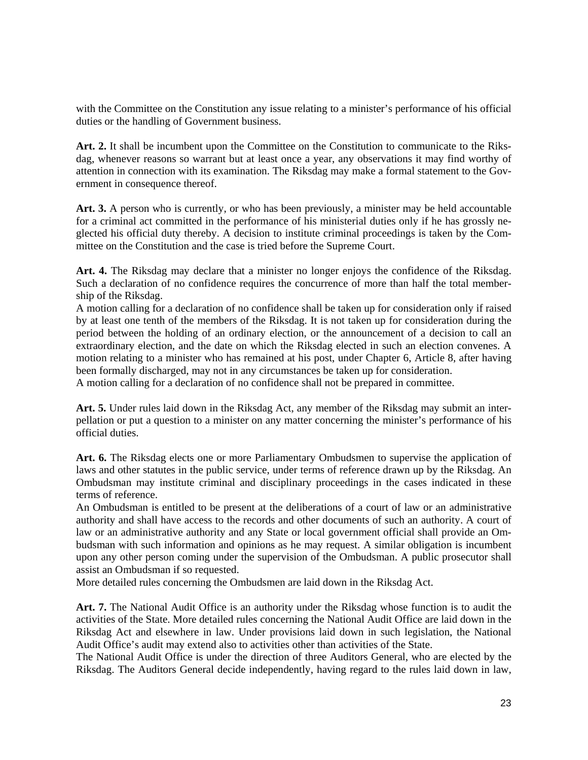with the Committee on the Constitution any issue relating to a minister's performance of his official duties or the handling of Government business.

**Art. 2.** It shall be incumbent upon the Committee on the Constitution to communicate to the Riksdag, whenever reasons so warrant but at least once a year, any observations it may find worthy of attention in connection with its examination. The Riksdag may make a formal statement to the Government in consequence thereof.

**Art. 3.** A person who is currently, or who has been previously, a minister may be held accountable for a criminal act committed in the performance of his ministerial duties only if he has grossly neglected his official duty thereby. A decision to institute criminal proceedings is taken by the Committee on the Constitution and the case is tried before the Supreme Court.

**Art. 4.** The Riksdag may declare that a minister no longer enjoys the confidence of the Riksdag. Such a declaration of no confidence requires the concurrence of more than half the total membership of the Riksdag.
A motion calling for a declaration of no confidence shall be taken up for consideration only if raised by at least one tenth of the members of the Riksdag. It is not taken up for consideration during the period between the holding of an ordinary election, or the announcement of a decision to call an extraordinary election, and the date on which the Riksdag elected in such an election convenes. A motion relating to a minister who has remained at his post, under Chapter 6, Article 8, after having been formally discharged, may not in any circumstances be taken up for consideration.
A motion calling for a declaration of no confidence shall not be prepared in committee.

**Art. 5.** Under rules laid down in the Riksdag Act, any member of the Riksdag may submit an interpellation or put a question to a minister on any matter concerning the minister's performance of his official duties.

**Art. 6.** The Riksdag elects one or more Parliamentary Ombudsmen to supervise the application of laws and other statutes in the public service, under terms of reference drawn up by the Riksdag. An Ombudsman may institute criminal and disciplinary proceedings in the cases indicated in these terms of reference.
An Ombudsman is entitled to be present at the deliberations of a court of law or an administrative authority and shall have access to the records and other documents of such an authority. A court of law or an administrative authority and any State or local government official shall provide an Ombudsman with such information and opinions as he may request. A similar obligation is incumbent upon any other person coming under the supervision of the Ombudsman. A public prosecutor shall assist an Ombudsman if so requested.
More detailed rules concerning the Ombudsmen are laid down in the Riksdag Act.

**Art. 7.** The National Audit Office is an authority under the Riksdag whose function is to audit the activities of the State. More detailed rules concerning the National Audit Office are laid down in the Riksdag Act and elsewhere in law. Under provisions laid down in such legislation, the National Audit Office's audit may extend also to activities other than activities of the State.
The National Audit Office is under the direction of three Auditors General, who are elected by the Riksdag. The Auditors General decide independently, having regard to the rules laid down in law,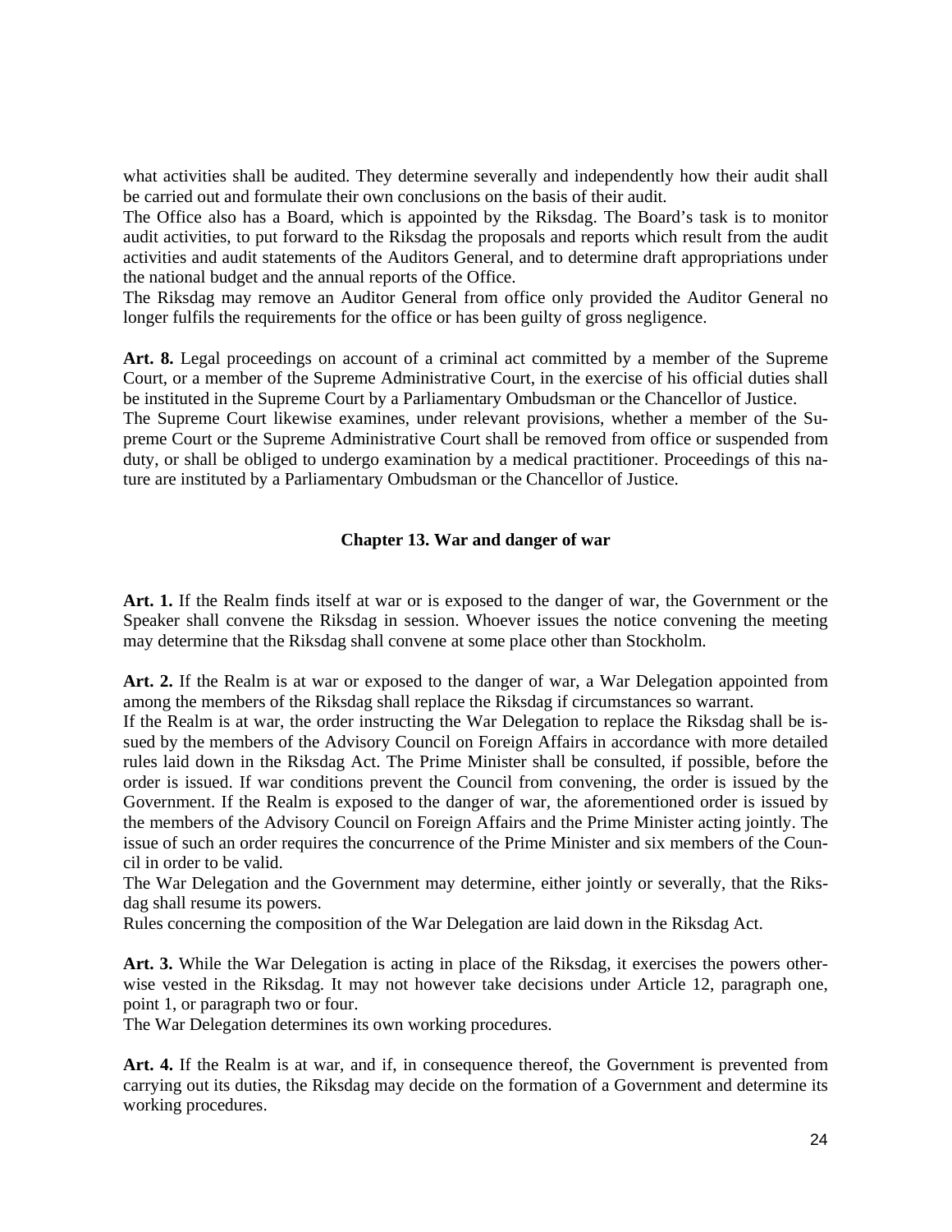what activities shall be audited. They determine severally and independently how their audit shall be carried out and formulate their own conclusions on the basis of their audit.

The Office also has a Board, which is appointed by the Riksdag. The Board's task is to monitor audit activities, to put forward to the Riksdag the proposals and reports which result from the audit activities and audit statements of the Auditors General, and to determine draft appropriations under the national budget and the annual reports of the Office.

The Riksdag may remove an Auditor General from office only provided the Auditor General no longer fulfils the requirements for the office or has been guilty of gross negligence.

**Art. 8.** Legal proceedings on account of a criminal act committed by a member of the Supreme Court, or a member of the Supreme Administrative Court, in the exercise of his official duties shall be instituted in the Supreme Court by a Parliamentary Ombudsman or the Chancellor of Justice.

The Supreme Court likewise examines, under relevant provisions, whether a member of the Supreme Court or the Supreme Administrative Court shall be removed from office or suspended from duty, or shall be obliged to undergo examination by a medical practitioner. Proceedings of this nature are instituted by a Parliamentary Ombudsman or the Chancellor of Justice.

## Chapter 13. War and danger of war

**Art. 1.** If the Realm finds itself at war or is exposed to the danger of war, the Government or the Speaker shall convene the Riksdag in session. Whoever issues the notice convening the meeting may determine that the Riksdag shall convene at some place other than Stockholm.

**Art. 2.** If the Realm is at war or exposed to the danger of war, a War Delegation appointed from among the members of the Riksdag shall replace the Riksdag if circumstances so warrant.

If the Realm is at war, the order instructing the War Delegation to replace the Riksdag shall be issued by the members of the Advisory Council on Foreign Affairs in accordance with more detailed rules laid down in the Riksdag Act. The Prime Minister shall be consulted, if possible, before the order is issued. If war conditions prevent the Council from convening, the order is issued by the Government. If the Realm is exposed to the danger of war, the aforementioned order is issued by the members of the Advisory Council on Foreign Affairs and the Prime Minister acting jointly. The issue of such an order requires the concurrence of the Prime Minister and six members of the Council in order to be valid.

The War Delegation and the Government may determine, either jointly or severally, that the Riksdag shall resume its powers.

Rules concerning the composition of the War Delegation are laid down in the Riksdag Act.

**Art. 3.** While the War Delegation is acting in place of the Riksdag, it exercises the powers otherwise vested in the Riksdag. It may not however take decisions under Article 12, paragraph one, point 1, or paragraph two or four.

The War Delegation determines its own working procedures.

**Art. 4.** If the Realm is at war, and if, in consequence thereof, the Government is prevented from carrying out its duties, the Riksdag may decide on the formation of a Government and determine its working procedures.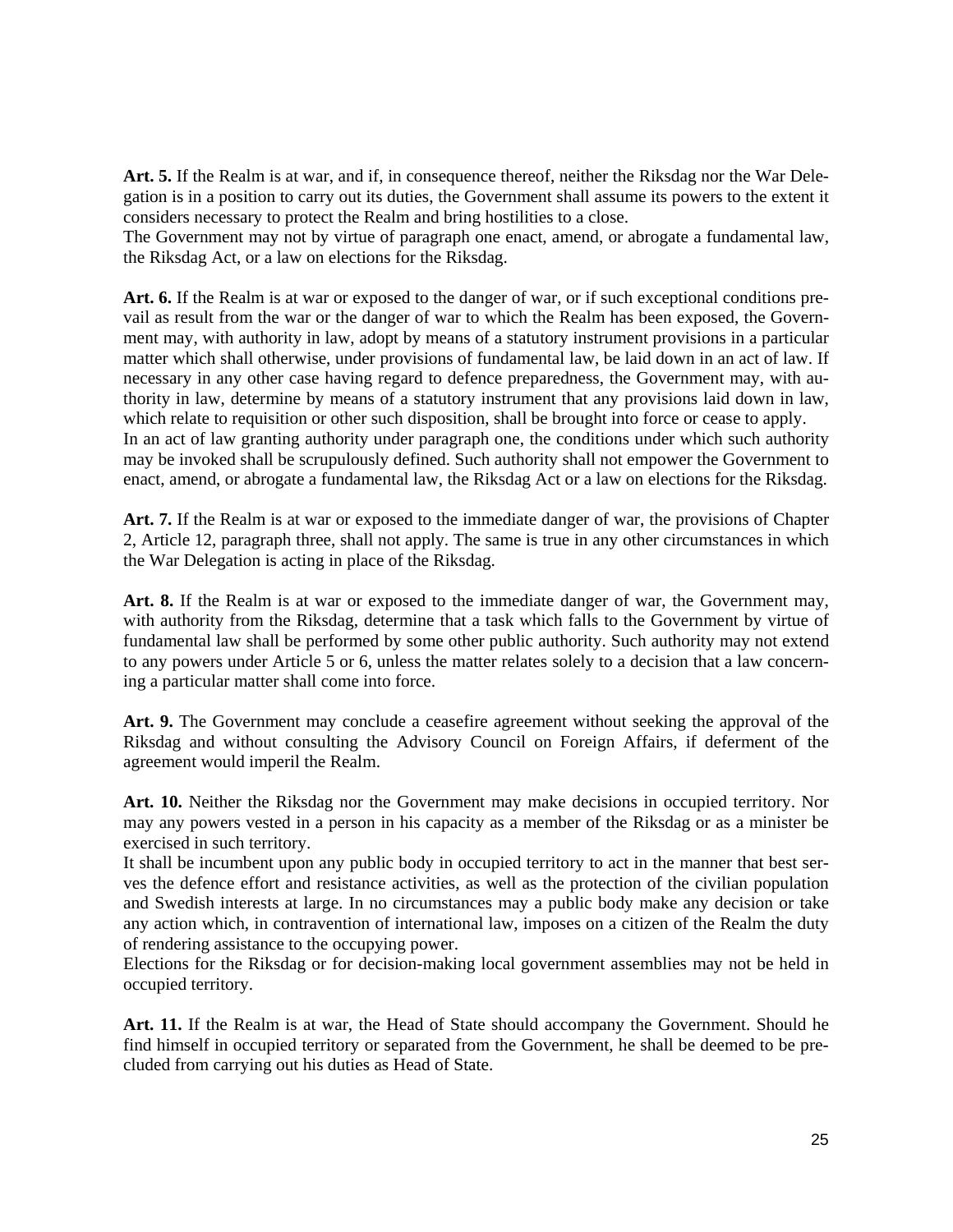**Art. 5.** If the Realm is at war, and if, in consequence thereof, neither the Riksdag nor the War Delegation is in a position to carry out its duties, the Government shall assume its powers to the extent it considers necessary to protect the Realm and bring hostilities to a close.
The Government may not by virtue of paragraph one enact, amend, or abrogate a fundamental law, the Riksdag Act, or a law on elections for the Riksdag.

**Art. 6.** If the Realm is at war or exposed to the danger of war, or if such exceptional conditions prevail as result from the war or the danger of war to which the Realm has been exposed, the Government may, with authority in law, adopt by means of a statutory instrument provisions in a particular matter which shall otherwise, under provisions of fundamental law, be laid down in an act of law. If necessary in any other case having regard to defence preparedness, the Government may, with authority in law, determine by means of a statutory instrument that any provisions laid down in law, which relate to requisition or other such disposition, shall be brought into force or cease to apply.
In an act of law granting authority under paragraph one, the conditions under which such authority may be invoked shall be scrupulously defined. Such authority shall not empower the Government to enact, amend, or abrogate a fundamental law, the Riksdag Act or a law on elections for the Riksdag.

**Art. 7.** If the Realm is at war or exposed to the immediate danger of war, the provisions of Chapter 2, Article 12, paragraph three, shall not apply. The same is true in any other circumstances in which the War Delegation is acting in place of the Riksdag.

**Art. 8.** If the Realm is at war or exposed to the immediate danger of war, the Government may, with authority from the Riksdag, determine that a task which falls to the Government by virtue of fundamental law shall be performed by some other public authority. Such authority may not extend to any powers under Article 5 or 6, unless the matter relates solely to a decision that a law concerning a particular matter shall come into force.

**Art. 9.** The Government may conclude a ceasefire agreement without seeking the approval of the Riksdag and without consulting the Advisory Council on Foreign Affairs, if deferment of the agreement would imperil the Realm.

**Art. 10.** Neither the Riksdag nor the Government may make decisions in occupied territory. Nor may any powers vested in a person in his capacity as a member of the Riksdag or as a minister be exercised in such territory.
It shall be incumbent upon any public body in occupied territory to act in the manner that best serves the defence effort and resistance activities, as well as the protection of the civilian population and Swedish interests at large. In no circumstances may a public body make any decision or take any action which, in contravention of international law, imposes on a citizen of the Realm the duty of rendering assistance to the occupying power.
Elections for the Riksdag or for decision-making local government assemblies may not be held in occupied territory.

**Art. 11.** If the Realm is at war, the Head of State should accompany the Government. Should he find himself in occupied territory or separated from the Government, he shall be deemed to be precluded from carrying out his duties as Head of State.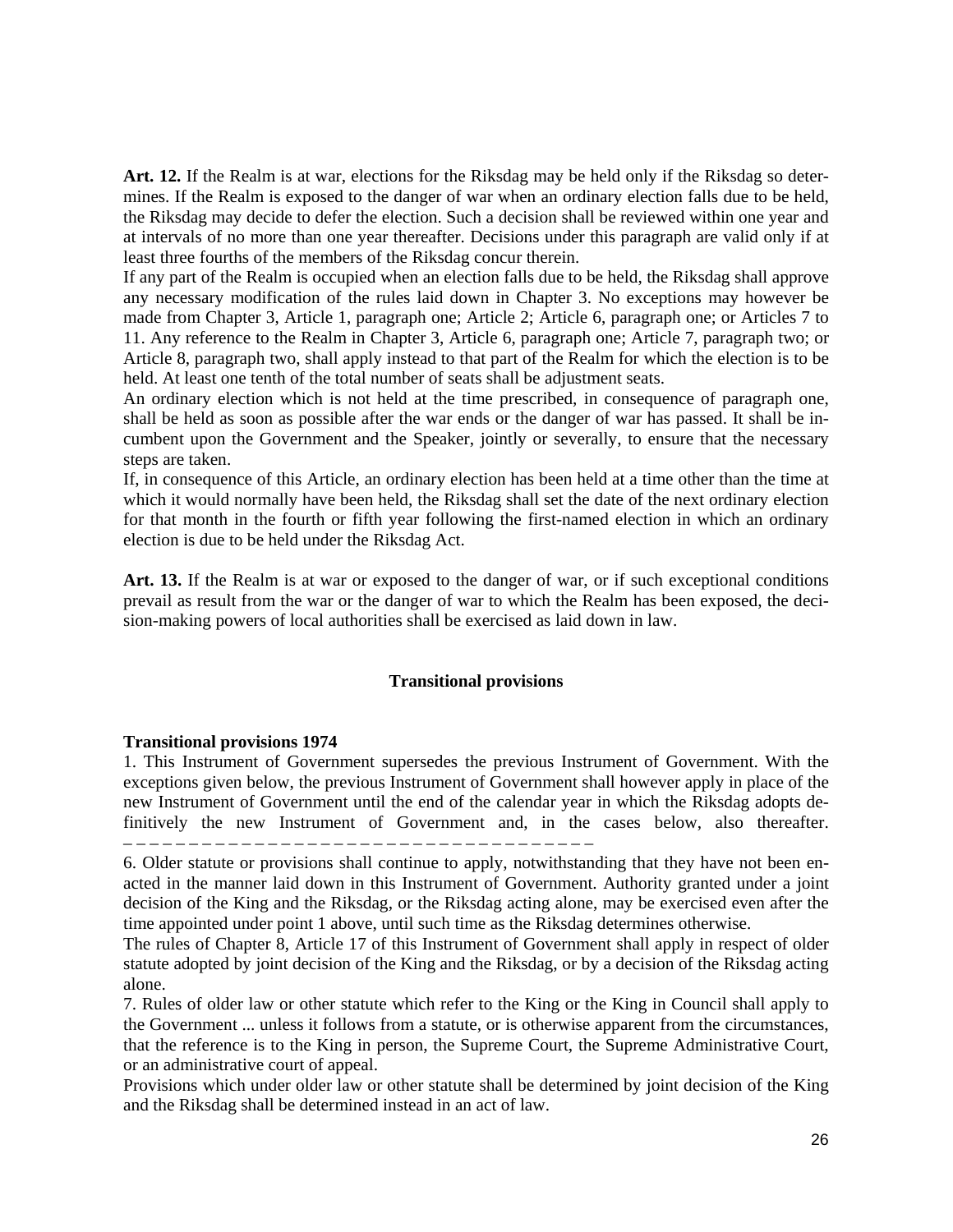**Art. 12.** If the Realm is at war, elections for the Riksdag may be held only if the Riksdag so determines. If the Realm is exposed to the danger of war when an ordinary election falls due to be held, the Riksdag may decide to defer the election. Such a decision shall be reviewed within one year and at intervals of no more than one year thereafter. Decisions under this paragraph are valid only if at least three fourths of the members of the Riksdag concur therein.

If any part of the Realm is occupied when an election falls due to be held, the Riksdag shall approve any necessary modification of the rules laid down in Chapter 3. No exceptions may however be made from Chapter 3, Article 1, paragraph one; Article 2; Article 6, paragraph one; or Articles 7 to 11. Any reference to the Realm in Chapter 3, Article 6, paragraph one; Article 7, paragraph two; or Article 8, paragraph two, shall apply instead to that part of the Realm for which the election is to be held. At least one tenth of the total number of seats shall be adjustment seats.

An ordinary election which is not held at the time prescribed, in consequence of paragraph one, shall be held as soon as possible after the war ends or the danger of war has passed. It shall be incumbent upon the Government and the Speaker, jointly or severally, to ensure that the necessary steps are taken.

If, in consequence of this Article, an ordinary election has been held at a time other than the time at which it would normally have been held, the Riksdag shall set the date of the next ordinary election for that month in the fourth or fifth year following the first-named election in which an ordinary election is due to be held under the Riksdag Act.

**Art. 13.** If the Realm is at war or exposed to the danger of war, or if such exceptional conditions prevail as result from the war or the danger of war to which the Realm has been exposed, the decision-making powers of local authorities shall be exercised as laid down in law.

## Transitional provisions

### Transitional provisions 1974

1. This Instrument of Government supersedes the previous Instrument of Government. With the exceptions given below, the previous Instrument of Government shall however apply in place of the new Instrument of Government until the end of the calendar year in which the Riksdag adopts definitively the new Instrument of Government and, in the cases below, also thereafter.

– – – – – – – – – – – – – – – – – – – – – – – – – – – – – – – – – – – – –

6. Older statute or provisions shall continue to apply, notwithstanding that they have not been enacted in the manner laid down in this Instrument of Government. Authority granted under a joint decision of the King and the Riksdag, or the Riksdag acting alone, may be exercised even after the time appointed under point 1 above, until such time as the Riksdag determines otherwise.

The rules of Chapter 8, Article 17 of this Instrument of Government shall apply in respect of older statute adopted by joint decision of the King and the Riksdag, or by a decision of the Riksdag acting alone.

7. Rules of older law or other statute which refer to the King or the King in Council shall apply to the Government ... unless it follows from a statute, or is otherwise apparent from the circumstances, that the reference is to the King in person, the Supreme Court, the Supreme Administrative Court, or an administrative court of appeal.

Provisions which under older law or other statute shall be determined by joint decision of the King and the Riksdag shall be determined instead in an act of law.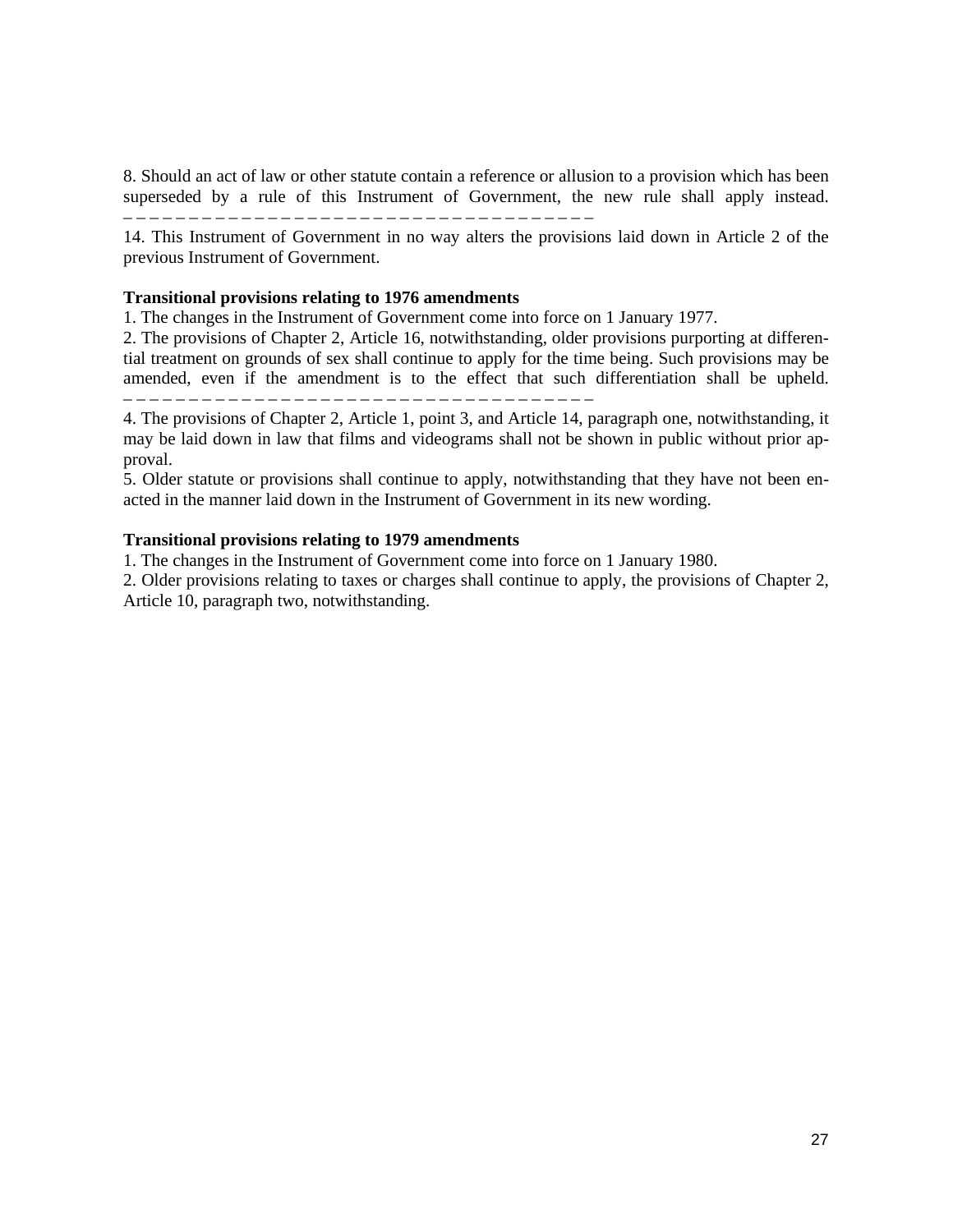8. Should an act of law or other statute contain a reference or allusion to a provision which has been superseded by a rule of this Instrument of Government, the new rule shall apply instead.
– – – – – – – – – – – – – – – – – – – – – – – – – – – – – – – – – – – – –

14. This Instrument of Government in no way alters the provisions laid down in Article 2 of the previous Instrument of Government.

**Transitional provisions relating to 1976 amendments**

1. The changes in the Instrument of Government come into force on 1 January 1977.
2. The provisions of Chapter 2, Article 16, notwithstanding, older provisions purporting at differential treatment on grounds of sex shall continue to apply for the time being. Such provisions may be amended, even if the amendment is to the effect that such differentiation shall be upheld.
– – – – – – – – – – – – – – – – – – – – – – – – – – – – – – – – – – – – –
4. The provisions of Chapter 2, Article 1, point 3, and Article 14, paragraph one, notwithstanding, it may be laid down in law that films and videograms shall not be shown in public without prior approval.
5. Older statute or provisions shall continue to apply, notwithstanding that they have not been enacted in the manner laid down in the Instrument of Government in its new wording.

**Transitional provisions relating to 1979 amendments**

1. The changes in the Instrument of Government come into force on 1 January 1980.
2. Older provisions relating to taxes or charges shall continue to apply, the provisions of Chapter 2, Article 10, paragraph two, notwithstanding.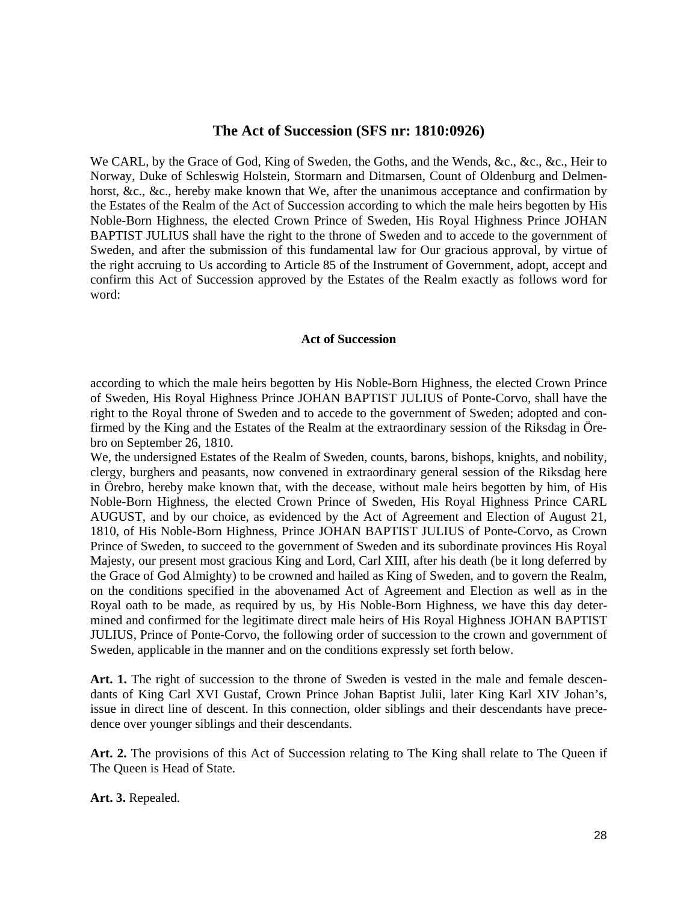## The Act of Succession (SFS nr: 1810:0926)

We CARL, by the Grace of God, King of Sweden, the Goths, and the Wends, &c., &c., &c., Heir to Norway, Duke of Schleswig Holstein, Stormarn and Ditmarsen, Count of Oldenburg and Delmenhorst, &c., &c., hereby make known that We, after the unanimous acceptance and confirmation by the Estates of the Realm of the Act of Succession according to which the male heirs begotten by His Noble-Born Highness, the elected Crown Prince of Sweden, His Royal Highness Prince JOHAN BAPTIST JULIUS shall have the right to the throne of Sweden and to accede to the government of Sweden, and after the submission of this fundamental law for Our gracious approval, by virtue of the right accruing to Us according to Article 85 of the Instrument of Government, adopt, accept and confirm this Act of Succession approved by the Estates of the Realm exactly as follows word for word:

### Act of Succession

according to which the male heirs begotten by His Noble-Born Highness, the elected Crown Prince of Sweden, His Royal Highness Prince JOHAN BAPTIST JULIUS of Ponte-Corvo, shall have the right to the Royal throne of Sweden and to accede to the government of Sweden; adopted and confirmed by the King and the Estates of the Realm at the extraordinary session of the Riksdag in Örebro on September 26, 1810.

We, the undersigned Estates of the Realm of Sweden, counts, barons, bishops, knights, and nobility, clergy, burghers and peasants, now convened in extraordinary general session of the Riksdag here in Örebro, hereby make known that, with the decease, without male heirs begotten by him, of His Noble-Born Highness, the elected Crown Prince of Sweden, His Royal Highness Prince CARL AUGUST, and by our choice, as evidenced by the Act of Agreement and Election of August 21, 1810, of His Noble-Born Highness, Prince JOHAN BAPTIST JULIUS of Ponte-Corvo, as Crown Prince of Sweden, to succeed to the government of Sweden and its subordinate provinces His Royal Majesty, our present most gracious King and Lord, Carl XIII, after his death (be it long deferred by the Grace of God Almighty) to be crowned and hailed as King of Sweden, and to govern the Realm, on the conditions specified in the abovenamed Act of Agreement and Election as well as in the Royal oath to be made, as required by us, by His Noble-Born Highness, we have this day determined and confirmed for the legitimate direct male heirs of His Royal Highness JOHAN BAPTIST JULIUS, Prince of Ponte-Corvo, the following order of succession to the crown and government of Sweden, applicable in the manner and on the conditions expressly set forth below.

**Art. 1.** The right of succession to the throne of Sweden is vested in the male and female descendants of King Carl XVI Gustaf, Crown Prince Johan Baptist Julii, later King Karl XIV Johan's, issue in direct line of descent. In this connection, older siblings and their descendants have precedence over younger siblings and their descendants.

**Art. 2.** The provisions of this Act of Succession relating to The King shall relate to The Queen if The Queen is Head of State.

**Art. 3.** Repealed.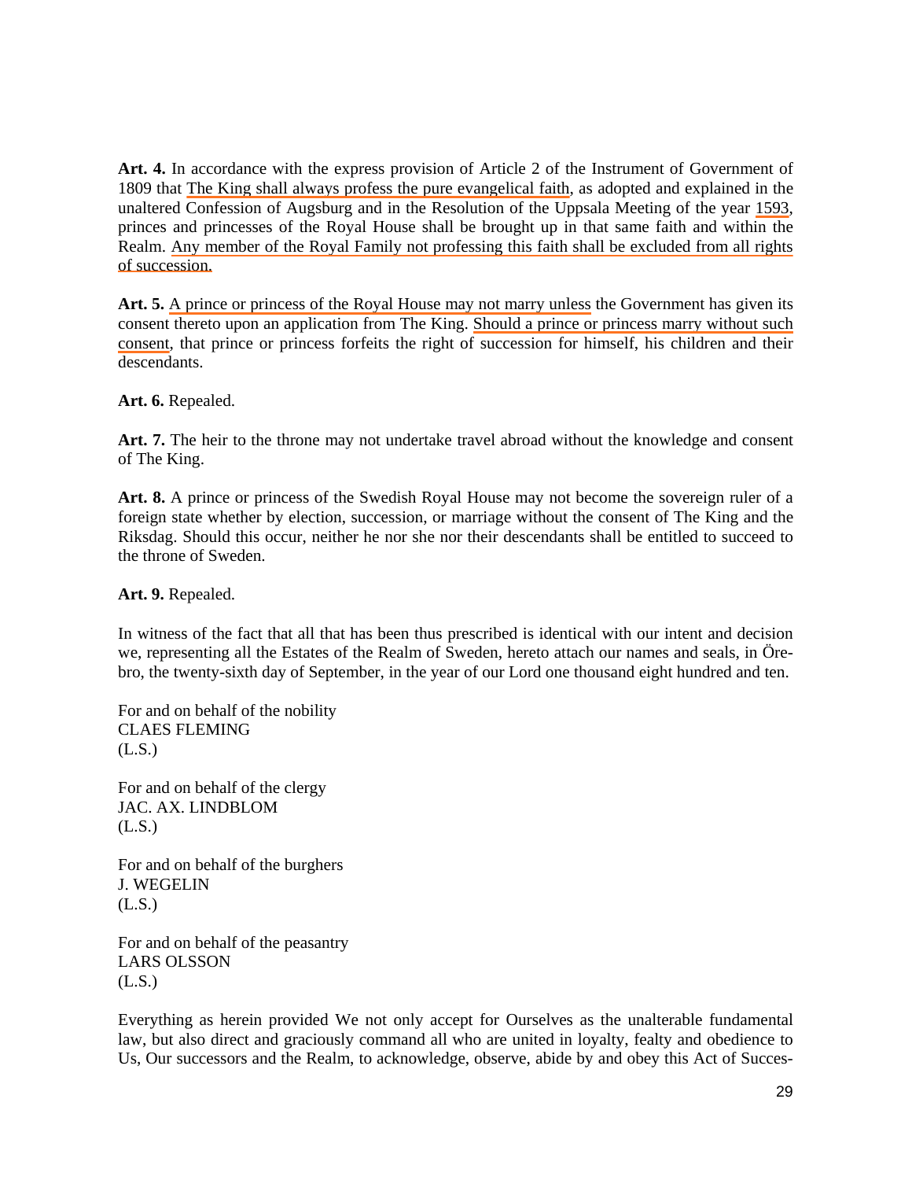**Art. 4.** In accordance with the express provision of Article 2 of the Instrument of Government of 1809 that The King shall always profess the pure evangelical faith, as adopted and explained in the unaltered Confession of Augsburg and in the Resolution of the Uppsala Meeting of the year 1593, princes and princesses of the Royal House shall be brought up in that same faith and within the Realm. Any member of the Royal Family not professing this faith shall be excluded from all rights of succession.

**Art. 5.** A prince or princess of the Royal House may not marry unless the Government has given its consent thereto upon an application from The King. Should a prince or princess marry without such consent, that prince or princess forfeits the right of succession for himself, his children and their descendants.

**Art. 6.** Repealed.

**Art. 7.** The heir to the throne may not undertake travel abroad without the knowledge and consent of The King.

**Art. 8.** A prince or princess of the Swedish Royal House may not become the sovereign ruler of a foreign state whether by election, succession, or marriage without the consent of The King and the Riksdag. Should this occur, neither he nor she nor their descendants shall be entitled to succeed to the throne of Sweden.

**Art. 9.** Repealed.

In witness of the fact that all that has been thus prescribed is identical with our intent and decision we, representing all the Estates of the Realm of Sweden, hereto attach our names and seals, in Örebro, the twenty-sixth day of September, in the year of our Lord one thousand eight hundred and ten.

For and on behalf of the nobility
CLAES FLEMING
(L.S.)

For and on behalf of the clergy
JAC. AX. LINDBLOM
(L.S.)

For and on behalf of the burghers
J. WEGELIN
(L.S.)

For and on behalf of the peasantry
LARS OLSSON
(L.S.)

Everything as herein provided We not only accept for Ourselves as the unalterable fundamental law, but also direct and graciously command all who are united in loyalty, fealty and obedience to Us, Our successors and the Realm, to acknowledge, observe, abide by and obey this Act of Succes-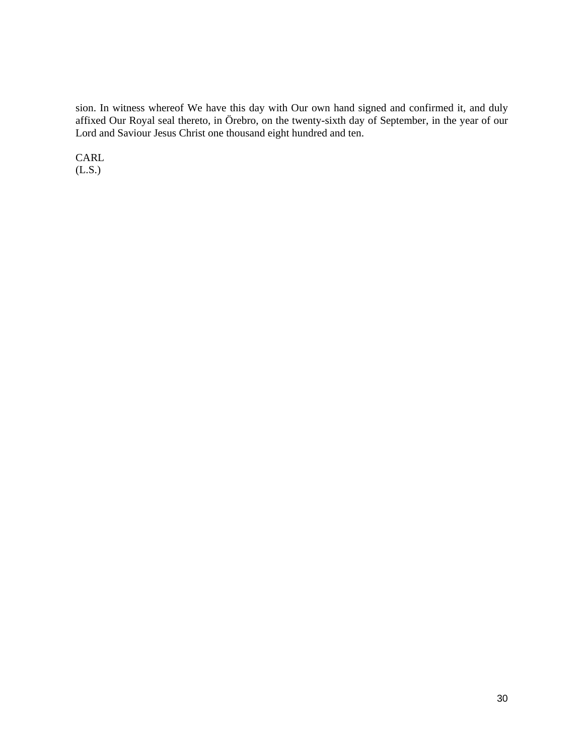sion. In witness whereof We have this day with Our own hand signed and confirmed it, and duly affixed Our Royal seal thereto, in Örebro, on the twenty-sixth day of September, in the year of our Lord and Saviour Jesus Christ one thousand eight hundred and ten.

CARL
(L.S.)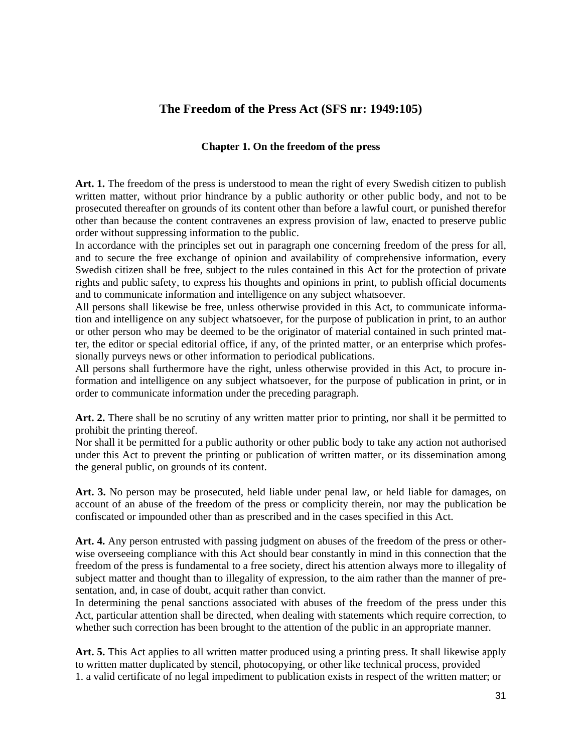## The Freedom of the Press Act (SFS nr: 1949:105)

### Chapter 1. On the freedom of the press

**Art. 1.** The freedom of the press is understood to mean the right of every Swedish citizen to publish written matter, without prior hindrance by a public authority or other public body, and not to be prosecuted thereafter on grounds of its content other than before a lawful court, or punished therefor other than because the content contravenes an express provision of law, enacted to preserve public order without suppressing information to the public.

In accordance with the principles set out in paragraph one concerning freedom of the press for all, and to secure the free exchange of opinion and availability of comprehensive information, every Swedish citizen shall be free, subject to the rules contained in this Act for the protection of private rights and public safety, to express his thoughts and opinions in print, to publish official documents and to communicate information and intelligence on any subject whatsoever.

All persons shall likewise be free, unless otherwise provided in this Act, to communicate information and intelligence on any subject whatsoever, for the purpose of publication in print, to an author or other person who may be deemed to be the originator of material contained in such printed matter, the editor or special editorial office, if any, of the printed matter, or an enterprise which professionally purveys news or other information to periodical publications.

All persons shall furthermore have the right, unless otherwise provided in this Act, to procure information and intelligence on any subject whatsoever, for the purpose of publication in print, or in order to communicate information under the preceding paragraph.

**Art. 2.** There shall be no scrutiny of any written matter prior to printing, nor shall it be permitted to prohibit the printing thereof.

Nor shall it be permitted for a public authority or other public body to take any action not authorised under this Act to prevent the printing or publication of written matter, or its dissemination among the general public, on grounds of its content.

**Art. 3.** No person may be prosecuted, held liable under penal law, or held liable for damages, on account of an abuse of the freedom of the press or complicity therein, nor may the publication be confiscated or impounded other than as prescribed and in the cases specified in this Act.

**Art. 4.** Any person entrusted with passing judgment on abuses of the freedom of the press or otherwise overseeing compliance with this Act should bear constantly in mind in this connection that the freedom of the press is fundamental to a free society, direct his attention always more to illegality of subject matter and thought than to illegality of expression, to the aim rather than the manner of presentation, and, in case of doubt, acquit rather than convict.

In determining the penal sanctions associated with abuses of the freedom of the press under this Act, particular attention shall be directed, when dealing with statements which require correction, to whether such correction has been brought to the attention of the public in an appropriate manner.

**Art. 5.** This Act applies to all written matter produced using a printing press. It shall likewise apply to written matter duplicated by stencil, photocopying, or other like technical process, provided

1. a valid certificate of no legal impediment to publication exists in respect of the written matter; or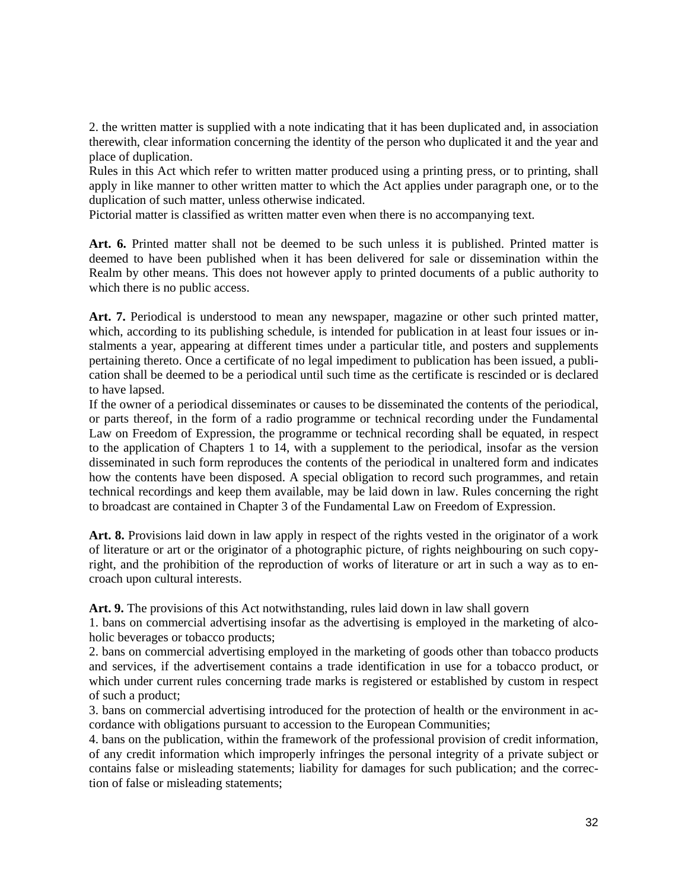2. the written matter is supplied with a note indicating that it has been duplicated and, in association therewith, clear information concerning the identity of the person who duplicated it and the year and place of duplication.

Rules in this Act which refer to written matter produced using a printing press, or to printing, shall apply in like manner to other written matter to which the Act applies under paragraph one, or to the duplication of such matter, unless otherwise indicated.

Pictorial matter is classified as written matter even when there is no accompanying text.

**Art. 6.** Printed matter shall not be deemed to be such unless it is published. Printed matter is deemed to have been published when it has been delivered for sale or dissemination within the Realm by other means. This does not however apply to printed documents of a public authority to which there is no public access.

**Art. 7.** Periodical is understood to mean any newspaper, magazine or other such printed matter, which, according to its publishing schedule, is intended for publication in at least four issues or instalments a year, appearing at different times under a particular title, and posters and supplements pertaining thereto. Once a certificate of no legal impediment to publication has been issued, a publication shall be deemed to be a periodical until such time as the certificate is rescinded or is declared to have lapsed.

If the owner of a periodical disseminates or causes to be disseminated the contents of the periodical, or parts thereof, in the form of a radio programme or technical recording under the Fundamental Law on Freedom of Expression, the programme or technical recording shall be equated, in respect to the application of Chapters 1 to 14, with a supplement to the periodical, insofar as the version disseminated in such form reproduces the contents of the periodical in unaltered form and indicates how the contents have been disposed. A special obligation to record such programmes, and retain technical recordings and keep them available, may be laid down in law. Rules concerning the right to broadcast are contained in Chapter 3 of the Fundamental Law on Freedom of Expression.

**Art. 8.** Provisions laid down in law apply in respect of the rights vested in the originator of a work of literature or art or the originator of a photographic picture, of rights neighbouring on such copyright, and the prohibition of the reproduction of works of literature or art in such a way as to encroach upon cultural interests.

**Art. 9.** The provisions of this Act notwithstanding, rules laid down in law shall govern

1. bans on commercial advertising insofar as the advertising is employed in the marketing of alcoholic beverages or tobacco products;
2. bans on commercial advertising employed in the marketing of goods other than tobacco products and services, if the advertisement contains a trade identification in use for a tobacco product, or which under current rules concerning trade marks is registered or established by custom in respect of such a product;
3. bans on commercial advertising introduced for the protection of health or the environment in accordance with obligations pursuant to accession to the European Communities;
4. bans on the publication, within the framework of the professional provision of credit information, of any credit information which improperly infringes the personal integrity of a private subject or contains false or misleading statements; liability for damages for such publication; and the correction of false or misleading statements;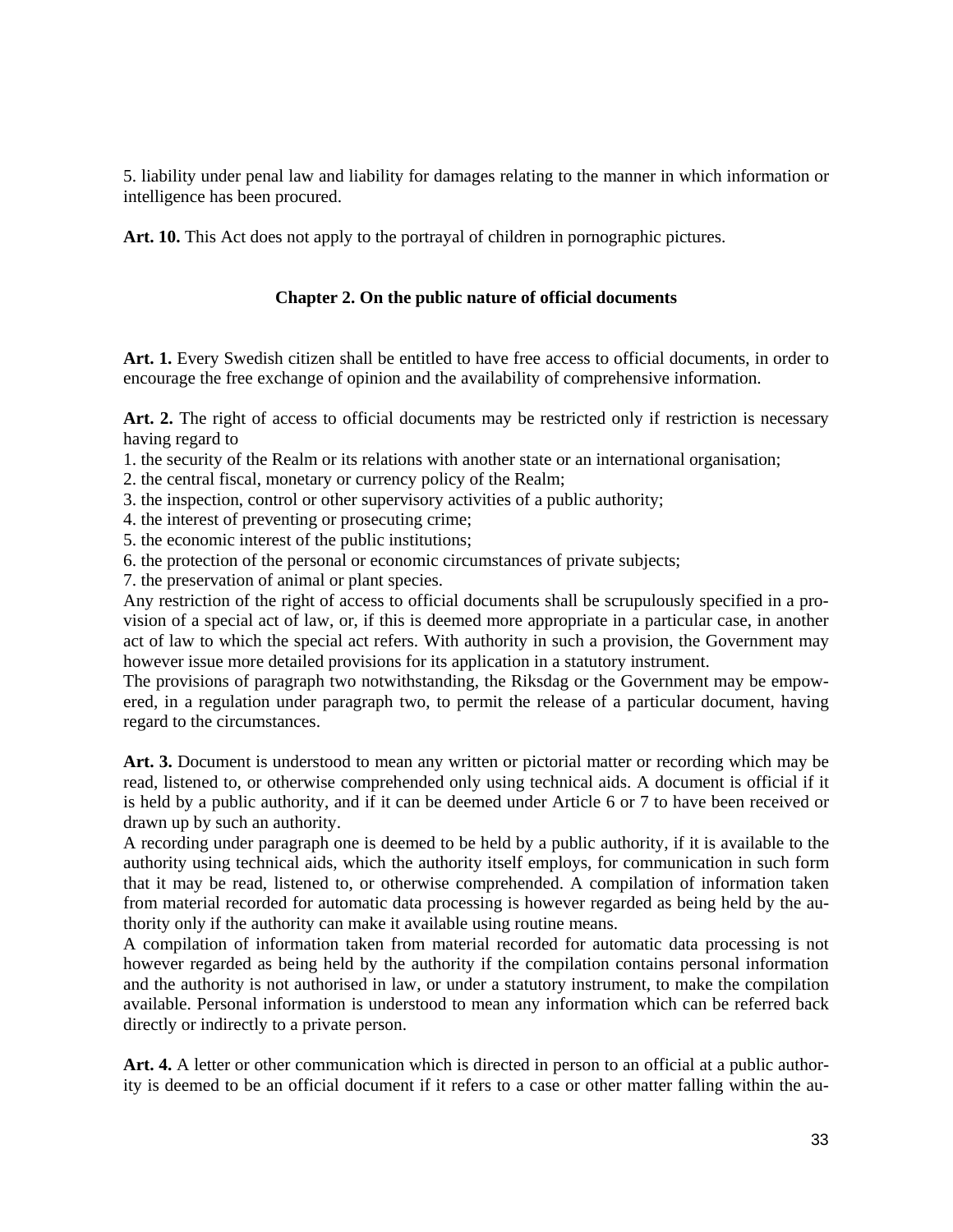5. liability under penal law and liability for damages relating to the manner in which information or intelligence has been procured.

**Art. 10.** This Act does not apply to the portrayal of children in pornographic pictures.

## Chapter 2. On the public nature of official documents

**Art. 1.** Every Swedish citizen shall be entitled to have free access to official documents, in order to encourage the free exchange of opinion and the availability of comprehensive information.

**Art. 2.** The right of access to official documents may be restricted only if restriction is necessary having regard to

1. the security of the Realm or its relations with another state or an international organisation;
2. the central fiscal, monetary or currency policy of the Realm;
3. the inspection, control or other supervisory activities of a public authority;
4. the interest of preventing or prosecuting crime;
5. the economic interest of the public institutions;
6. the protection of the personal or economic circumstances of private subjects;
7. the preservation of animal or plant species.

Any restriction of the right of access to official documents shall be scrupulously specified in a provision of a special act of law, or, if this is deemed more appropriate in a particular case, in another act of law to which the special act refers. With authority in such a provision, the Government may however issue more detailed provisions for its application in a statutory instrument.

The provisions of paragraph two notwithstanding, the Riksdag or the Government may be empowered, in a regulation under paragraph two, to permit the release of a particular document, having regard to the circumstances.

**Art. 3.** Document is understood to mean any written or pictorial matter or recording which may be read, listened to, or otherwise comprehended only using technical aids. A document is official if it is held by a public authority, and if it can be deemed under Article 6 or 7 to have been received or drawn up by such an authority.

A recording under paragraph one is deemed to be held by a public authority, if it is available to the authority using technical aids, which the authority itself employs, for communication in such form that it may be read, listened to, or otherwise comprehended. A compilation of information taken from material recorded for automatic data processing is however regarded as being held by the authority only if the authority can make it available using routine means.

A compilation of information taken from material recorded for automatic data processing is not however regarded as being held by the authority if the compilation contains personal information and the authority is not authorised in law, or under a statutory instrument, to make the compilation available. Personal information is understood to mean any information which can be referred back directly or indirectly to a private person.

**Art. 4.** A letter or other communication which is directed in person to an official at a public authority is deemed to be an official document if it refers to a case or other matter falling within the au-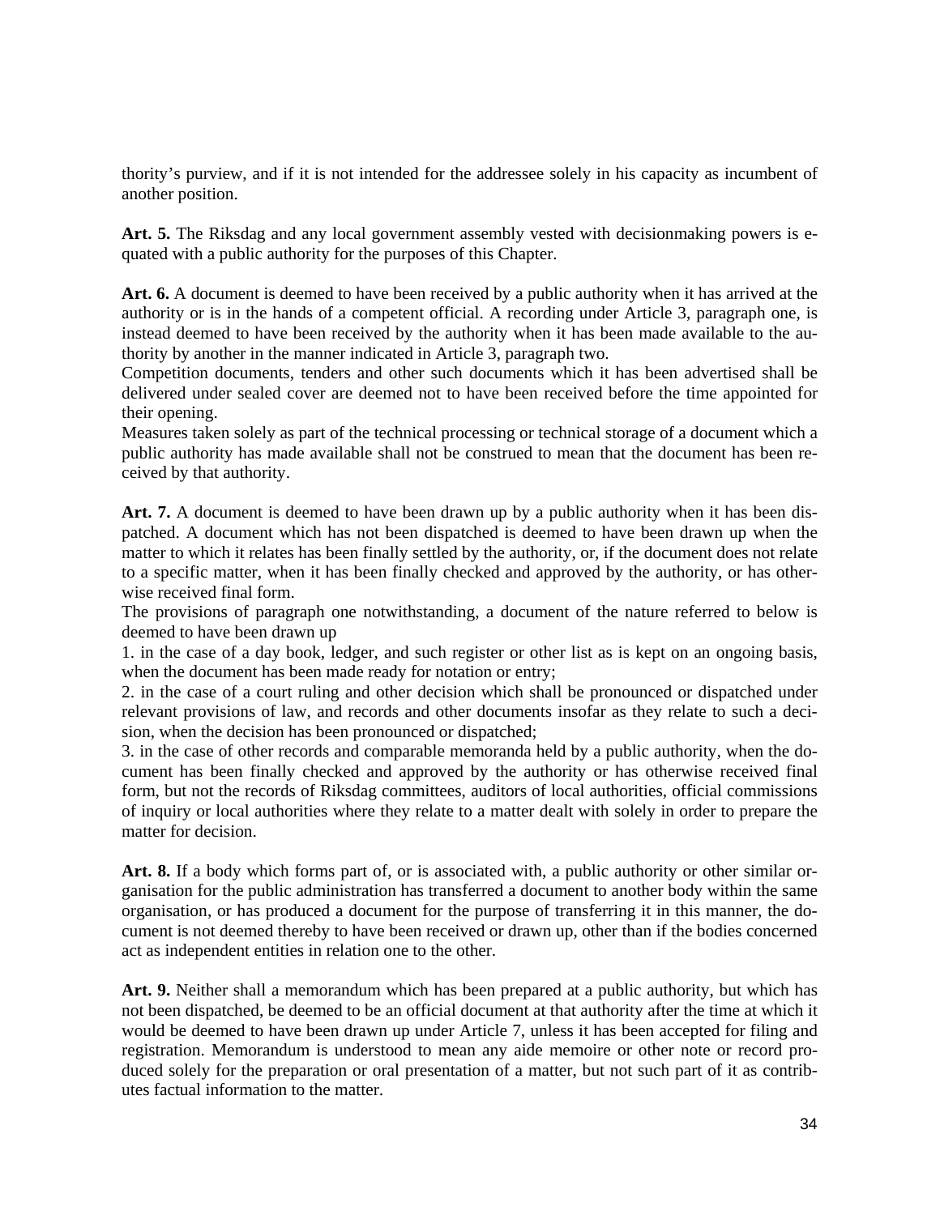thority’s purview, and if it is not intended for the addressee solely in his capacity as incumbent of another position.

**Art. 5.** The Riksdag and any local government assembly vested with decisionmaking powers is equated with a public authority for the purposes of this Chapter.

**Art. 6.** A document is deemed to have been received by a public authority when it has arrived at the authority or is in the hands of a competent official. A recording under Article 3, paragraph one, is instead deemed to have been received by the authority when it has been made available to the authority by another in the manner indicated in Article 3, paragraph two.
Competition documents, tenders and other such documents which it has been advertised shall be delivered under sealed cover are deemed not to have been received before the time appointed for their opening.
Measures taken solely as part of the technical processing or technical storage of a document which a public authority has made available shall not be construed to mean that the document has been received by that authority.

**Art. 7.** A document is deemed to have been drawn up by a public authority when it has been dispatched. A document which has not been dispatched is deemed to have been drawn up when the matter to which it relates has been finally settled by the authority, or, if the document does not relate to a specific matter, when it has been finally checked and approved by the authority, or has otherwise received final form.
The provisions of paragraph one notwithstanding, a document of the nature referred to below is deemed to have been drawn up
1. in the case of a day book, ledger, and such register or other list as is kept on an ongoing basis, when the document has been made ready for notation or entry;
2. in the case of a court ruling and other decision which shall be pronounced or dispatched under relevant provisions of law, and records and other documents insofar as they relate to such a decision, when the decision has been pronounced or dispatched;
3. in the case of other records and comparable memoranda held by a public authority, when the document has been finally checked and approved by the authority or has otherwise received final form, but not the records of Riksdag committees, auditors of local authorities, official commissions of inquiry or local authorities where they relate to a matter dealt with solely in order to prepare the matter for decision.

**Art. 8.** If a body which forms part of, or is associated with, a public authority or other similar organisation for the public administration has transferred a document to another body within the same organisation, or has produced a document for the purpose of transferring it in this manner, the document is not deemed thereby to have been received or drawn up, other than if the bodies concerned act as independent entities in relation one to the other.

**Art. 9.** Neither shall a memorandum which has been prepared at a public authority, but which has not been dispatched, be deemed to be an official document at that authority after the time at which it would be deemed to have been drawn up under Article 7, unless it has been accepted for filing and registration. Memorandum is understood to mean any aide memoire or other note or record produced solely for the preparation or oral presentation of a matter, but not such part of it as contributes factual information to the matter.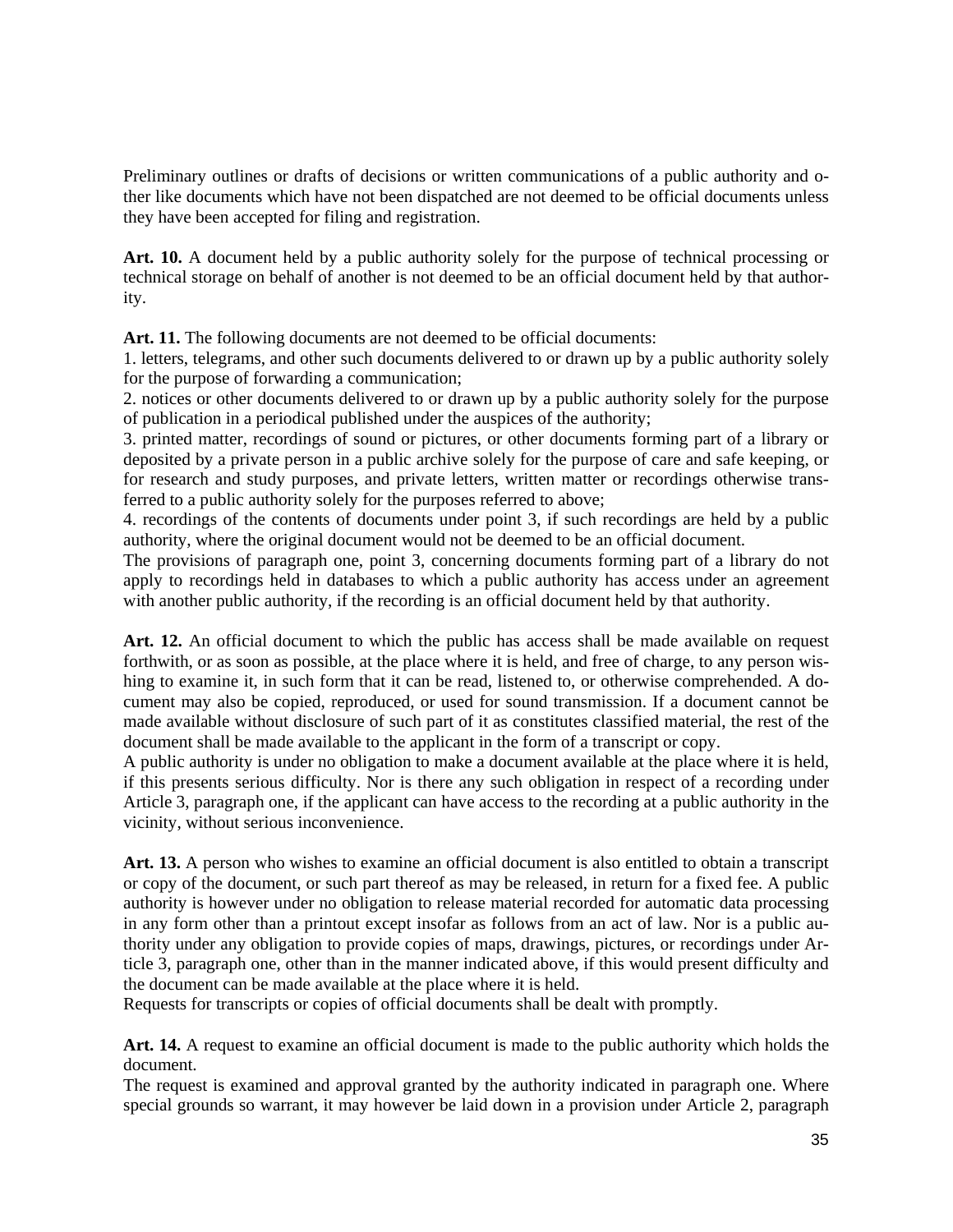Preliminary outlines or drafts of decisions or written communications of a public authority and other like documents which have not been dispatched are not deemed to be official documents unless they have been accepted for filing and registration.

**Art. 10.** A document held by a public authority solely for the purpose of technical processing or technical storage on behalf of another is not deemed to be an official document held by that authority.

**Art. 11.** The following documents are not deemed to be official documents:

1. letters, telegrams, and other such documents delivered to or drawn up by a public authority solely for the purpose of forwarding a communication;
2. notices or other documents delivered to or drawn up by a public authority solely for the purpose of publication in a periodical published under the auspices of the authority;
3. printed matter, recordings of sound or pictures, or other documents forming part of a library or deposited by a private person in a public archive solely for the purpose of care and safe keeping, or for research and study purposes, and private letters, written matter or recordings otherwise transferred to a public authority solely for the purposes referred to above;
4. recordings of the contents of documents under point 3, if such recordings are held by a public authority, where the original document would not be deemed to be an official document.

The provisions of paragraph one, point 3, concerning documents forming part of a library do not apply to recordings held in databases to which a public authority has access under an agreement with another public authority, if the recording is an official document held by that authority.

**Art. 12.** An official document to which the public has access shall be made available on request forthwith, or as soon as possible, at the place where it is held, and free of charge, to any person wishing to examine it, in such form that it can be read, listened to, or otherwise comprehended. A document may also be copied, reproduced, or used for sound transmission. If a document cannot be made available without disclosure of such part of it as constitutes classified material, the rest of the document shall be made available to the applicant in the form of a transcript or copy.

A public authority is under no obligation to make a document available at the place where it is held, if this presents serious difficulty. Nor is there any such obligation in respect of a recording under Article 3, paragraph one, if the applicant can have access to the recording at a public authority in the vicinity, without serious inconvenience.

**Art. 13.** A person who wishes to examine an official document is also entitled to obtain a transcript or copy of the document, or such part thereof as may be released, in return for a fixed fee. A public authority is however under no obligation to release material recorded for automatic data processing in any form other than a printout except insofar as follows from an act of law. Nor is a public authority under any obligation to provide copies of maps, drawings, pictures, or recordings under Article 3, paragraph one, other than in the manner indicated above, if this would present difficulty and the document can be made available at the place where it is held.

Requests for transcripts or copies of official documents shall be dealt with promptly.

**Art. 14.** A request to examine an official document is made to the public authority which holds the document.

The request is examined and approval granted by the authority indicated in paragraph one. Where special grounds so warrant, it may however be laid down in a provision under Article 2, paragraph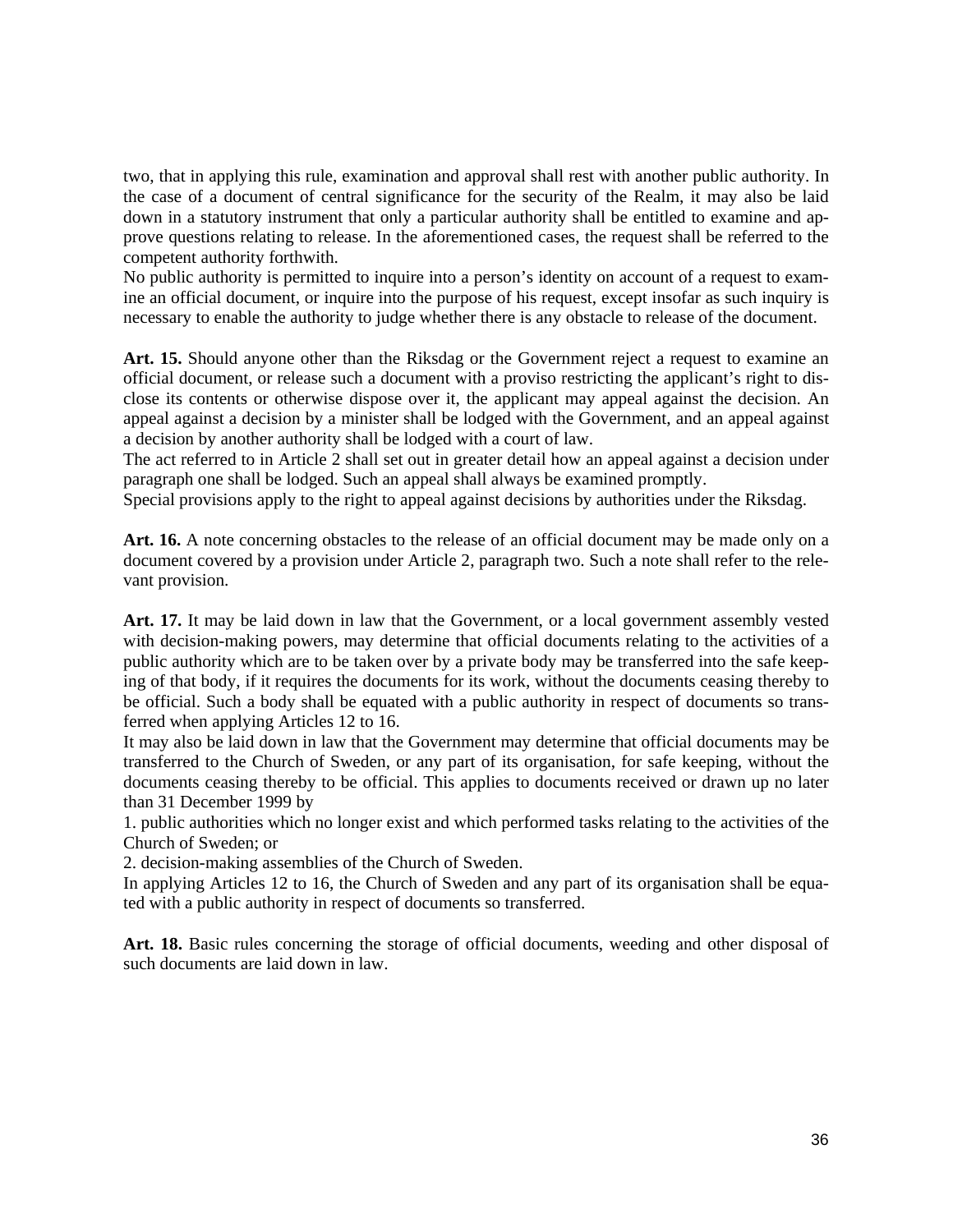two, that in applying this rule, examination and approval shall rest with another public authority. In the case of a document of central significance for the security of the Realm, it may also be laid down in a statutory instrument that only a particular authority shall be entitled to examine and approve questions relating to release. In the aforementioned cases, the request shall be referred to the competent authority forthwith.

No public authority is permitted to inquire into a person's identity on account of a request to examine an official document, or inquire into the purpose of his request, except insofar as such inquiry is necessary to enable the authority to judge whether there is any obstacle to release of the document.

**Art. 15.** Should anyone other than the Riksdag or the Government reject a request to examine an official document, or release such a document with a proviso restricting the applicant's right to disclose its contents or otherwise dispose over it, the applicant may appeal against the decision. An appeal against a decision by a minister shall be lodged with the Government, and an appeal against a decision by another authority shall be lodged with a court of law.

The act referred to in Article 2 shall set out in greater detail how an appeal against a decision under paragraph one shall be lodged. Such an appeal shall always be examined promptly.

Special provisions apply to the right to appeal against decisions by authorities under the Riksdag.

**Art. 16.** A note concerning obstacles to the release of an official document may be made only on a document covered by a provision under Article 2, paragraph two. Such a note shall refer to the relevant provision.

**Art. 17.** It may be laid down in law that the Government, or a local government assembly vested with decision-making powers, may determine that official documents relating to the activities of a public authority which are to be taken over by a private body may be transferred into the safe keeping of that body, if it requires the documents for its work, without the documents ceasing thereby to be official. Such a body shall be equated with a public authority in respect of documents so transferred when applying Articles 12 to 16.

It may also be laid down in law that the Government may determine that official documents may be transferred to the Church of Sweden, or any part of its organisation, for safe keeping, without the documents ceasing thereby to be official. This applies to documents received or drawn up no later than 31 December 1999 by

1. public authorities which no longer exist and which performed tasks relating to the activities of the Church of Sweden; or
2. decision-making assemblies of the Church of Sweden.

In applying Articles 12 to 16, the Church of Sweden and any part of its organisation shall be equated with a public authority in respect of documents so transferred.

**Art. 18.** Basic rules concerning the storage of official documents, weeding and other disposal of such documents are laid down in law.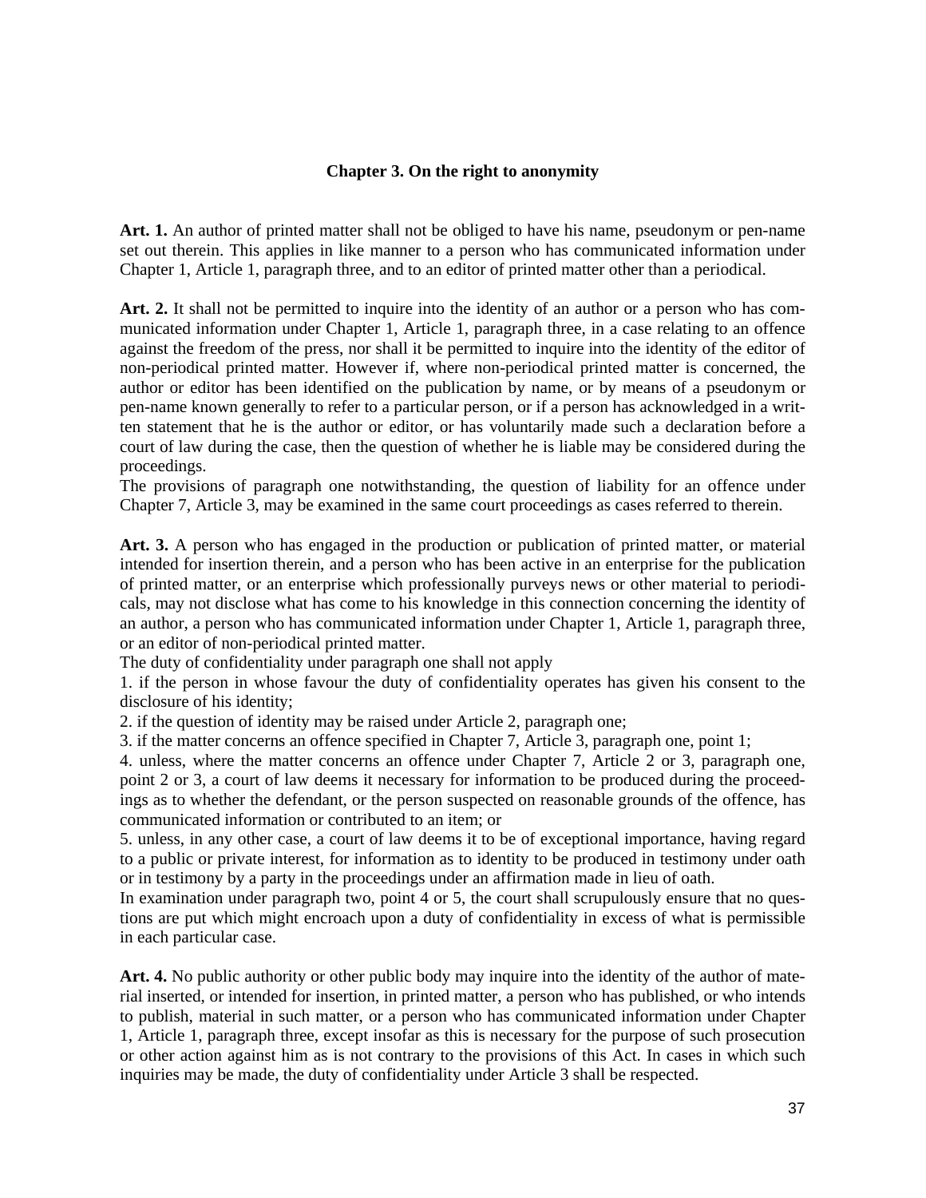## Chapter 3. On the right to anonymity

**Art. 1.** An author of printed matter shall not be obliged to have his name, pseudonym or pen-name set out therein. This applies in like manner to a person who has communicated information under Chapter 1, Article 1, paragraph three, and to an editor of printed matter other than a periodical.

**Art. 2.** It shall not be permitted to inquire into the identity of an author or a person who has communicated information under Chapter 1, Article 1, paragraph three, in a case relating to an offence against the freedom of the press, nor shall it be permitted to inquire into the identity of the editor of non-periodical printed matter. However if, where non-periodical printed matter is concerned, the author or editor has been identified on the publication by name, or by means of a pseudonym or pen-name known generally to refer to a particular person, or if a person has acknowledged in a written statement that he is the author or editor, or has voluntarily made such a declaration before a court of law during the case, then the question of whether he is liable may be considered during the proceedings.

The provisions of paragraph one notwithstanding, the question of liability for an offence under Chapter 7, Article 3, may be examined in the same court proceedings as cases referred to therein.

**Art. 3.** A person who has engaged in the production or publication of printed matter, or material intended for insertion therein, and a person who has been active in an enterprise for the publication of printed matter, or an enterprise which professionally purveys news or other material to periodicals, may not disclose what has come to his knowledge in this connection concerning the identity of an author, a person who has communicated information under Chapter 1, Article 1, paragraph three, or an editor of non-periodical printed matter.

The duty of confidentiality under paragraph one shall not apply

1. if the person in whose favour the duty of confidentiality operates has given his consent to the disclosure of his identity;
2. if the question of identity may be raised under Article 2, paragraph one;
3. if the matter concerns an offence specified in Chapter 7, Article 3, paragraph one, point 1;
4. unless, where the matter concerns an offence under Chapter 7, Article 2 or 3, paragraph one, point 2 or 3, a court of law deems it necessary for information to be produced during the proceedings as to whether the defendant, or the person suspected on reasonable grounds of the offence, has communicated information or contributed to an item; or
5. unless, in any other case, a court of law deems it to be of exceptional importance, having regard to a public or private interest, for information as to identity to be produced in testimony under oath or in testimony by a party in the proceedings under an affirmation made in lieu of oath.

In examination under paragraph two, point 4 or 5, the court shall scrupulously ensure that no questions are put which might encroach upon a duty of confidentiality in excess of what is permissible in each particular case.

**Art. 4.** No public authority or other public body may inquire into the identity of the author of material inserted, or intended for insertion, in printed matter, a person who has published, or who intends to publish, material in such matter, or a person who has communicated information under Chapter 1, Article 1, paragraph three, except insofar as this is necessary for the purpose of such prosecution or other action against him as is not contrary to the provisions of this Act. In cases in which such inquiries may be made, the duty of confidentiality under Article 3 shall be respected.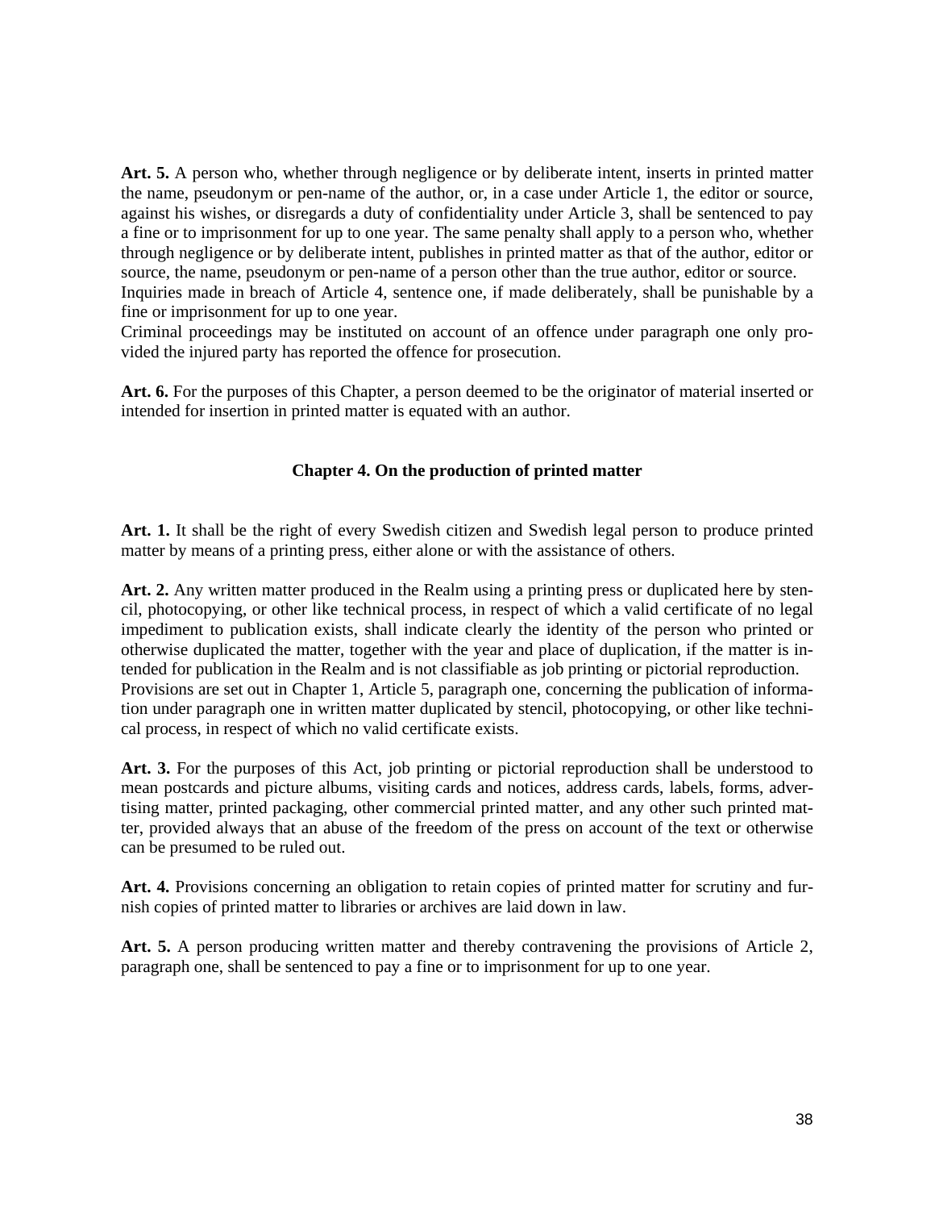**Art. 5.** A person who, whether through negligence or by deliberate intent, inserts in printed matter the name, pseudonym or pen-name of the author, or, in a case under Article 1, the editor or source, against his wishes, or disregards a duty of confidentiality under Article 3, shall be sentenced to pay a fine or to imprisonment for up to one year. The same penalty shall apply to a person who, whether through negligence or by deliberate intent, publishes in printed matter as that of the author, editor or source, the name, pseudonym or pen-name of a person other than the true author, editor or source.
Inquiries made in breach of Article 4, sentence one, if made deliberately, shall be punishable by a fine or imprisonment for up to one year.
Criminal proceedings may be instituted on account of an offence under paragraph one only provided the injured party has reported the offence for prosecution.

**Art. 6.** For the purposes of this Chapter, a person deemed to be the originator of material inserted or intended for insertion in printed matter is equated with an author.

## Chapter 4. On the production of printed matter

**Art. 1.** It shall be the right of every Swedish citizen and Swedish legal person to produce printed matter by means of a printing press, either alone or with the assistance of others.

**Art. 2.** Any written matter produced in the Realm using a printing press or duplicated here by stencil, photocopying, or other like technical process, in respect of which a valid certificate of no legal impediment to publication exists, shall indicate clearly the identity of the person who printed or otherwise duplicated the matter, together with the year and place of duplication, if the matter is intended for publication in the Realm and is not classifiable as job printing or pictorial reproduction.
Provisions are set out in Chapter 1, Article 5, paragraph one, concerning the publication of information under paragraph one in written matter duplicated by stencil, photocopying, or other like technical process, in respect of which no valid certificate exists.

**Art. 3.** For the purposes of this Act, job printing or pictorial reproduction shall be understood to mean postcards and picture albums, visiting cards and notices, address cards, labels, forms, advertising matter, printed packaging, other commercial printed matter, and any other such printed matter, provided always that an abuse of the freedom of the press on account of the text or otherwise can be presumed to be ruled out.

**Art. 4.** Provisions concerning an obligation to retain copies of printed matter for scrutiny and furnish copies of printed matter to libraries or archives are laid down in law.

**Art. 5.** A person producing written matter and thereby contravening the provisions of Article 2, paragraph one, shall be sentenced to pay a fine or to imprisonment for up to one year.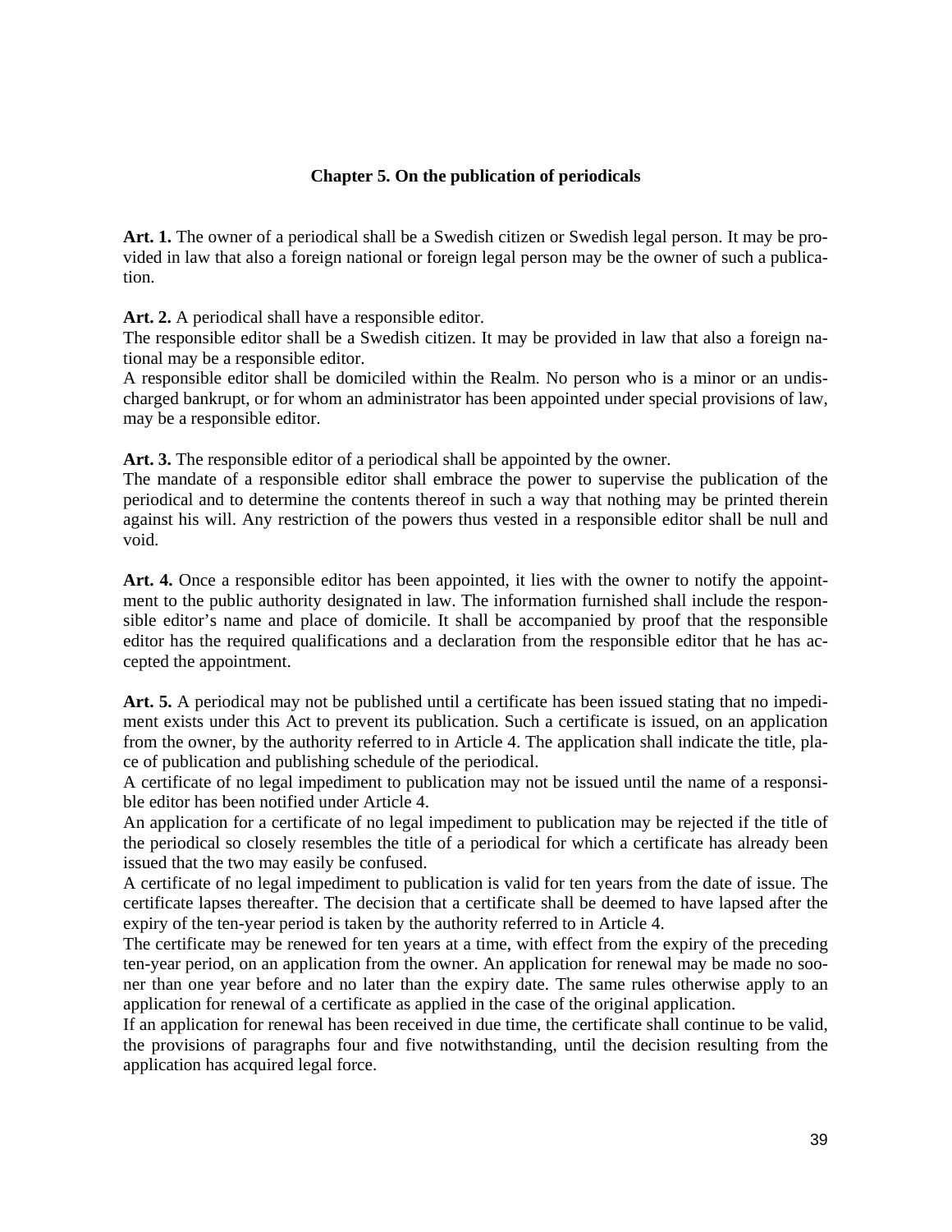## Chapter 5. On the publication of periodicals

**Art. 1.** The owner of a periodical shall be a Swedish citizen or Swedish legal person. It may be provided in law that also a foreign national or foreign legal person may be the owner of such a publication.

**Art. 2.** A periodical shall have a responsible editor.
The responsible editor shall be a Swedish citizen. It may be provided in law that also a foreign national may be a responsible editor.
A responsible editor shall be domiciled within the Realm. No person who is a minor or an undischarged bankrupt, or for whom an administrator has been appointed under special provisions of law, may be a responsible editor.

**Art. 3.** The responsible editor of a periodical shall be appointed by the owner.
The mandate of a responsible editor shall embrace the power to supervise the publication of the periodical and to determine the contents thereof in such a way that nothing may be printed therein against his will. Any restriction of the powers thus vested in a responsible editor shall be null and void.

**Art. 4.** Once a responsible editor has been appointed, it lies with the owner to notify the appointment to the public authority designated in law. The information furnished shall include the responsible editor's name and place of domicile. It shall be accompanied by proof that the responsible editor has the required qualifications and a declaration from the responsible editor that he has accepted the appointment.

**Art. 5.** A periodical may not be published until a certificate has been issued stating that no impediment exists under this Act to prevent its publication. Such a certificate is issued, on an application from the owner, by the authority referred to in Article 4. The application shall indicate the title, place of publication and publishing schedule of the periodical.
A certificate of no legal impediment to publication may not be issued until the name of a responsible editor has been notified under Article 4.
An application for a certificate of no legal impediment to publication may be rejected if the title of the periodical so closely resembles the title of a periodical for which a certificate has already been issued that the two may easily be confused.
A certificate of no legal impediment to publication is valid for ten years from the date of issue. The certificate lapses thereafter. The decision that a certificate shall be deemed to have lapsed after the expiry of the ten-year period is taken by the authority referred to in Article 4.
The certificate may be renewed for ten years at a time, with effect from the expiry of the preceding ten-year period, on an application from the owner. An application for renewal may be made no sooner than one year before and no later than the expiry date. The same rules otherwise apply to an application for renewal of a certificate as applied in the case of the original application.
If an application for renewal has been received in due time, the certificate shall continue to be valid, the provisions of paragraphs four and five notwithstanding, until the decision resulting from the application has acquired legal force.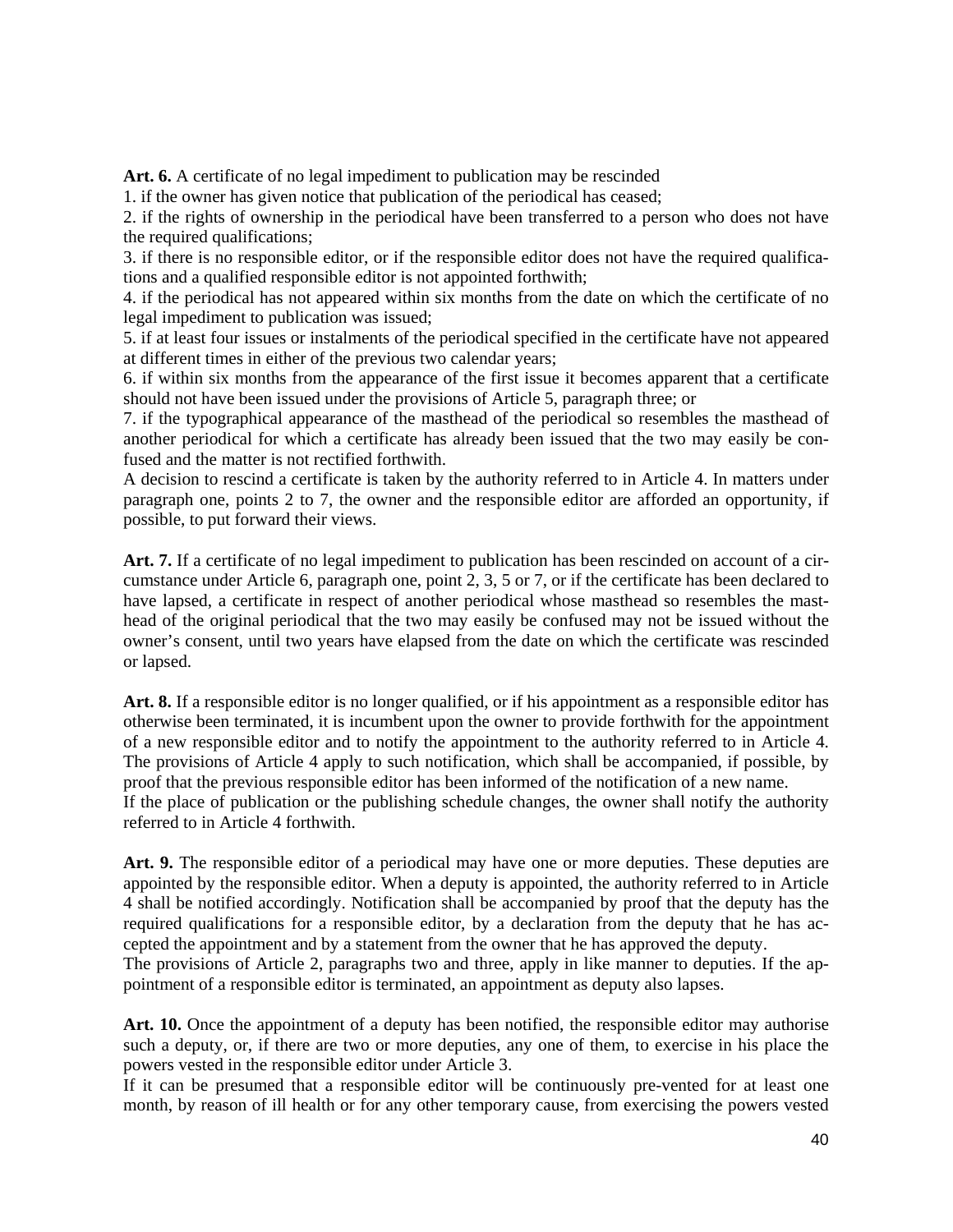**Art. 6.** A certificate of no legal impediment to publication may be rescinded

1. if the owner has given notice that publication of the periodical has ceased;
2. if the rights of ownership in the periodical have been transferred to a person who does not have the required qualifications;
3. if there is no responsible editor, or if the responsible editor does not have the required qualifications and a qualified responsible editor is not appointed forthwith;
4. if the periodical has not appeared within six months from the date on which the certificate of no legal impediment to publication was issued;
5. if at least four issues or instalments of the periodical specified in the certificate have not appeared at different times in either of the previous two calendar years;
6. if within six months from the appearance of the first issue it becomes apparent that a certificate should not have been issued under the provisions of Article 5, paragraph three; or
7. if the typographical appearance of the masthead of the periodical so resembles the masthead of another periodical for which a certificate has already been issued that the two may easily be confused and the matter is not rectified forthwith.

A decision to rescind a certificate is taken by the authority referred to in Article 4. In matters under paragraph one, points 2 to 7, the owner and the responsible editor are afforded an opportunity, if possible, to put forward their views.

**Art. 7.** If a certificate of no legal impediment to publication has been rescinded on account of a circumstance under Article 6, paragraph one, point 2, 3, 5 or 7, or if the certificate has been declared to have lapsed, a certificate in respect of another periodical whose masthead so resembles the masthead of the original periodical that the two may easily be confused may not be issued without the owner's consent, until two years have elapsed from the date on which the certificate was rescinded or lapsed.

**Art. 8.** If a responsible editor is no longer qualified, or if his appointment as a responsible editor has otherwise been terminated, it is incumbent upon the owner to provide forthwith for the appointment of a new responsible editor and to notify the appointment to the authority referred to in Article 4. The provisions of Article 4 apply to such notification, which shall be accompanied, if possible, by proof that the previous responsible editor has been informed of the notification of a new name.

If the place of publication or the publishing schedule changes, the owner shall notify the authority referred to in Article 4 forthwith.

**Art. 9.** The responsible editor of a periodical may have one or more deputies. These deputies are appointed by the responsible editor. When a deputy is appointed, the authority referred to in Article 4 shall be notified accordingly. Notification shall be accompanied by proof that the deputy has the required qualifications for a responsible editor, by a declaration from the deputy that he has accepted the appointment and by a statement from the owner that he has approved the deputy.

The provisions of Article 2, paragraphs two and three, apply in like manner to deputies. If the appointment of a responsible editor is terminated, an appointment as deputy also lapses.

**Art. 10.** Once the appointment of a deputy has been notified, the responsible editor may authorise such a deputy, or, if there are two or more deputies, any one of them, to exercise in his place the powers vested in the responsible editor under Article 3.

If it can be presumed that a responsible editor will be continuously pre-vented for at least one month, by reason of ill health or for any other temporary cause, from exercising the powers vested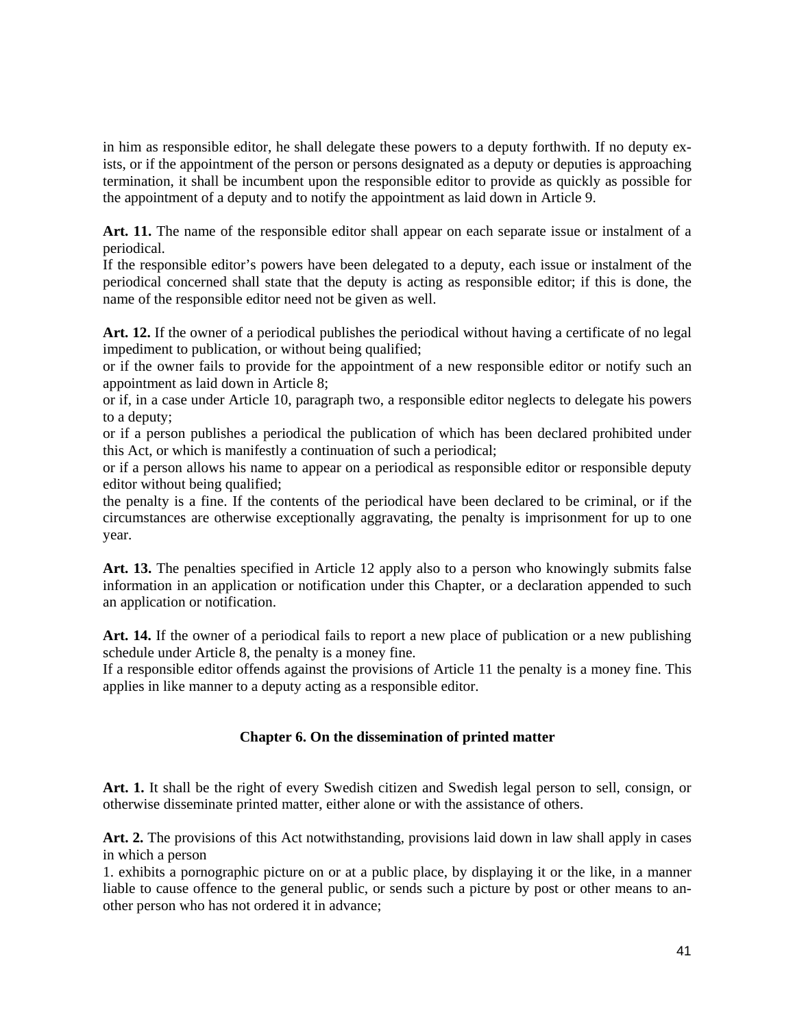in him as responsible editor, he shall delegate these powers to a deputy forthwith. If no deputy exists, or if the appointment of the person or persons designated as a deputy or deputies is approaching termination, it shall be incumbent upon the responsible editor to provide as quickly as possible for the appointment of a deputy and to notify the appointment as laid down in Article 9.

**Art. 11.** The name of the responsible editor shall appear on each separate issue or instalment of a periodical.

If the responsible editor's powers have been delegated to a deputy, each issue or instalment of the periodical concerned shall state that the deputy is acting as responsible editor; if this is done, the name of the responsible editor need not be given as well.

**Art. 12.** If the owner of a periodical publishes the periodical without having a certificate of no legal impediment to publication, or without being qualified;

or if the owner fails to provide for the appointment of a new responsible editor or notify such an appointment as laid down in Article 8;

or if, in a case under Article 10, paragraph two, a responsible editor neglects to delegate his powers to a deputy;

or if a person publishes a periodical the publication of which has been declared prohibited under this Act, or which is manifestly a continuation of such a periodical;

or if a person allows his name to appear on a periodical as responsible editor or responsible deputy editor without being qualified;

the penalty is a fine. If the contents of the periodical have been declared to be criminal, or if the circumstances are otherwise exceptionally aggravating, the penalty is imprisonment for up to one year.

**Art. 13.** The penalties specified in Article 12 apply also to a person who knowingly submits false information in an application or notification under this Chapter, or a declaration appended to such an application or notification.

**Art. 14.** If the owner of a periodical fails to report a new place of publication or a new publishing schedule under Article 8, the penalty is a money fine.

If a responsible editor offends against the provisions of Article 11 the penalty is a money fine. This applies in like manner to a deputy acting as a responsible editor.

## Chapter 6. On the dissemination of printed matter

**Art. 1.** It shall be the right of every Swedish citizen and Swedish legal person to sell, consign, or otherwise disseminate printed matter, either alone or with the assistance of others.

**Art. 2.** The provisions of this Act notwithstanding, provisions laid down in law shall apply in cases in which a person

1. exhibits a pornographic picture on or at a public place, by displaying it or the like, in a manner liable to cause offence to the general public, or sends such a picture by post or other means to another person who has not ordered it in advance;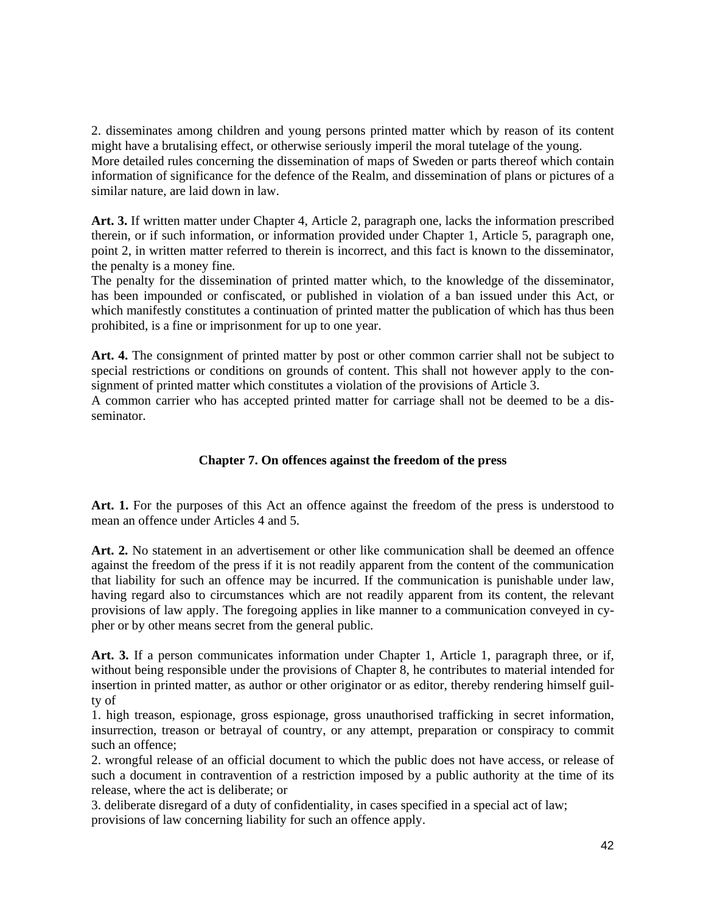2. disseminates among children and young persons printed matter which by reason of its content might have a brutalising effect, or otherwise seriously imperil the moral tutelage of the young.
More detailed rules concerning the dissemination of maps of Sweden or parts thereof which contain information of significance for the defence of the Realm, and dissemination of plans or pictures of a similar nature, are laid down in law.

**Art. 3.** If written matter under Chapter 4, Article 2, paragraph one, lacks the information prescribed therein, or if such information, or information provided under Chapter 1, Article 5, paragraph one, point 2, in written matter referred to therein is incorrect, and this fact is known to the disseminator, the penalty is a money fine.
The penalty for the dissemination of printed matter which, to the knowledge of the disseminator, has been impounded or confiscated, or published in violation of a ban issued under this Act, or which manifestly constitutes a continuation of printed matter the publication of which has thus been prohibited, is a fine or imprisonment for up to one year.

**Art. 4.** The consignment of printed matter by post or other common carrier shall not be subject to special restrictions or conditions on grounds of content. This shall not however apply to the consignment of printed matter which constitutes a violation of the provisions of Article 3.
A common carrier who has accepted printed matter for carriage shall not be deemed to be a disseminator.

## Chapter 7. On offences against the freedom of the press

**Art. 1.** For the purposes of this Act an offence against the freedom of the press is understood to mean an offence under Articles 4 and 5.

**Art. 2.** No statement in an advertisement or other like communication shall be deemed an offence against the freedom of the press if it is not readily apparent from the content of the communication that liability for such an offence may be incurred. If the communication is punishable under law, having regard also to circumstances which are not readily apparent from its content, the relevant provisions of law apply. The foregoing applies in like manner to a communication conveyed in cypher or by other means secret from the general public.

**Art. 3.** If a person communicates information under Chapter 1, Article 1, paragraph three, or if, without being responsible under the provisions of Chapter 8, he contributes to material intended for insertion in printed matter, as author or other originator or as editor, thereby rendering himself guilty of

1. high treason, espionage, gross espionage, gross unauthorised trafficking in secret information, insurrection, treason or betrayal of country, or any attempt, preparation or conspiracy to commit such an offence;
2. wrongful release of an official document to which the public does not have access, or release of such a document in contravention of a restriction imposed by a public authority at the time of its release, where the act is deliberate; or
3. deliberate disregard of a duty of confidentiality, in cases specified in a special act of law;

provisions of law concerning liability for such an offence apply.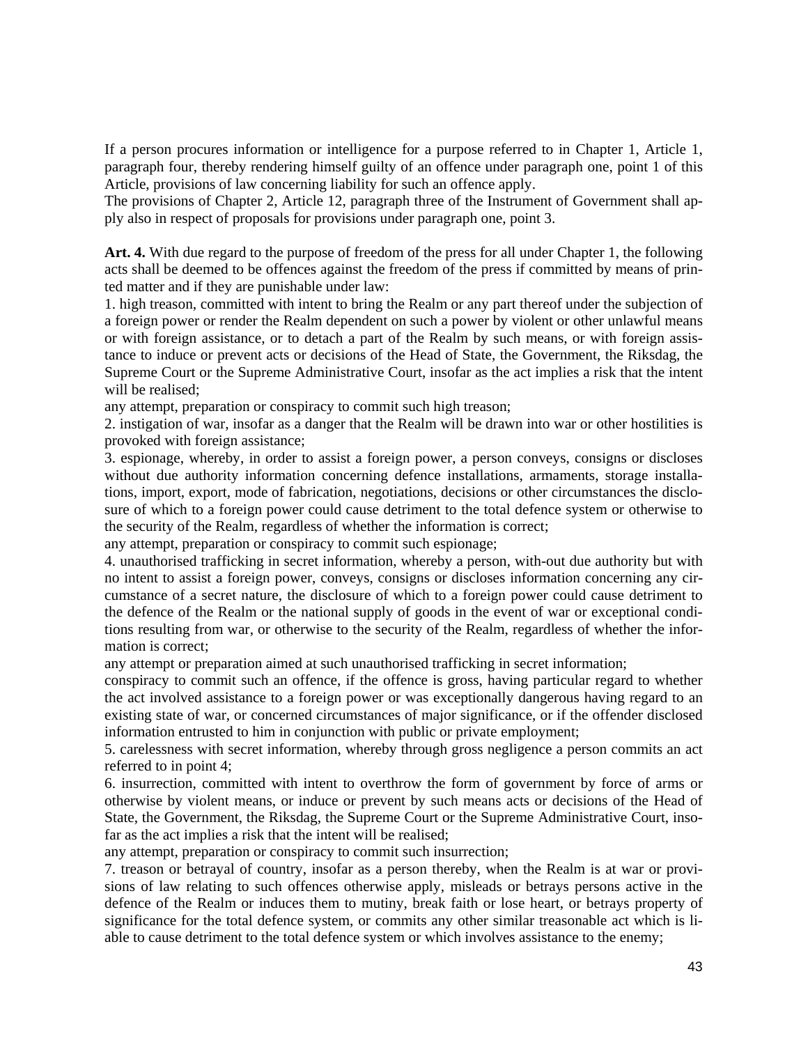If a person procures information or intelligence for a purpose referred to in Chapter 1, Article 1, paragraph four, thereby rendering himself guilty of an offence under paragraph one, point 1 of this Article, provisions of law concerning liability for such an offence apply.

The provisions of Chapter 2, Article 12, paragraph three of the Instrument of Government shall apply also in respect of proposals for provisions under paragraph one, point 3.

**Art. 4.** With due regard to the purpose of freedom of the press for all under Chapter 1, the following acts shall be deemed to be offences against the freedom of the press if committed by means of printed matter and if they are punishable under law:

1. high treason, committed with intent to bring the Realm or any part thereof under the subjection of a foreign power or render the Realm dependent on such a power by violent or other unlawful means or with foreign assistance, or to detach a part of the Realm by such means, or with foreign assistance to induce or prevent acts or decisions of the Head of State, the Government, the Riksdag, the Supreme Court or the Supreme Administrative Court, insofar as the act implies a risk that the intent will be realised;

any attempt, preparation or conspiracy to commit such high treason;

2. instigation of war, insofar as a danger that the Realm will be drawn into war or other hostilities is provoked with foreign assistance;

3. espionage, whereby, in order to assist a foreign power, a person conveys, consigns or discloses without due authority information concerning defence installations, armaments, storage installations, import, export, mode of fabrication, negotiations, decisions or other circumstances the disclosure of which to a foreign power could cause detriment to the total defence system or otherwise to the security of the Realm, regardless of whether the information is correct;

any attempt, preparation or conspiracy to commit such espionage;

4. unauthorised trafficking in secret information, whereby a person, with-out due authority but with no intent to assist a foreign power, conveys, consigns or discloses information concerning any circumstance of a secret nature, the disclosure of which to a foreign power could cause detriment to the defence of the Realm or the national supply of goods in the event of war or exceptional conditions resulting from war, or otherwise to the security of the Realm, regardless of whether the information is correct;

any attempt or preparation aimed at such unauthorised trafficking in secret information;

conspiracy to commit such an offence, if the offence is gross, having particular regard to whether the act involved assistance to a foreign power or was exceptionally dangerous having regard to an existing state of war, or concerned circumstances of major significance, or if the offender disclosed information entrusted to him in conjunction with public or private employment;

5. carelessness with secret information, whereby through gross negligence a person commits an act referred to in point 4;

6. insurrection, committed with intent to overthrow the form of government by force of arms or otherwise by violent means, or induce or prevent by such means acts or decisions of the Head of State, the Government, the Riksdag, the Supreme Court or the Supreme Administrative Court, insofar as the act implies a risk that the intent will be realised;

any attempt, preparation or conspiracy to commit such insurrection;

7. treason or betrayal of country, insofar as a person thereby, when the Realm is at war or provisions of law relating to such offences otherwise apply, misleads or betrays persons active in the defence of the Realm or induces them to mutiny, break faith or lose heart, or betrays property of significance for the total defence system, or commits any other similar treasonable act which is liable to cause detriment to the total defence system or which involves assistance to the enemy;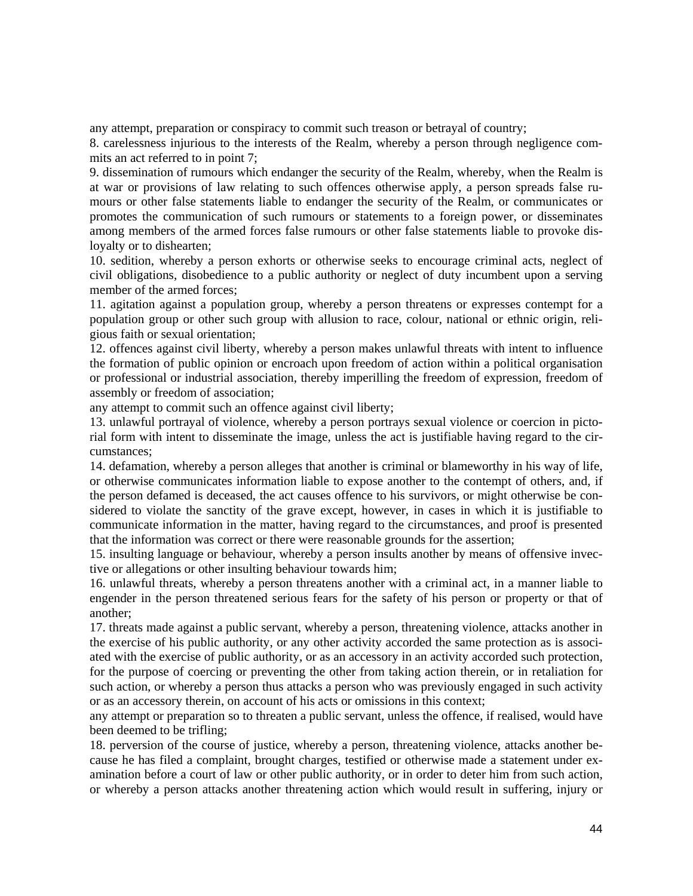any attempt, preparation or conspiracy to commit such treason or betrayal of country;

8. carelessness injurious to the interests of the Realm, whereby a person through negligence commits an act referred to in point 7;

9. dissemination of rumours which endanger the security of the Realm, whereby, when the Realm is at war or provisions of law relating to such offences otherwise apply, a person spreads false rumours or other false statements liable to endanger the security of the Realm, or communicates or promotes the communication of such rumours or statements to a foreign power, or disseminates among members of the armed forces false rumours or other false statements liable to provoke disloyalty or to dishearten;

10. sedition, whereby a person exhorts or otherwise seeks to encourage criminal acts, neglect of civil obligations, disobedience to a public authority or neglect of duty incumbent upon a serving member of the armed forces;

11. agitation against a population group, whereby a person threatens or expresses contempt for a population group or other such group with allusion to race, colour, national or ethnic origin, religious faith or sexual orientation;

12. offences against civil liberty, whereby a person makes unlawful threats with intent to influence the formation of public opinion or encroach upon freedom of action within a political organisation or professional or industrial association, thereby imperilling the freedom of expression, freedom of assembly or freedom of association;

any attempt to commit such an offence against civil liberty;

13. unlawful portrayal of violence, whereby a person portrays sexual violence or coercion in pictorial form with intent to disseminate the image, unless the act is justifiable having regard to the circumstances;

14. defamation, whereby a person alleges that another is criminal or blameworthy in his way of life, or otherwise communicates information liable to expose another to the contempt of others, and, if the person defamed is deceased, the act causes offence to his survivors, or might otherwise be considered to violate the sanctity of the grave except, however, in cases in which it is justifiable to communicate information in the matter, having regard to the circumstances, and proof is presented that the information was correct or there were reasonable grounds for the assertion;

15. insulting language or behaviour, whereby a person insults another by means of offensive invective or allegations or other insulting behaviour towards him;

16. unlawful threats, whereby a person threatens another with a criminal act, in a manner liable to engender in the person threatened serious fears for the safety of his person or property or that of another;

17. threats made against a public servant, whereby a person, threatening violence, attacks another in the exercise of his public authority, or any other activity accorded the same protection as is associated with the exercise of public authority, or as an accessory in an activity accorded such protection, for the purpose of coercing or preventing the other from taking action therein, or in retaliation for such action, or whereby a person thus attacks a person who was previously engaged in such activity or as an accessory therein, on account of his acts or omissions in this context;

any attempt or preparation so to threaten a public servant, unless the offence, if realised, would have been deemed to be trifling;

18. perversion of the course of justice, whereby a person, threatening violence, attacks another because he has filed a complaint, brought charges, testified or otherwise made a statement under examination before a court of law or other public authority, or in order to deter him from such action, or whereby a person attacks another threatening action which would result in suffering, injury or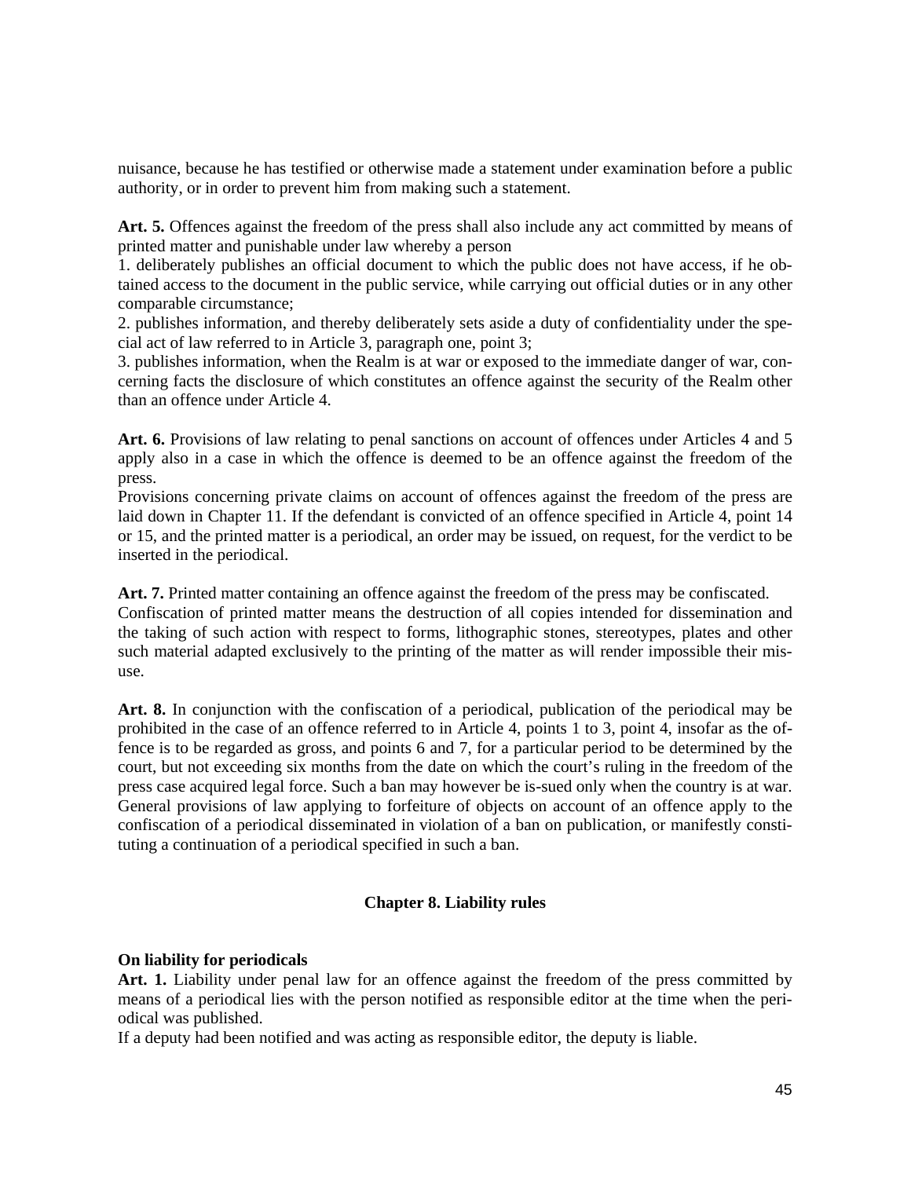nuisance, because he has testified or otherwise made a statement under examination before a public authority, or in order to prevent him from making such a statement.

**Art. 5.** Offences against the freedom of the press shall also include any act committed by means of printed matter and punishable under law whereby a person

1. deliberately publishes an official document to which the public does not have access, if he obtained access to the document in the public service, while carrying out official duties or in any other comparable circumstance;
2. publishes information, and thereby deliberately sets aside a duty of confidentiality under the special act of law referred to in Article 3, paragraph one, point 3;
3. publishes information, when the Realm is at war or exposed to the immediate danger of war, concerning facts the disclosure of which constitutes an offence against the security of the Realm other than an offence under Article 4.

**Art. 6.** Provisions of law relating to penal sanctions on account of offences under Articles 4 and 5 apply also in a case in which the offence is deemed to be an offence against the freedom of the press.

Provisions concerning private claims on account of offences against the freedom of the press are laid down in Chapter 11. If the defendant is convicted of an offence specified in Article 4, point 14 or 15, and the printed matter is a periodical, an order may be issued, on request, for the verdict to be inserted in the periodical.

**Art. 7.** Printed matter containing an offence against the freedom of the press may be confiscated.

Confiscation of printed matter means the destruction of all copies intended for dissemination and the taking of such action with respect to forms, lithographic stones, stereotypes, plates and other such material adapted exclusively to the printing of the matter as will render impossible their misuse.

**Art. 8.** In conjunction with the confiscation of a periodical, publication of the periodical may be prohibited in the case of an offence referred to in Article 4, points 1 to 3, point 4, insofar as the offence is to be regarded as gross, and points 6 and 7, for a particular period to be determined by the court, but not exceeding six months from the date on which the court's ruling in the freedom of the press case acquired legal force. Such a ban may however be is-sued only when the country is at war.

General provisions of law applying to forfeiture of objects on account of an offence apply to the confiscation of a periodical disseminated in violation of a ban on publication, or manifestly constituting a continuation of a periodical specified in such a ban.

## Chapter 8. Liability rules

**On liability for periodicals**

**Art. 1.** Liability under penal law for an offence against the freedom of the press committed by means of a periodical lies with the person notified as responsible editor at the time when the periodical was published.

If a deputy had been notified and was acting as responsible editor, the deputy is liable.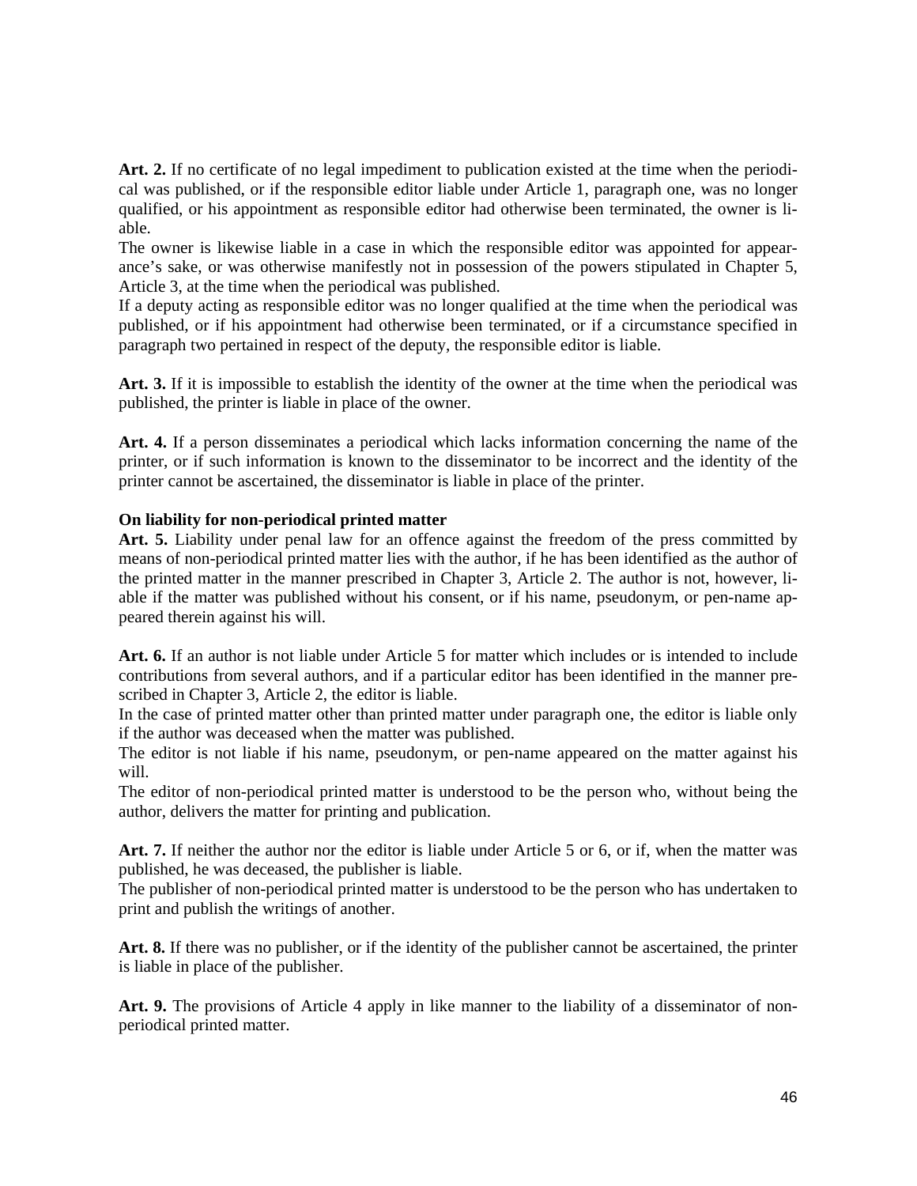**Art. 2.** If no certificate of no legal impediment to publication existed at the time when the periodical was published, or if the responsible editor liable under Article 1, paragraph one, was no longer qualified, or his appointment as responsible editor had otherwise been terminated, the owner is liable.

The owner is likewise liable in a case in which the responsible editor was appointed for appearance's sake, or was otherwise manifestly not in possession of the powers stipulated in Chapter 5, Article 3, at the time when the periodical was published.

If a deputy acting as responsible editor was no longer qualified at the time when the periodical was published, or if his appointment had otherwise been terminated, or if a circumstance specified in paragraph two pertained in respect of the deputy, the responsible editor is liable.

**Art. 3.** If it is impossible to establish the identity of the owner at the time when the periodical was published, the printer is liable in place of the owner.

**Art. 4.** If a person disseminates a periodical which lacks information concerning the name of the printer, or if such information is known to the disseminator to be incorrect and the identity of the printer cannot be ascertained, the disseminator is liable in place of the printer.

**On liability for non-periodical printed matter**

**Art. 5.** Liability under penal law for an offence against the freedom of the press committed by means of non-periodical printed matter lies with the author, if he has been identified as the author of the printed matter in the manner prescribed in Chapter 3, Article 2. The author is not, however, liable if the matter was published without his consent, or if his name, pseudonym, or pen-name appeared therein against his will.

**Art. 6.** If an author is not liable under Article 5 for matter which includes or is intended to include contributions from several authors, and if a particular editor has been identified in the manner prescribed in Chapter 3, Article 2, the editor is liable.

In the case of printed matter other than printed matter under paragraph one, the editor is liable only if the author was deceased when the matter was published.

The editor is not liable if his name, pseudonym, or pen-name appeared on the matter against his will.

The editor of non-periodical printed matter is understood to be the person who, without being the author, delivers the matter for printing and publication.

**Art. 7.** If neither the author nor the editor is liable under Article 5 or 6, or if, when the matter was published, he was deceased, the publisher is liable.

The publisher of non-periodical printed matter is understood to be the person who has undertaken to print and publish the writings of another.

**Art. 8.** If there was no publisher, or if the identity of the publisher cannot be ascertained, the printer is liable in place of the publisher.

**Art. 9.** The provisions of Article 4 apply in like manner to the liability of a disseminator of non-periodical printed matter.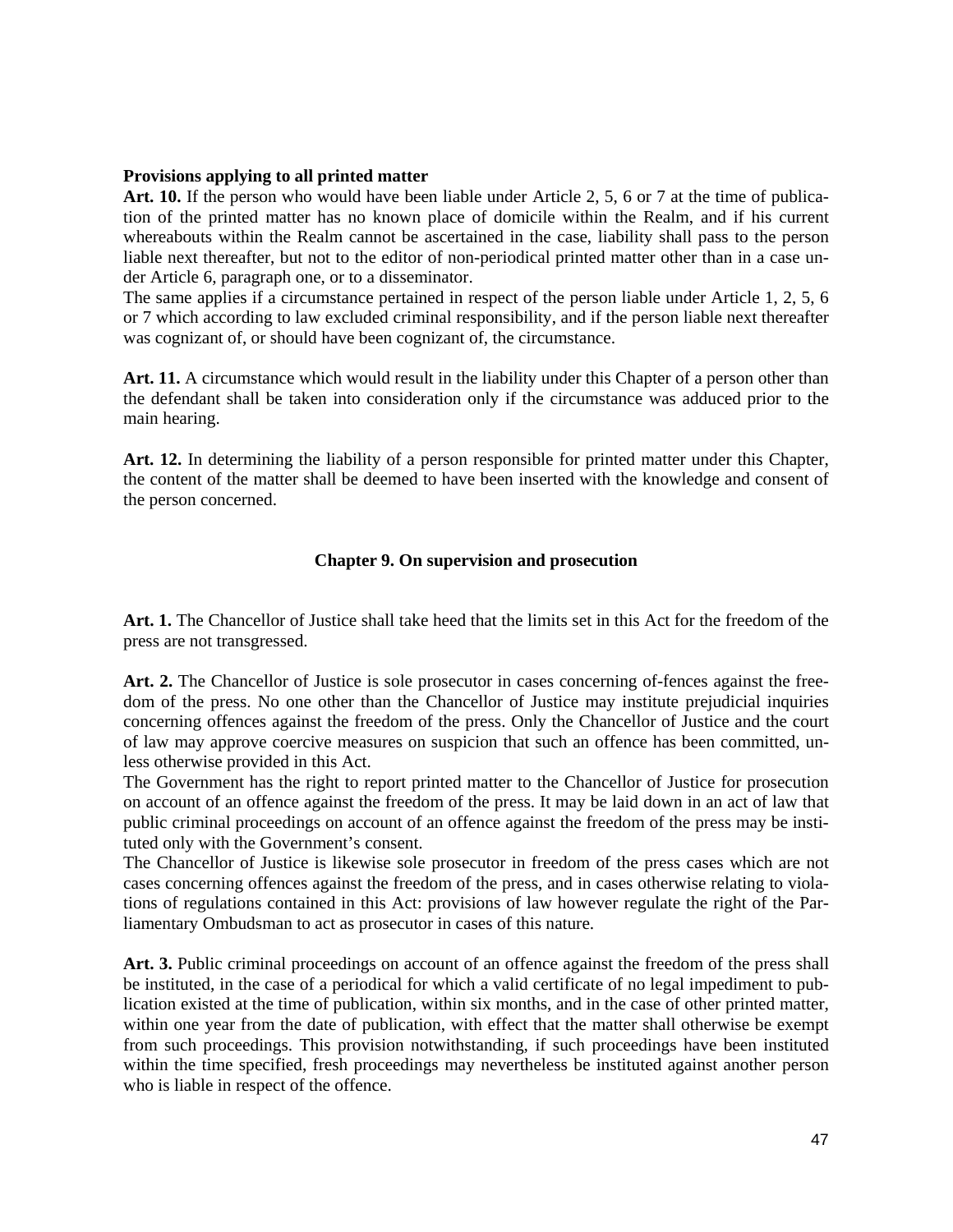**Provisions applying to all printed matter**

**Art. 10.** If the person who would have been liable under Article 2, 5, 6 or 7 at the time of publication of the printed matter has no known place of domicile within the Realm, and if his current whereabouts within the Realm cannot be ascertained in the case, liability shall pass to the person liable next thereafter, but not to the editor of non-periodical printed matter other than in a case under Article 6, paragraph one, or to a disseminator.

The same applies if a circumstance pertained in respect of the person liable under Article 1, 2, 5, 6 or 7 which according to law excluded criminal responsibility, and if the person liable next thereafter was cognizant of, or should have been cognizant of, the circumstance.

**Art. 11.** A circumstance which would result in the liability under this Chapter of a person other than the defendant shall be taken into consideration only if the circumstance was adduced prior to the main hearing.

**Art. 12.** In determining the liability of a person responsible for printed matter under this Chapter, the content of the matter shall be deemed to have been inserted with the knowledge and consent of the person concerned.

## Chapter 9. On supervision and prosecution

**Art. 1.** The Chancellor of Justice shall take heed that the limits set in this Act for the freedom of the press are not transgressed.

**Art. 2.** The Chancellor of Justice is sole prosecutor in cases concerning of-fences against the freedom of the press. No one other than the Chancellor of Justice may institute prejudicial inquiries concerning offences against the freedom of the press. Only the Chancellor of Justice and the court of law may approve coercive measures on suspicion that such an offence has been committed, unless otherwise provided in this Act.

The Government has the right to report printed matter to the Chancellor of Justice for prosecution on account of an offence against the freedom of the press. It may be laid down in an act of law that public criminal proceedings on account of an offence against the freedom of the press may be instituted only with the Government's consent.

The Chancellor of Justice is likewise sole prosecutor in freedom of the press cases which are not cases concerning offences against the freedom of the press, and in cases otherwise relating to violations of regulations contained in this Act: provisions of law however regulate the right of the Parliamentary Ombudsman to act as prosecutor in cases of this nature.

**Art. 3.** Public criminal proceedings on account of an offence against the freedom of the press shall be instituted, in the case of a periodical for which a valid certificate of no legal impediment to publication existed at the time of publication, within six months, and in the case of other printed matter, within one year from the date of publication, with effect that the matter shall otherwise be exempt from such proceedings. This provision notwithstanding, if such proceedings have been instituted within the time specified, fresh proceedings may nevertheless be instituted against another person who is liable in respect of the offence.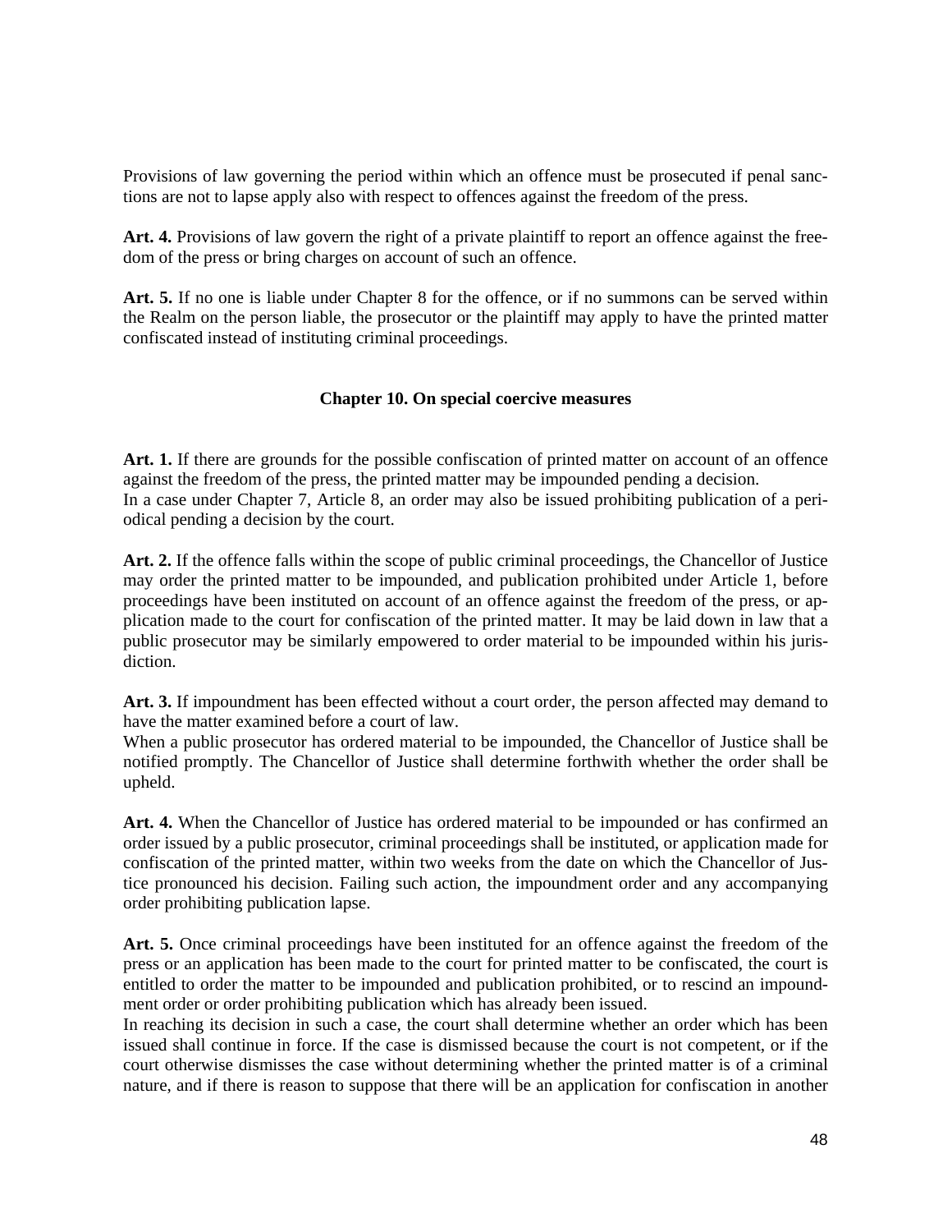Provisions of law governing the period within which an offence must be prosecuted if penal sanctions are not to lapse apply also with respect to offences against the freedom of the press.

**Art. 4.** Provisions of law govern the right of a private plaintiff to report an offence against the freedom of the press or bring charges on account of such an offence.

**Art. 5.** If no one is liable under Chapter 8 for the offence, or if no summons can be served within the Realm on the person liable, the prosecutor or the plaintiff may apply to have the printed matter confiscated instead of instituting criminal proceedings.

### Chapter 10. On special coercive measures

**Art. 1.** If there are grounds for the possible confiscation of printed matter on account of an offence against the freedom of the press, the printed matter may be impounded pending a decision.
In a case under Chapter 7, Article 8, an order may also be issued prohibiting publication of a periodical pending a decision by the court.

**Art. 2.** If the offence falls within the scope of public criminal proceedings, the Chancellor of Justice may order the printed matter to be impounded, and publication prohibited under Article 1, before proceedings have been instituted on account of an offence against the freedom of the press, or application made to the court for confiscation of the printed matter. It may be laid down in law that a public prosecutor may be similarly empowered to order material to be impounded within his jurisdiction.

**Art. 3.** If impoundment has been effected without a court order, the person affected may demand to have the matter examined before a court of law.
When a public prosecutor has ordered material to be impounded, the Chancellor of Justice shall be notified promptly. The Chancellor of Justice shall determine forthwith whether the order shall be upheld.

**Art. 4.** When the Chancellor of Justice has ordered material to be impounded or has confirmed an order issued by a public prosecutor, criminal proceedings shall be instituted, or application made for confiscation of the printed matter, within two weeks from the date on which the Chancellor of Justice pronounced his decision. Failing such action, the impoundment order and any accompanying order prohibiting publication lapse.

**Art. 5.** Once criminal proceedings have been instituted for an offence against the freedom of the press or an application has been made to the court for printed matter to be confiscated, the court is entitled to order the matter to be impounded and publication prohibited, or to rescind an impoundment order or order prohibiting publication which has already been issued.
In reaching its decision in such a case, the court shall determine whether an order which has been issued shall continue in force. If the case is dismissed because the court is not competent, or if the court otherwise dismisses the case without determining whether the printed matter is of a criminal nature, and if there is reason to suppose that there will be an application for confiscation in another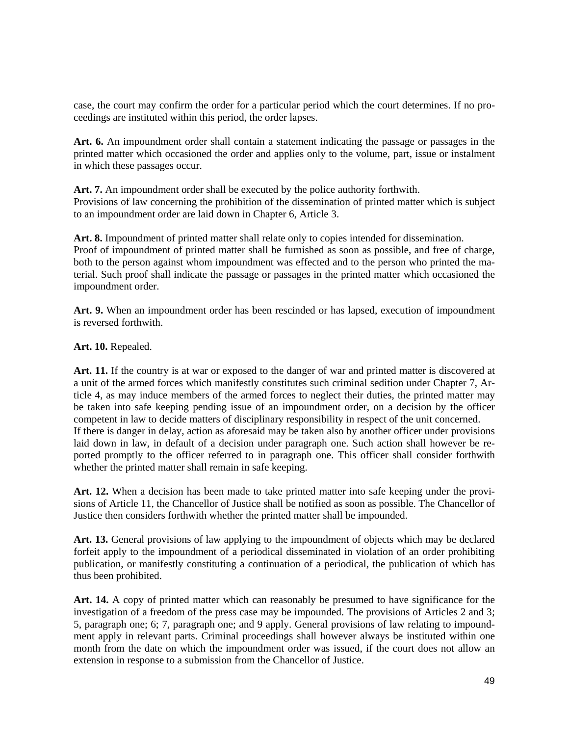case, the court may confirm the order for a particular period which the court determines. If no proceedings are instituted within this period, the order lapses.

**Art. 6.** An impoundment order shall contain a statement indicating the passage or passages in the printed matter which occasioned the order and applies only to the volume, part, issue or instalment in which these passages occur.

**Art. 7.** An impoundment order shall be executed by the police authority forthwith.
Provisions of law concerning the prohibition of the dissemination of printed matter which is subject to an impoundment order are laid down in Chapter 6, Article 3.

**Art. 8.** Impoundment of printed matter shall relate only to copies intended for dissemination.
Proof of impoundment of printed matter shall be furnished as soon as possible, and free of charge, both to the person against whom impoundment was effected and to the person who printed the material. Such proof shall indicate the passage or passages in the printed matter which occasioned the impoundment order.

**Art. 9.** When an impoundment order has been rescinded or has lapsed, execution of impoundment is reversed forthwith.

**Art. 10.** Repealed.

**Art. 11.** If the country is at war or exposed to the danger of war and printed matter is discovered at a unit of the armed forces which manifestly constitutes such criminal sedition under Chapter 7, Article 4, as may induce members of the armed forces to neglect their duties, the printed matter may be taken into safe keeping pending issue of an impoundment order, on a decision by the officer competent in law to decide matters of disciplinary responsibility in respect of the unit concerned.
If there is danger in delay, action as aforesaid may be taken also by another officer under provisions laid down in law, in default of a decision under paragraph one. Such action shall however be reported promptly to the officer referred to in paragraph one. This officer shall consider forthwith whether the printed matter shall remain in safe keeping.

**Art. 12.** When a decision has been made to take printed matter into safe keeping under the provisions of Article 11, the Chancellor of Justice shall be notified as soon as possible. The Chancellor of Justice then considers forthwith whether the printed matter shall be impounded.

**Art. 13.** General provisions of law applying to the impoundment of objects which may be declared forfeit apply to the impoundment of a periodical disseminated in violation of an order prohibiting publication, or manifestly constituting a continuation of a periodical, the publication of which has thus been prohibited.

**Art. 14.** A copy of printed matter which can reasonably be presumed to have significance for the investigation of a freedom of the press case may be impounded. The provisions of Articles 2 and 3; 5, paragraph one; 6; 7, paragraph one; and 9 apply. General provisions of law relating to impoundment apply in relevant parts. Criminal proceedings shall however always be instituted within one month from the date on which the impoundment order was issued, if the court does not allow an extension in response to a submission from the Chancellor of Justice.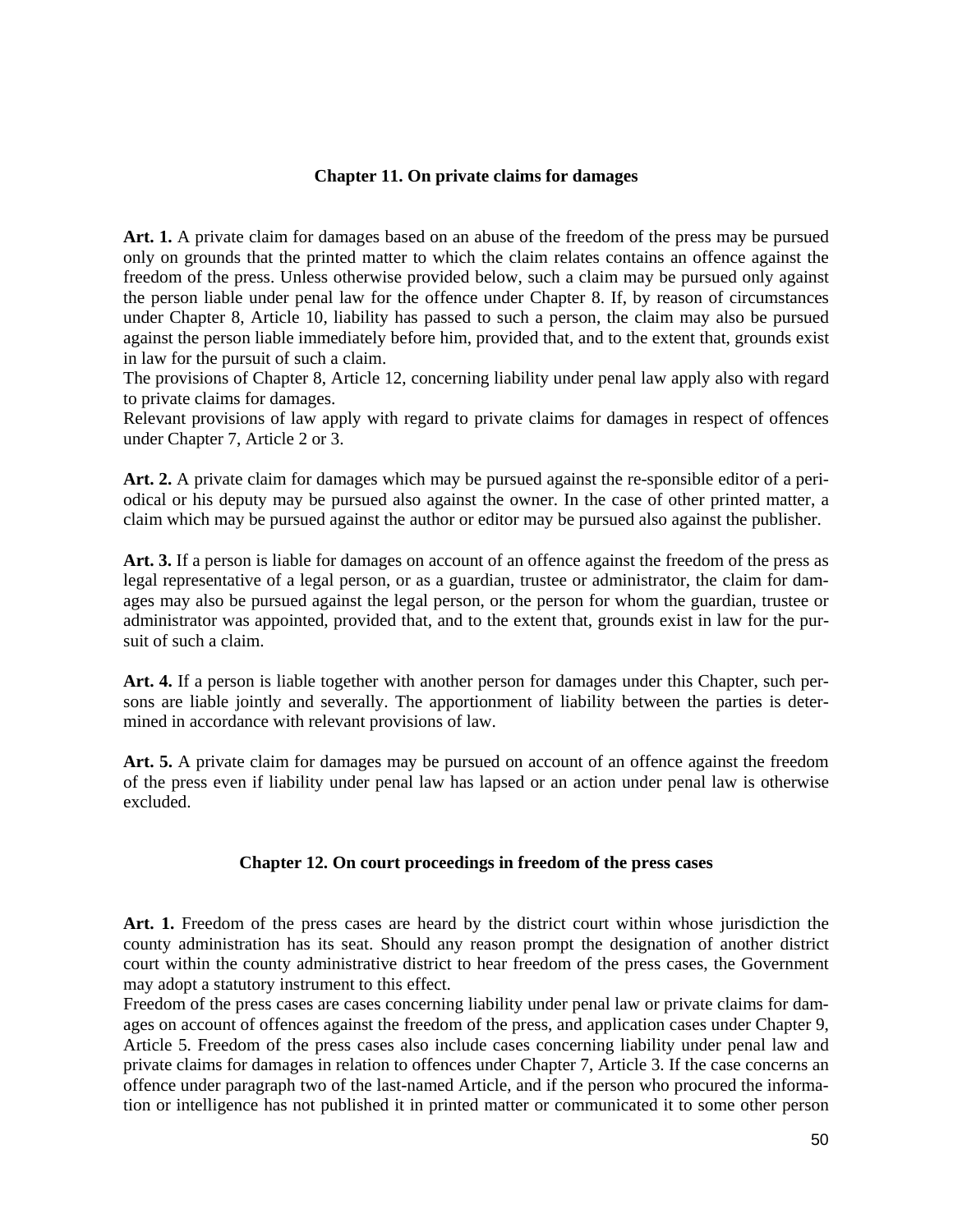### Chapter 11. On private claims for damages

**Art. 1.** A private claim for damages based on an abuse of the freedom of the press may be pursued only on grounds that the printed matter to which the claim relates contains an offence against the freedom of the press. Unless otherwise provided below, such a claim may be pursued only against the person liable under penal law for the offence under Chapter 8. If, by reason of circumstances under Chapter 8, Article 10, liability has passed to such a person, the claim may also be pursued against the person liable immediately before him, provided that, and to the extent that, grounds exist in law for the pursuit of such a claim.

The provisions of Chapter 8, Article 12, concerning liability under penal law apply also with regard to private claims for damages.

Relevant provisions of law apply with regard to private claims for damages in respect of offences under Chapter 7, Article 2 or 3.

**Art. 2.** A private claim for damages which may be pursued against the re-sponsible editor of a periodical or his deputy may be pursued also against the owner. In the case of other printed matter, a claim which may be pursued against the author or editor may be pursued also against the publisher.

**Art. 3.** If a person is liable for damages on account of an offence against the freedom of the press as legal representative of a legal person, or as a guardian, trustee or administrator, the claim for damages may also be pursued against the legal person, or the person for whom the guardian, trustee or administrator was appointed, provided that, and to the extent that, grounds exist in law for the pursuit of such a claim.

**Art. 4.** If a person is liable together with another person for damages under this Chapter, such persons are liable jointly and severally. The apportionment of liability between the parties is determined in accordance with relevant provisions of law.

**Art. 5.** A private claim for damages may be pursued on account of an offence against the freedom of the press even if liability under penal law has lapsed or an action under penal law is otherwise excluded.

### Chapter 12. On court proceedings in freedom of the press cases

**Art. 1.** Freedom of the press cases are heard by the district court within whose jurisdiction the county administration has its seat. Should any reason prompt the designation of another district court within the county administrative district to hear freedom of the press cases, the Government may adopt a statutory instrument to this effect.

Freedom of the press cases are cases concerning liability under penal law or private claims for damages on account of offences against the freedom of the press, and application cases under Chapter 9, Article 5. Freedom of the press cases also include cases concerning liability under penal law and private claims for damages in relation to offences under Chapter 7, Article 3. If the case concerns an offence under paragraph two of the last-named Article, and if the person who procured the information or intelligence has not published it in printed matter or communicated it to some other person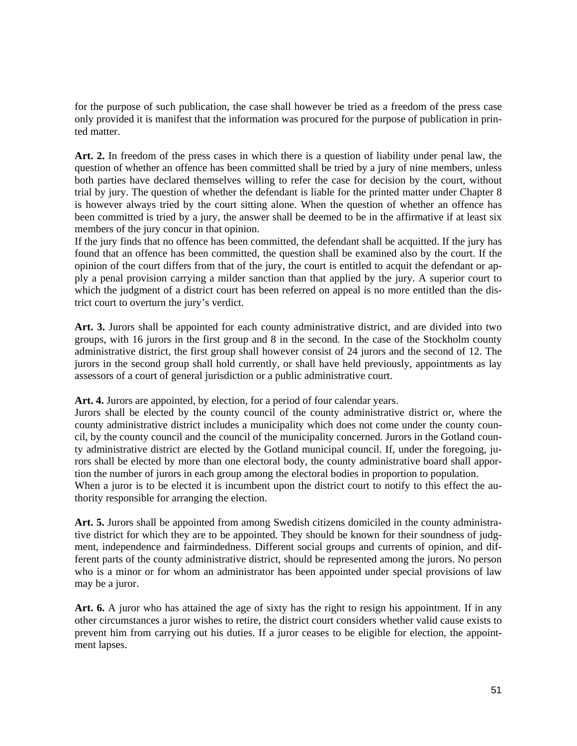for the purpose of such publication, the case shall however be tried as a freedom of the press case only provided it is manifest that the information was procured for the purpose of publication in printed matter.

**Art. 2.** In freedom of the press cases in which there is a question of liability under penal law, the question of whether an offence has been committed shall be tried by a jury of nine members, unless both parties have declared themselves willing to refer the case for decision by the court, without trial by jury. The question of whether the defendant is liable for the printed matter under Chapter 8 is however always tried by the court sitting alone. When the question of whether an offence has been committed is tried by a jury, the answer shall be deemed to be in the affirmative if at least six members of the jury concur in that opinion.

If the jury finds that no offence has been committed, the defendant shall be acquitted. If the jury has found that an offence has been committed, the question shall be examined also by the court. If the opinion of the court differs from that of the jury, the court is entitled to acquit the defendant or apply a penal provision carrying a milder sanction than that applied by the jury. A superior court to which the judgment of a district court has been referred on appeal is no more entitled than the district court to overturn the jury's verdict.

**Art. 3.** Jurors shall be appointed for each county administrative district, and are divided into two groups, with 16 jurors in the first group and 8 in the second. In the case of the Stockholm county administrative district, the first group shall however consist of 24 jurors and the second of 12. The jurors in the second group shall hold currently, or shall have held previously, appointments as lay assessors of a court of general jurisdiction or a public administrative court.

**Art. 4.** Jurors are appointed, by election, for a period of four calendar years.

Jurors shall be elected by the county council of the county administrative district or, where the county administrative district includes a municipality which does not come under the county council, by the county council and the council of the municipality concerned. Jurors in the Gotland county administrative district are elected by the Gotland municipal council. If, under the foregoing, jurors shall be elected by more than one electoral body, the county administrative board shall apportion the number of jurors in each group among the electoral bodies in proportion to population.

When a juror is to be elected it is incumbent upon the district court to notify to this effect the authority responsible for arranging the election.

**Art. 5.** Jurors shall be appointed from among Swedish citizens domiciled in the county administrative district for which they are to be appointed. They should be known for their soundness of judgment, independence and fairmindedness. Different social groups and currents of opinion, and different parts of the county administrative district, should be represented among the jurors. No person who is a minor or for whom an administrator has been appointed under special provisions of law may be a juror.

**Art. 6.** A juror who has attained the age of sixty has the right to resign his appointment. If in any other circumstances a juror wishes to retire, the district court considers whether valid cause exists to prevent him from carrying out his duties. If a juror ceases to be eligible for election, the appointment lapses.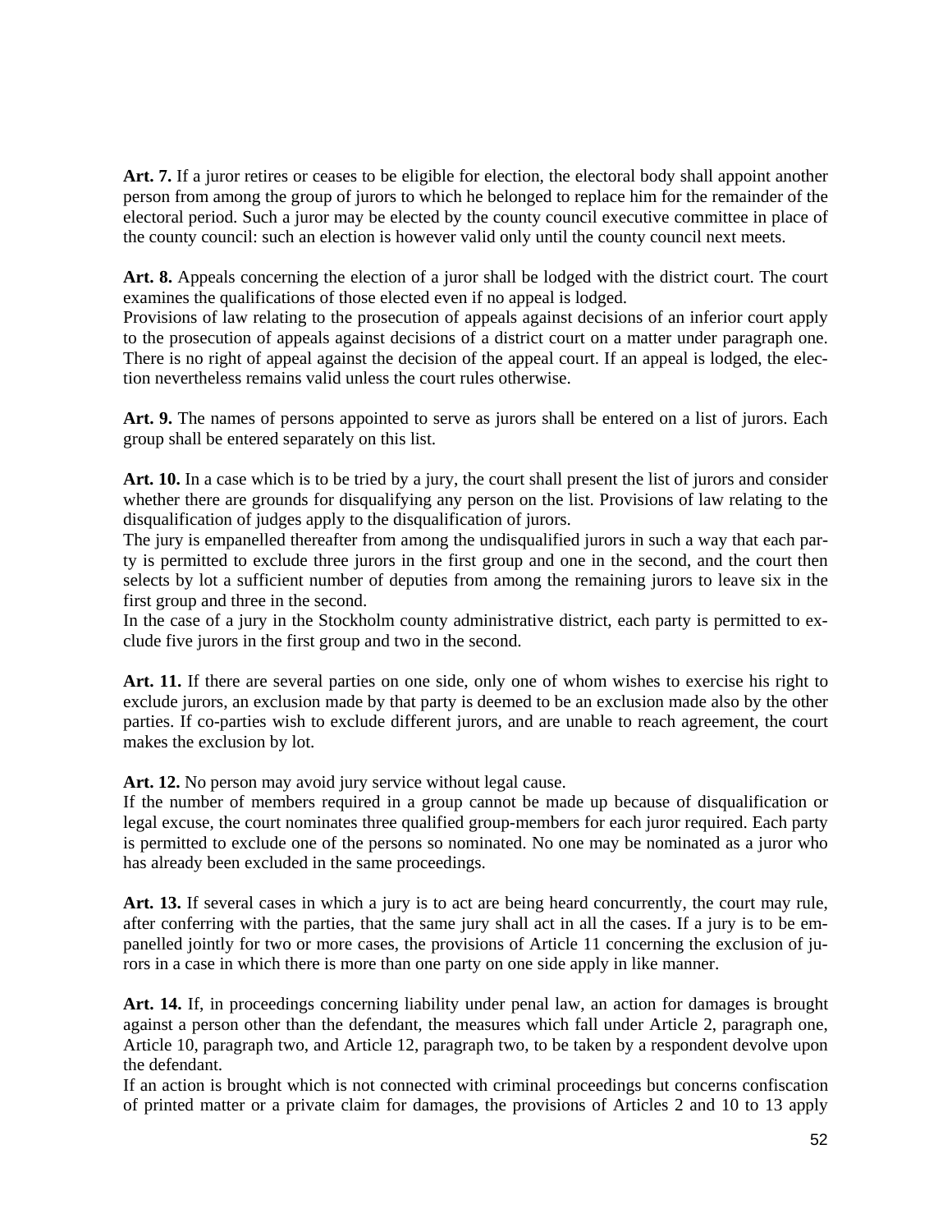**Art. 7.** If a juror retires or ceases to be eligible for election, the electoral body shall appoint another person from among the group of jurors to which he belonged to replace him for the remainder of the electoral period. Such a juror may be elected by the county council executive committee in place of the county council: such an election is however valid only until the county council next meets.

**Art. 8.** Appeals concerning the election of a juror shall be lodged with the district court. The court examines the qualifications of those elected even if no appeal is lodged.
Provisions of law relating to the prosecution of appeals against decisions of an inferior court apply to the prosecution of appeals against decisions of a district court on a matter under paragraph one. There is no right of appeal against the decision of the appeal court. If an appeal is lodged, the election nevertheless remains valid unless the court rules otherwise.

**Art. 9.** The names of persons appointed to serve as jurors shall be entered on a list of jurors. Each group shall be entered separately on this list.

**Art. 10.** In a case which is to be tried by a jury, the court shall present the list of jurors and consider whether there are grounds for disqualifying any person on the list. Provisions of law relating to the disqualification of judges apply to the disqualification of jurors.
The jury is empanelled thereafter from among the undisqualified jurors in such a way that each party is permitted to exclude three jurors in the first group and one in the second, and the court then selects by lot a sufficient number of deputies from among the remaining jurors to leave six in the first group and three in the second.
In the case of a jury in the Stockholm county administrative district, each party is permitted to exclude five jurors in the first group and two in the second.

**Art. 11.** If there are several parties on one side, only one of whom wishes to exercise his right to exclude jurors, an exclusion made by that party is deemed to be an exclusion made also by the other parties. If co-parties wish to exclude different jurors, and are unable to reach agreement, the court makes the exclusion by lot.

**Art. 12.** No person may avoid jury service without legal cause.
If the number of members required in a group cannot be made up because of disqualification or legal excuse, the court nominates three qualified group-members for each juror required. Each party is permitted to exclude one of the persons so nominated. No one may be nominated as a juror who has already been excluded in the same proceedings.

**Art. 13.** If several cases in which a jury is to act are being heard concurrently, the court may rule, after conferring with the parties, that the same jury shall act in all the cases. If a jury is to be empanelled jointly for two or more cases, the provisions of Article 11 concerning the exclusion of jurors in a case in which there is more than one party on one side apply in like manner.

**Art. 14.** If, in proceedings concerning liability under penal law, an action for damages is brought against a person other than the defendant, the measures which fall under Article 2, paragraph one, Article 10, paragraph two, and Article 12, paragraph two, to be taken by a respondent devolve upon the defendant.
If an action is brought which is not connected with criminal proceedings but concerns confiscation of printed matter or a private claim for damages, the provisions of Articles 2 and 10 to 13 apply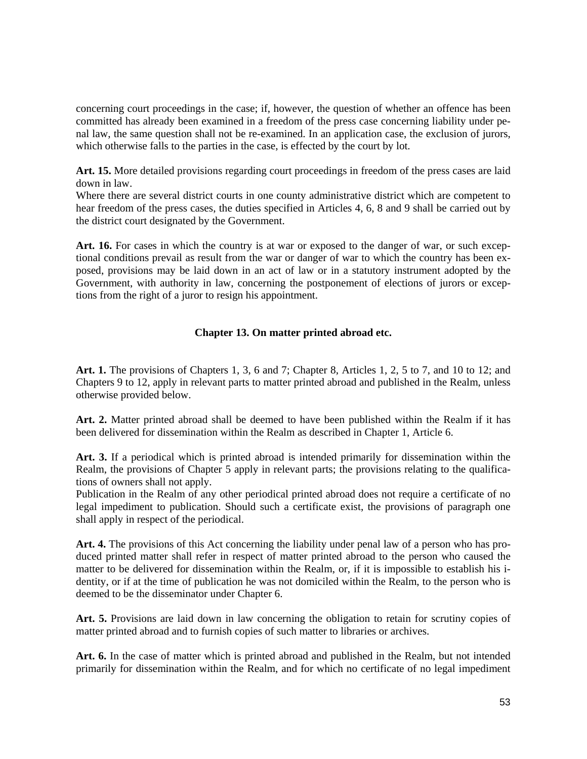concerning court proceedings in the case; if, however, the question of whether an offence has been committed has already been examined in a freedom of the press case concerning liability under penal law, the same question shall not be re-examined. In an application case, the exclusion of jurors, which otherwise falls to the parties in the case, is effected by the court by lot.

**Art. 15.** More detailed provisions regarding court proceedings in freedom of the press cases are laid down in law.
Where there are several district courts in one county administrative district which are competent to hear freedom of the press cases, the duties specified in Articles 4, 6, 8 and 9 shall be carried out by the district court designated by the Government.

**Art. 16.** For cases in which the country is at war or exposed to the danger of war, or such exceptional conditions prevail as result from the war or danger of war to which the country has been exposed, provisions may be laid down in an act of law or in a statutory instrument adopted by the Government, with authority in law, concerning the postponement of elections of jurors or exceptions from the right of a juror to resign his appointment.

## Chapter 13. On matter printed abroad etc.

**Art. 1.** The provisions of Chapters 1, 3, 6 and 7; Chapter 8, Articles 1, 2, 5 to 7, and 10 to 12; and Chapters 9 to 12, apply in relevant parts to matter printed abroad and published in the Realm, unless otherwise provided below.

**Art. 2.** Matter printed abroad shall be deemed to have been published within the Realm if it has been delivered for dissemination within the Realm as described in Chapter 1, Article 6.

**Art. 3.** If a periodical which is printed abroad is intended primarily for dissemination within the Realm, the provisions of Chapter 5 apply in relevant parts; the provisions relating to the qualifications of owners shall not apply.
Publication in the Realm of any other periodical printed abroad does not require a certificate of no legal impediment to publication. Should such a certificate exist, the provisions of paragraph one shall apply in respect of the periodical.

**Art. 4.** The provisions of this Act concerning the liability under penal law of a person who has produced printed matter shall refer in respect of matter printed abroad to the person who caused the matter to be delivered for dissemination within the Realm, or, if it is impossible to establish his identity, or if at the time of publication he was not domiciled within the Realm, to the person who is deemed to be the disseminator under Chapter 6.

**Art. 5.** Provisions are laid down in law concerning the obligation to retain for scrutiny copies of matter printed abroad and to furnish copies of such matter to libraries or archives.

**Art. 6.** In the case of matter which is printed abroad and published in the Realm, but not intended primarily for dissemination within the Realm, and for which no certificate of no legal impediment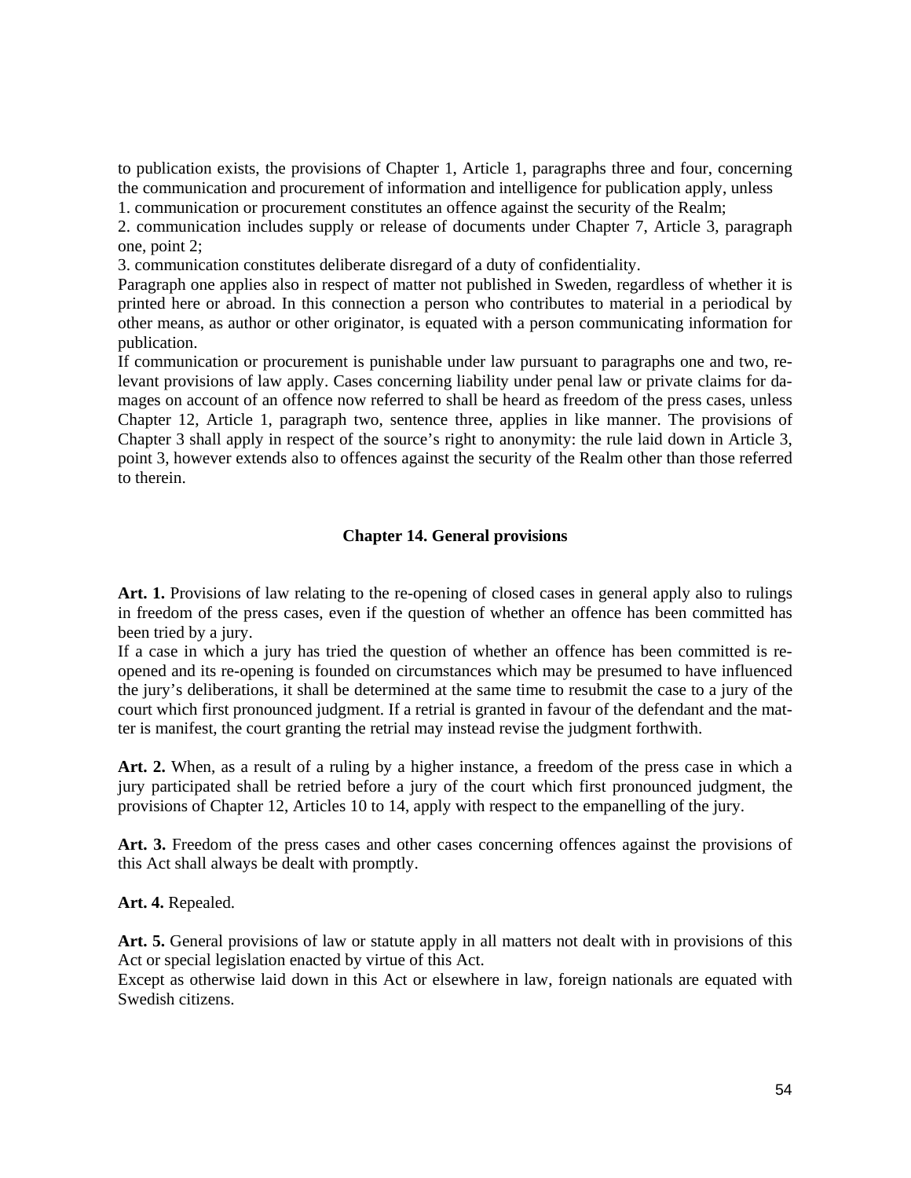to publication exists, the provisions of Chapter 1, Article 1, paragraphs three and four, concerning the communication and procurement of information and intelligence for publication apply, unless

1. communication or procurement constitutes an offence against the security of the Realm;
2. communication includes supply or release of documents under Chapter 7, Article 3, paragraph one, point 2;
3. communication constitutes deliberate disregard of a duty of confidentiality.

Paragraph one applies also in respect of matter not published in Sweden, regardless of whether it is printed here or abroad. In this connection a person who contributes to material in a periodical by other means, as author or other originator, is equated with a person communicating information for publication.

If communication or procurement is punishable under law pursuant to paragraphs one and two, relevant provisions of law apply. Cases concerning liability under penal law or private claims for damages on account of an offence now referred to shall be heard as freedom of the press cases, unless Chapter 12, Article 1, paragraph two, sentence three, applies in like manner. The provisions of Chapter 3 shall apply in respect of the source's right to anonymity: the rule laid down in Article 3, point 3, however extends also to offences against the security of the Realm other than those referred to therein.

## Chapter 14. General provisions

**Art. 1.** Provisions of law relating to the re-opening of closed cases in general apply also to rulings in freedom of the press cases, even if the question of whether an offence has been committed has been tried by a jury.

If a case in which a jury has tried the question of whether an offence has been committed is re-opened and its re-opening is founded on circumstances which may be presumed to have influenced the jury's deliberations, it shall be determined at the same time to resubmit the case to a jury of the court which first pronounced judgment. If a retrial is granted in favour of the defendant and the matter is manifest, the court granting the retrial may instead revise the judgment forthwith.

**Art. 2.** When, as a result of a ruling by a higher instance, a freedom of the press case in which a jury participated shall be retried before a jury of the court which first pronounced judgment, the provisions of Chapter 12, Articles 10 to 14, apply with respect to the empanelling of the jury.

**Art. 3.** Freedom of the press cases and other cases concerning offences against the provisions of this Act shall always be dealt with promptly.

**Art. 4.** Repealed.

**Art. 5.** General provisions of law or statute apply in all matters not dealt with in provisions of this Act or special legislation enacted by virtue of this Act.

Except as otherwise laid down in this Act or elsewhere in law, foreign nationals are equated with Swedish citizens.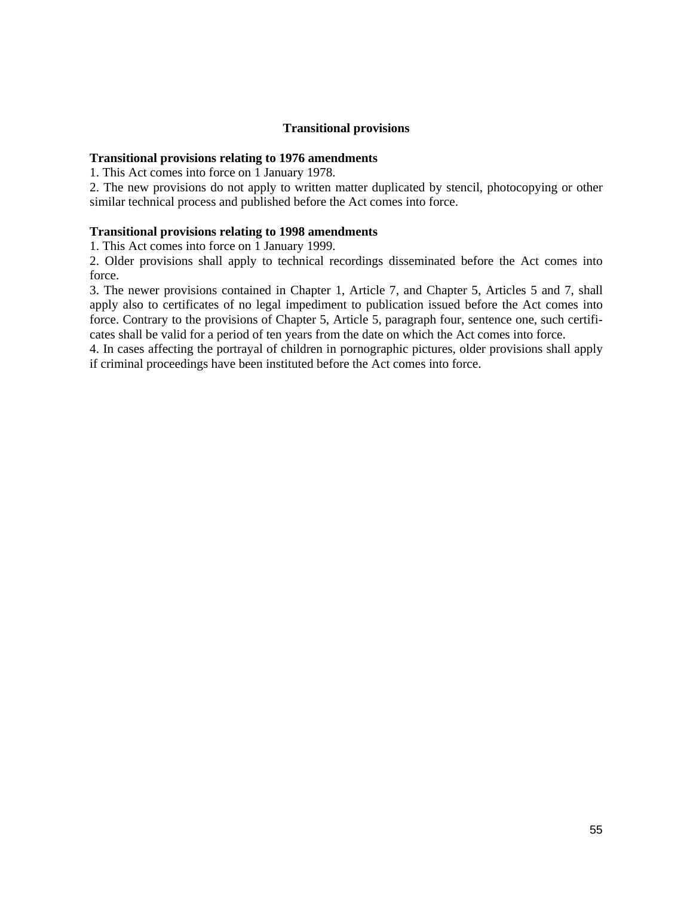## Transitional provisions

### Transitional provisions relating to 1976 amendments

1. This Act comes into force on 1 January 1978.
2. The new provisions do not apply to written matter duplicated by stencil, photocopying or other similar technical process and published before the Act comes into force.

### Transitional provisions relating to 1998 amendments

1. This Act comes into force on 1 January 1999.
2. Older provisions shall apply to technical recordings disseminated before the Act comes into force.
3. The newer provisions contained in Chapter 1, Article 7, and Chapter 5, Articles 5 and 7, shall apply also to certificates of no legal impediment to publication issued before the Act comes into force. Contrary to the provisions of Chapter 5, Article 5, paragraph four, sentence one, such certificates shall be valid for a period of ten years from the date on which the Act comes into force.
4. In cases affecting the portrayal of children in pornographic pictures, older provisions shall apply if criminal proceedings have been instituted before the Act comes into force.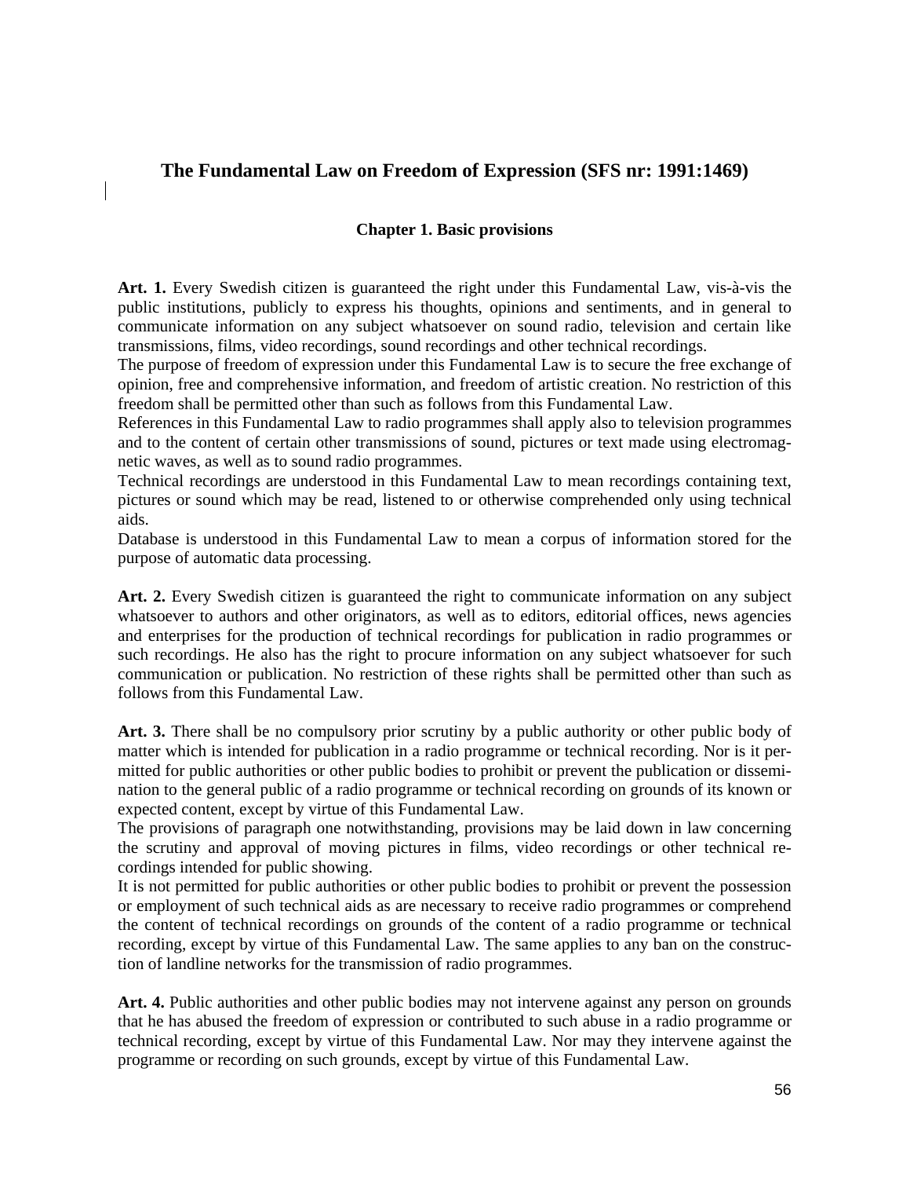# The Fundamental Law on Freedom of Expression (SFS nr: 1991:1469)

## Chapter 1. Basic provisions

**Art. 1.** Every Swedish citizen is guaranteed the right under this Fundamental Law, vis-à-vis the public institutions, publicly to express his thoughts, opinions and sentiments, and in general to communicate information on any subject whatsoever on sound radio, television and certain like transmissions, films, video recordings, sound recordings and other technical recordings.
The purpose of freedom of expression under this Fundamental Law is to secure the free exchange of opinion, free and comprehensive information, and freedom of artistic creation. No restriction of this freedom shall be permitted other than such as follows from this Fundamental Law.
References in this Fundamental Law to radio programmes shall apply also to television programmes and to the content of certain other transmissions of sound, pictures or text made using electromagnetic waves, as well as to sound radio programmes.
Technical recordings are understood in this Fundamental Law to mean recordings containing text, pictures or sound which may be read, listened to or otherwise comprehended only using technical aids.
Database is understood in this Fundamental Law to mean a corpus of information stored for the purpose of automatic data processing.

**Art. 2.** Every Swedish citizen is guaranteed the right to communicate information on any subject whatsoever to authors and other originators, as well as to editors, editorial offices, news agencies and enterprises for the production of technical recordings for publication in radio programmes or such recordings. He also has the right to procure information on any subject whatsoever for such communication or publication. No restriction of these rights shall be permitted other than such as follows from this Fundamental Law.

**Art. 3.** There shall be no compulsory prior scrutiny by a public authority or other public body of matter which is intended for publication in a radio programme or technical recording. Nor is it permitted for public authorities or other public bodies to prohibit or prevent the publication or dissemination to the general public of a radio programme or technical recording on grounds of its known or expected content, except by virtue of this Fundamental Law.
The provisions of paragraph one notwithstanding, provisions may be laid down in law concerning the scrutiny and approval of moving pictures in films, video recordings or other technical recordings intended for public showing.
It is not permitted for public authorities or other public bodies to prohibit or prevent the possession or employment of such technical aids as are necessary to receive radio programmes or comprehend the content of technical recordings on grounds of the content of a radio programme or technical recording, except by virtue of this Fundamental Law. The same applies to any ban on the construction of landline networks for the transmission of radio programmes.

**Art. 4.** Public authorities and other public bodies may not intervene against any person on grounds that he has abused the freedom of expression or contributed to such abuse in a radio programme or technical recording, except by virtue of this Fundamental Law. Nor may they intervene against the programme or recording on such grounds, except by virtue of this Fundamental Law.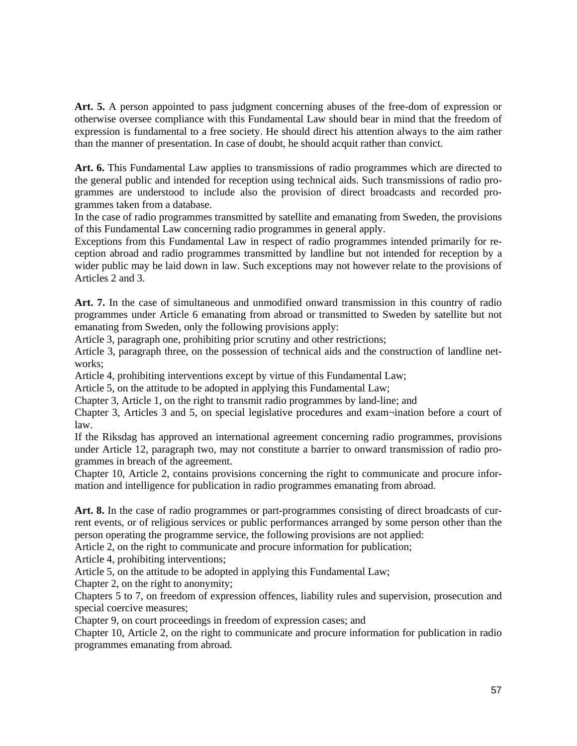**Art. 5.** A person appointed to pass judgment concerning abuses of the free-dom of expression or otherwise oversee compliance with this Fundamental Law should bear in mind that the freedom of expression is fundamental to a free society. He should direct his attention always to the aim rather than the manner of presentation. In case of doubt, he should acquit rather than convict.

**Art. 6.** This Fundamental Law applies to transmissions of radio programmes which are directed to the general public and intended for reception using technical aids. Such transmissions of radio programmes are understood to include also the provision of direct broadcasts and recorded programmes taken from a database.

In the case of radio programmes transmitted by satellite and emanating from Sweden, the provisions of this Fundamental Law concerning radio programmes in general apply.

Exceptions from this Fundamental Law in respect of radio programmes intended primarily for reception abroad and radio programmes transmitted by landline but not intended for reception by a wider public may be laid down in law. Such exceptions may not however relate to the provisions of Articles 2 and 3.

**Art. 7.** In the case of simultaneous and unmodified onward transmission in this country of radio programmes under Article 6 emanating from abroad or transmitted to Sweden by satellite but not emanating from Sweden, only the following provisions apply:

Article 3, paragraph one, prohibiting prior scrutiny and other restrictions;

Article 3, paragraph three, on the possession of technical aids and the construction of landline networks;

Article 4, prohibiting interventions except by virtue of this Fundamental Law;

Article 5, on the attitude to be adopted in applying this Fundamental Law;

Chapter 3, Article 1, on the right to transmit radio programmes by land-line; and

Chapter 3, Articles 3 and 5, on special legislative procedures and exam¬ination before a court of law.

If the Riksdag has approved an international agreement concerning radio programmes, provisions under Article 12, paragraph two, may not constitute a barrier to onward transmission of radio programmes in breach of the agreement.

Chapter 10, Article 2, contains provisions concerning the right to communicate and procure information and intelligence for publication in radio programmes emanating from abroad.

**Art. 8.** In the case of radio programmes or part-programmes consisting of direct broadcasts of current events, or of religious services or public performances arranged by some person other than the person operating the programme service, the following provisions are not applied:

Article 2, on the right to communicate and procure information for publication;

Article 4, prohibiting interventions;

Article 5, on the attitude to be adopted in applying this Fundamental Law;

Chapter 2, on the right to anonymity;

Chapters 5 to 7, on freedom of expression offences, liability rules and supervision, prosecution and special coercive measures;

Chapter 9, on court proceedings in freedom of expression cases; and

Chapter 10, Article 2, on the right to communicate and procure information for publication in radio programmes emanating from abroad.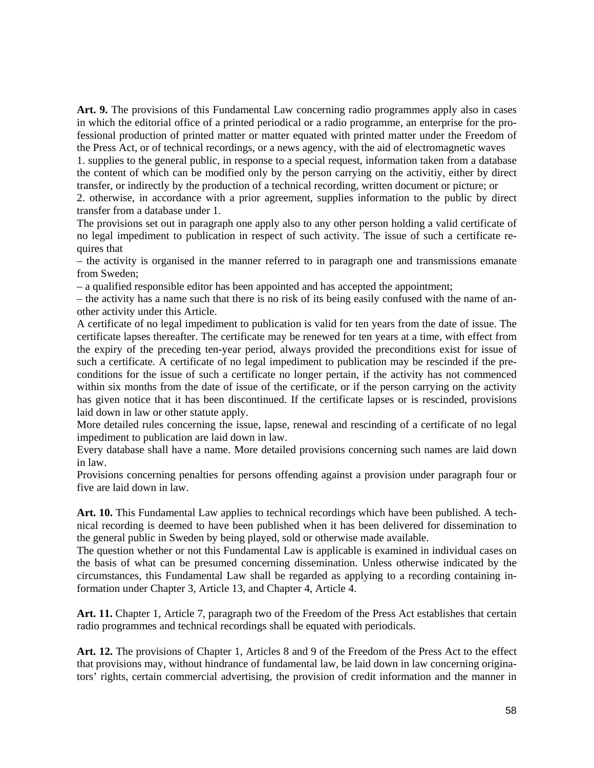**Art. 9.** The provisions of this Fundamental Law concerning radio programmes apply also in cases in which the editorial office of a printed periodical or a radio programme, an enterprise for the professional production of printed matter or matter equated with printed matter under the Freedom of the Press Act, or of technical recordings, or a news agency, with the aid of electromagnetic waves

1. supplies to the general public, in response to a special request, information taken from a database the content of which can be modified only by the person carrying on the activitiy, either by direct transfer, or indirectly by the production of a technical recording, written document or picture; or
2. otherwise, in accordance with a prior agreement, supplies information to the public by direct transfer from a database under 1.

The provisions set out in paragraph one apply also to any other person holding a valid certificate of no legal impediment to publication in respect of such activity. The issue of such a certificate requires that

– the activity is organised in the manner referred to in paragraph one and transmissions emanate from Sweden;
– a qualified responsible editor has been appointed and has accepted the appointment;
– the activity has a name such that there is no risk of its being easily confused with the name of another activity under this Article.

A certificate of no legal impediment to publication is valid for ten years from the date of issue. The certificate lapses thereafter. The certificate may be renewed for ten years at a time, with effect from the expiry of the preceding ten-year period, always provided the preconditions exist for issue of such a certificate. A certificate of no legal impediment to publication may be rescinded if the preconditions for the issue of such a certificate no longer pertain, if the activity has not commenced within six months from the date of issue of the certificate, or if the person carrying on the activity has given notice that it has been discontinued. If the certificate lapses or is rescinded, provisions laid down in law or other statute apply.

More detailed rules concerning the issue, lapse, renewal and rescinding of a certificate of no legal impediment to publication are laid down in law.

Every database shall have a name. More detailed provisions concerning such names are laid down in law.

Provisions concerning penalties for persons offending against a provision under paragraph four or five are laid down in law.

**Art. 10.** This Fundamental Law applies to technical recordings which have been published. A technical recording is deemed to have been published when it has been delivered for dissemination to the general public in Sweden by being played, sold or otherwise made available.

The question whether or not this Fundamental Law is applicable is examined in individual cases on the basis of what can be presumed concerning dissemination. Unless otherwise indicated by the circumstances, this Fundamental Law shall be regarded as applying to a recording containing information under Chapter 3, Article 13, and Chapter 4, Article 4.

**Art. 11.** Chapter 1, Article 7, paragraph two of the Freedom of the Press Act establishes that certain radio programmes and technical recordings shall be equated with periodicals.

**Art. 12.** The provisions of Chapter 1, Articles 8 and 9 of the Freedom of the Press Act to the effect that provisions may, without hindrance of fundamental law, be laid down in law concerning originators' rights, certain commercial advertising, the provision of credit information and the manner in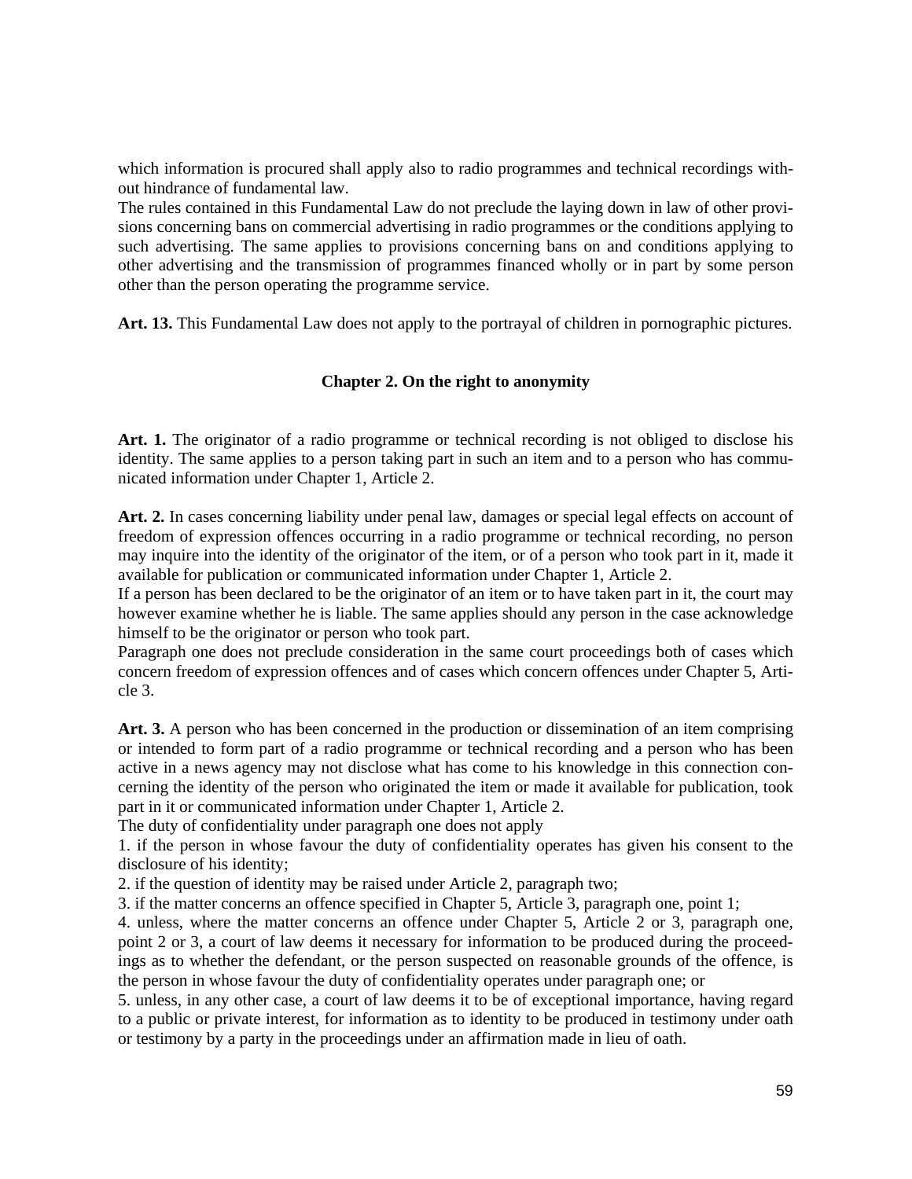which information is procured shall apply also to radio programmes and technical recordings without hindrance of fundamental law.

The rules contained in this Fundamental Law do not preclude the laying down in law of other provisions concerning bans on commercial advertising in radio programmes or the conditions applying to such advertising. The same applies to provisions concerning bans on and conditions applying to other advertising and the transmission of programmes financed wholly or in part by some person other than the person operating the programme service.

**Art. 13.** This Fundamental Law does not apply to the portrayal of children in pornographic pictures.

### Chapter 2. On the right to anonymity

**Art. 1.** The originator of a radio programme or technical recording is not obliged to disclose his identity. The same applies to a person taking part in such an item and to a person who has communicated information under Chapter 1, Article 2.

**Art. 2.** In cases concerning liability under penal law, damages or special legal effects on account of freedom of expression offences occurring in a radio programme or technical recording, no person may inquire into the identity of the originator of the item, or of a person who took part in it, made it available for publication or communicated information under Chapter 1, Article 2.

If a person has been declared to be the originator of an item or to have taken part in it, the court may however examine whether he is liable. The same applies should any person in the case acknowledge himself to be the originator or person who took part.

Paragraph one does not preclude consideration in the same court proceedings both of cases which concern freedom of expression offences and of cases which concern offences under Chapter 5, Article 3.

**Art. 3.** A person who has been concerned in the production or dissemination of an item comprising or intended to form part of a radio programme or technical recording and a person who has been active in a news agency may not disclose what has come to his knowledge in this connection concerning the identity of the person who originated the item or made it available for publication, took part in it or communicated information under Chapter 1, Article 2.

The duty of confidentiality under paragraph one does not apply

1. if the person in whose favour the duty of confidentiality operates has given his consent to the disclosure of his identity;
2. if the question of identity may be raised under Article 2, paragraph two;
3. if the matter concerns an offence specified in Chapter 5, Article 3, paragraph one, point 1;
4. unless, where the matter concerns an offence under Chapter 5, Article 2 or 3, paragraph one, point 2 or 3, a court of law deems it necessary for information to be produced during the proceedings as to whether the defendant, or the person suspected on reasonable grounds of the offence, is the person in whose favour the duty of confidentiality operates under paragraph one; or
5. unless, in any other case, a court of law deems it to be of exceptional importance, having regard to a public or private interest, for information as to identity to be produced in testimony under oath or testimony by a party in the proceedings under an affirmation made in lieu of oath.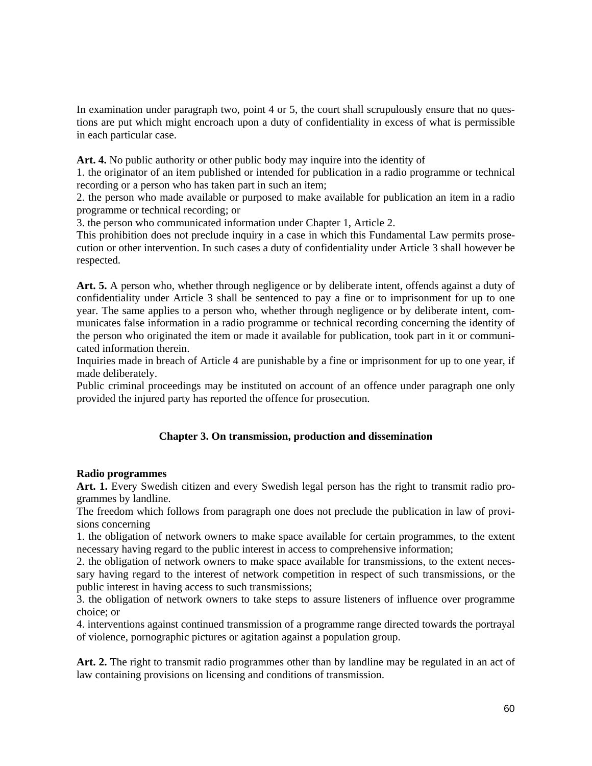In examination under paragraph two, point 4 or 5, the court shall scrupulously ensure that no questions are put which might encroach upon a duty of confidentiality in excess of what is permissible in each particular case.

**Art. 4.** No public authority or other public body may inquire into the identity of

1. the originator of an item published or intended for publication in a radio programme or technical recording or a person who has taken part in such an item;
2. the person who made available or purposed to make available for publication an item in a radio programme or technical recording; or
3. the person who communicated information under Chapter 1, Article 2.

This prohibition does not preclude inquiry in a case in which this Fundamental Law permits prosecution or other intervention. In such cases a duty of confidentiality under Article 3 shall however be respected.

**Art. 5.** A person who, whether through negligence or by deliberate intent, offends against a duty of confidentiality under Article 3 shall be sentenced to pay a fine or to imprisonment for up to one year. The same applies to a person who, whether through negligence or by deliberate intent, communicates false information in a radio programme or technical recording concerning the identity of the person who originated the item or made it available for publication, took part in it or communicated information therein.

Inquiries made in breach of Article 4 are punishable by a fine or imprisonment for up to one year, if made deliberately.

Public criminal proceedings may be instituted on account of an offence under paragraph one only provided the injured party has reported the offence for prosecution.

## Chapter 3. On transmission, production and dissemination

**Radio programmes**

**Art. 1.** Every Swedish citizen and every Swedish legal person has the right to transmit radio programmes by landline.

The freedom which follows from paragraph one does not preclude the publication in law of provisions concerning

1. the obligation of network owners to make space available for certain programmes, to the extent necessary having regard to the public interest in access to comprehensive information;
2. the obligation of network owners to make space available for transmissions, to the extent necessary having regard to the interest of network competition in respect of such transmissions, or the public interest in having access to such transmissions;
3. the obligation of network owners to take steps to assure listeners of influence over programme choice; or
4. interventions against continued transmission of a programme range directed towards the portrayal of violence, pornographic pictures or agitation against a population group.

**Art. 2.** The right to transmit radio programmes other than by landline may be regulated in an act of law containing provisions on licensing and conditions of transmission.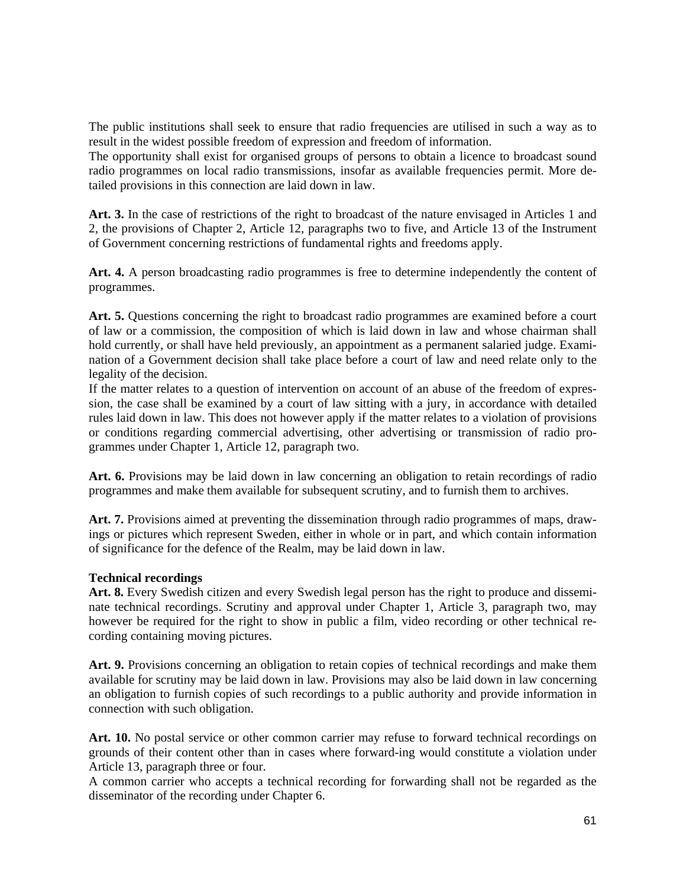The public institutions shall seek to ensure that radio frequencies are utilised in such a way as to result in the widest possible freedom of expression and freedom of information.
The opportunity shall exist for organised groups of persons to obtain a licence to broadcast sound radio programmes on local radio transmissions, insofar as available frequencies permit. More detailed provisions in this connection are laid down in law.

**Art. 3.** In the case of restrictions of the right to broadcast of the nature envisaged in Articles 1 and 2, the provisions of Chapter 2, Article 12, paragraphs two to five, and Article 13 of the Instrument of Government concerning restrictions of fundamental rights and freedoms apply.

**Art. 4.** A person broadcasting radio programmes is free to determine independently the content of programmes.

**Art. 5.** Questions concerning the right to broadcast radio programmes are examined before a court of law or a commission, the composition of which is laid down in law and whose chairman shall hold currently, or shall have held previously, an appointment as a permanent salaried judge. Examination of a Government decision shall take place before a court of law and need relate only to the legality of the decision.
If the matter relates to a question of intervention on account of an abuse of the freedom of expression, the case shall be examined by a court of law sitting with a jury, in accordance with detailed rules laid down in law. This does not however apply if the matter relates to a violation of provisions or conditions regarding commercial advertising, other advertising or transmission of radio programmes under Chapter 1, Article 12, paragraph two.

**Art. 6.** Provisions may be laid down in law concerning an obligation to retain recordings of radio programmes and make them available for subsequent scrutiny, and to furnish them to archives.

**Art. 7.** Provisions aimed at preventing the dissemination through radio programmes of maps, drawings or pictures which represent Sweden, either in whole or in part, and which contain information of significance for the defence of the Realm, may be laid down in law.

**Technical recordings**
**Art. 8.** Every Swedish citizen and every Swedish legal person has the right to produce and disseminate technical recordings. Scrutiny and approval under Chapter 1, Article 3, paragraph two, may however be required for the right to show in public a film, video recording or other technical recording containing moving pictures.

**Art. 9.** Provisions concerning an obligation to retain copies of technical recordings and make them available for scrutiny may be laid down in law. Provisions may also be laid down in law concerning an obligation to furnish copies of such recordings to a public authority and provide information in connection with such obligation.

**Art. 10.** No postal service or other common carrier may refuse to forward technical recordings on grounds of their content other than in cases where forward-ing would constitute a violation under Article 13, paragraph three or four.
A common carrier who accepts a technical recording for forwarding shall not be regarded as the disseminator of the recording under Chapter 6.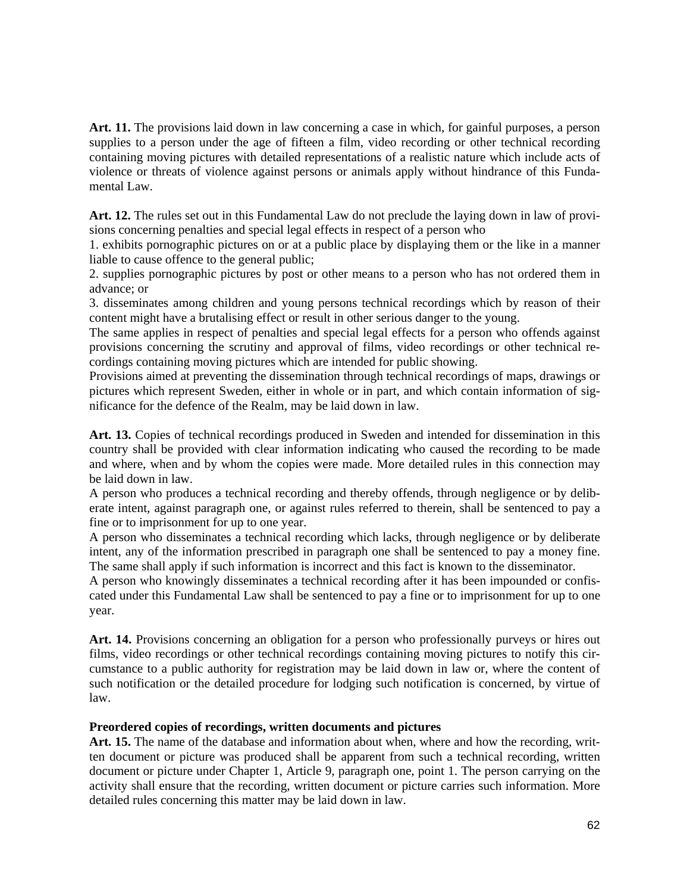**Art. 11.** The provisions laid down in law concerning a case in which, for gainful purposes, a person supplies to a person under the age of fifteen a film, video recording or other technical recording containing moving pictures with detailed representations of a realistic nature which include acts of violence or threats of violence against persons or animals apply without hindrance of this Fundamental Law.

**Art. 12.** The rules set out in this Fundamental Law do not preclude the laying down in law of provisions concerning penalties and special legal effects in respect of a person who

1. exhibits pornographic pictures on or at a public place by displaying them or the like in a manner liable to cause offence to the general public;
2. supplies pornographic pictures by post or other means to a person who has not ordered them in advance; or
3. disseminates among children and young persons technical recordings which by reason of their content might have a brutalising effect or result in other serious danger to the young.

The same applies in respect of penalties and special legal effects for a person who offends against provisions concerning the scrutiny and approval of films, video recordings or other technical recordings containing moving pictures which are intended for public showing.

Provisions aimed at preventing the dissemination through technical recordings of maps, drawings or pictures which represent Sweden, either in whole or in part, and which contain information of significance for the defence of the Realm, may be laid down in law.

**Art. 13.** Copies of technical recordings produced in Sweden and intended for dissemination in this country shall be provided with clear information indicating who caused the recording to be made and where, when and by whom the copies were made. More detailed rules in this connection may be laid down in law.

A person who produces a technical recording and thereby offends, through negligence or by deliberate intent, against paragraph one, or against rules referred to therein, shall be sentenced to pay a fine or to imprisonment for up to one year.

A person who disseminates a technical recording which lacks, through negligence or by deliberate intent, any of the information prescribed in paragraph one shall be sentenced to pay a money fine. The same shall apply if such information is incorrect and this fact is known to the disseminator.

A person who knowingly disseminates a technical recording after it has been impounded or confiscated under this Fundamental Law shall be sentenced to pay a fine or to imprisonment for up to one year.

**Art. 14.** Provisions concerning an obligation for a person who professionally purveys or hires out films, video recordings or other technical recordings containing moving pictures to notify this circumstance to a public authority for registration may be laid down in law or, where the content of such notification or the detailed procedure for lodging such notification is concerned, by virtue of law.

**Preordered copies of recordings, written documents and pictures**

**Art. 15.** The name of the database and information about when, where and how the recording, written document or picture was produced shall be apparent from such a technical recording, written document or picture under Chapter 1, Article 9, paragraph one, point 1. The person carrying on the activity shall ensure that the recording, written document or picture carries such information. More detailed rules concerning this matter may be laid down in law.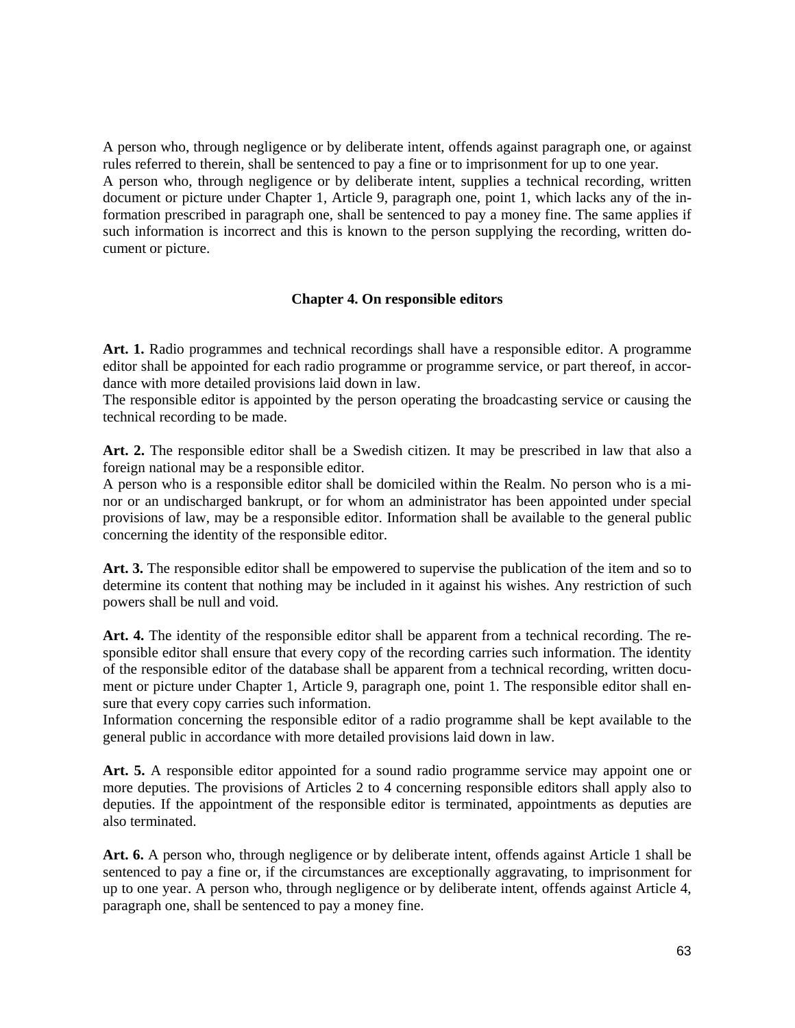A person who, through negligence or by deliberate intent, offends against paragraph one, or against rules referred to therein, shall be sentenced to pay a fine or to imprisonment for up to one year.
A person who, through negligence or by deliberate intent, supplies a technical recording, written document or picture under Chapter 1, Article 9, paragraph one, point 1, which lacks any of the information prescribed in paragraph one, shall be sentenced to pay a money fine. The same applies if such information is incorrect and this is known to the person supplying the recording, written document or picture.

## Chapter 4. On responsible editors

**Art. 1.** Radio programmes and technical recordings shall have a responsible editor. A programme editor shall be appointed for each radio programme or programme service, or part thereof, in accordance with more detailed provisions laid down in law.
The responsible editor is appointed by the person operating the broadcasting service or causing the technical recording to be made.

**Art. 2.** The responsible editor shall be a Swedish citizen. It may be prescribed in law that also a foreign national may be a responsible editor.
A person who is a responsible editor shall be domiciled within the Realm. No person who is a minor or an undischarged bankrupt, or for whom an administrator has been appointed under special provisions of law, may be a responsible editor. Information shall be available to the general public concerning the identity of the responsible editor.

**Art. 3.** The responsible editor shall be empowered to supervise the publication of the item and so to determine its content that nothing may be included in it against his wishes. Any restriction of such powers shall be null and void.

**Art. 4.** The identity of the responsible editor shall be apparent from a technical recording. The responsible editor shall ensure that every copy of the recording carries such information. The identity of the responsible editor of the database shall be apparent from a technical recording, written document or picture under Chapter 1, Article 9, paragraph one, point 1. The responsible editor shall ensure that every copy carries such information.
Information concerning the responsible editor of a radio programme shall be kept available to the general public in accordance with more detailed provisions laid down in law.

**Art. 5.** A responsible editor appointed for a sound radio programme service may appoint one or more deputies. The provisions of Articles 2 to 4 concerning responsible editors shall apply also to deputies. If the appointment of the responsible editor is terminated, appointments as deputies are also terminated.

**Art. 6.** A person who, through negligence or by deliberate intent, offends against Article 1 shall be sentenced to pay a fine or, if the circumstances are exceptionally aggravating, to imprisonment for up to one year. A person who, through negligence or by deliberate intent, offends against Article 4, paragraph one, shall be sentenced to pay a money fine.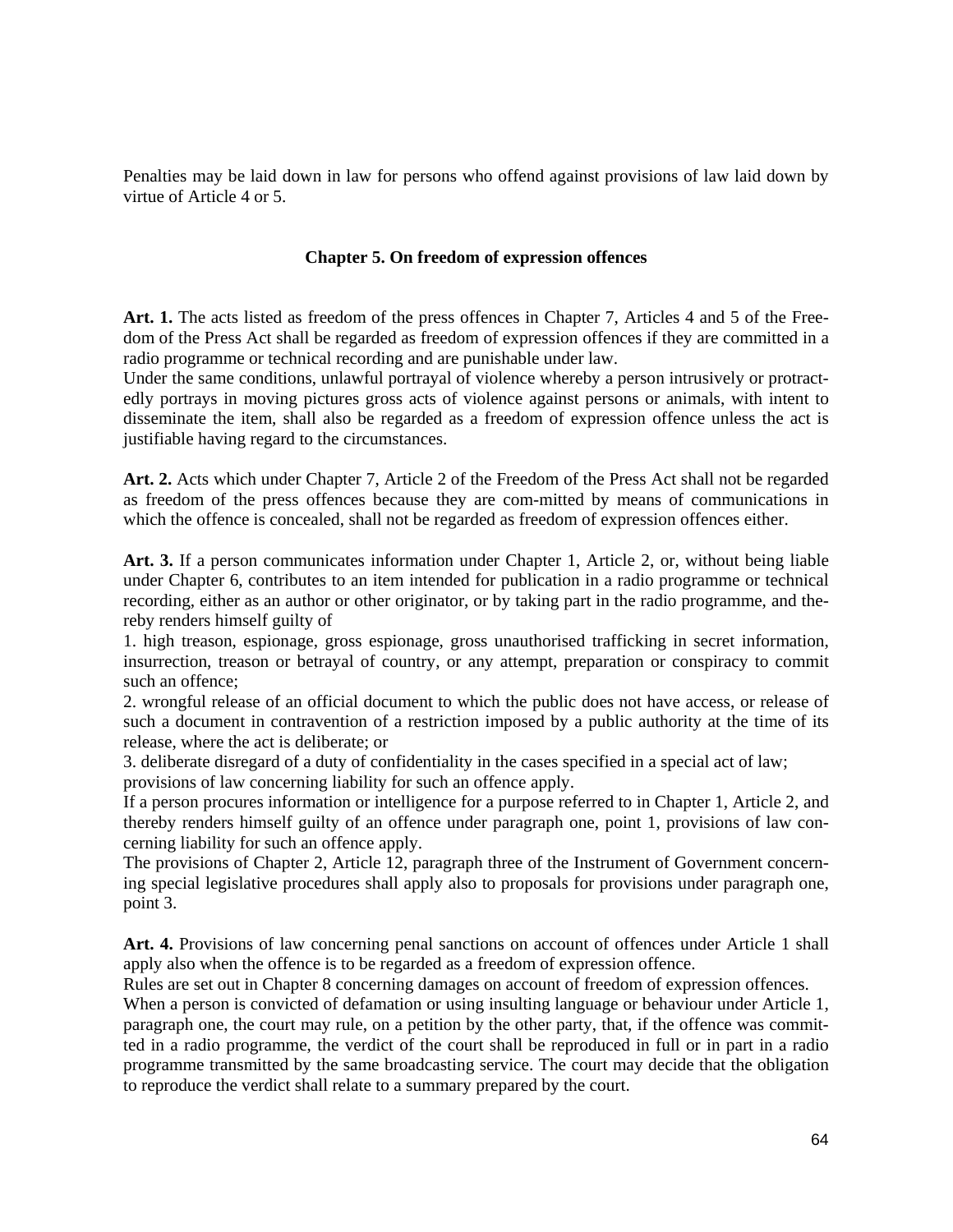Penalties may be laid down in law for persons who offend against provisions of law laid down by virtue of Article 4 or 5.

### Chapter 5. On freedom of expression offences

**Art. 1.** The acts listed as freedom of the press offences in Chapter 7, Articles 4 and 5 of the Freedom of the Press Act shall be regarded as freedom of expression offences if they are committed in a radio programme or technical recording and are punishable under law.

Under the same conditions, unlawful portrayal of violence whereby a person intrusively or protractedly portrays in moving pictures gross acts of violence against persons or animals, with intent to disseminate the item, shall also be regarded as a freedom of expression offence unless the act is justifiable having regard to the circumstances.

**Art. 2.** Acts which under Chapter 7, Article 2 of the Freedom of the Press Act shall not be regarded as freedom of the press offences because they are com-mitted by means of communications in which the offence is concealed, shall not be regarded as freedom of expression offences either.

**Art. 3.** If a person communicates information under Chapter 1, Article 2, or, without being liable under Chapter 6, contributes to an item intended for publication in a radio programme or technical recording, either as an author or other originator, or by taking part in the radio programme, and thereby renders himself guilty of

1. high treason, espionage, gross espionage, gross unauthorised trafficking in secret information, insurrection, treason or betrayal of country, or any attempt, preparation or conspiracy to commit such an offence;
2. wrongful release of an official document to which the public does not have access, or release of such a document in contravention of a restriction imposed by a public authority at the time of its release, where the act is deliberate; or
3. deliberate disregard of a duty of confidentiality in the cases specified in a special act of law;

provisions of law concerning liability for such an offence apply.

If a person procures information or intelligence for a purpose referred to in Chapter 1, Article 2, and thereby renders himself guilty of an offence under paragraph one, point 1, provisions of law concerning liability for such an offence apply.

The provisions of Chapter 2, Article 12, paragraph three of the Instrument of Government concerning special legislative procedures shall apply also to proposals for provisions under paragraph one, point 3.

**Art. 4.** Provisions of law concerning penal sanctions on account of offences under Article 1 shall apply also when the offence is to be regarded as a freedom of expression offence.

Rules are set out in Chapter 8 concerning damages on account of freedom of expression offences.

When a person is convicted of defamation or using insulting language or behaviour under Article 1, paragraph one, the court may rule, on a petition by the other party, that, if the offence was committed in a radio programme, the verdict of the court shall be reproduced in full or in part in a radio programme transmitted by the same broadcasting service. The court may decide that the obligation to reproduce the verdict shall relate to a summary prepared by the court.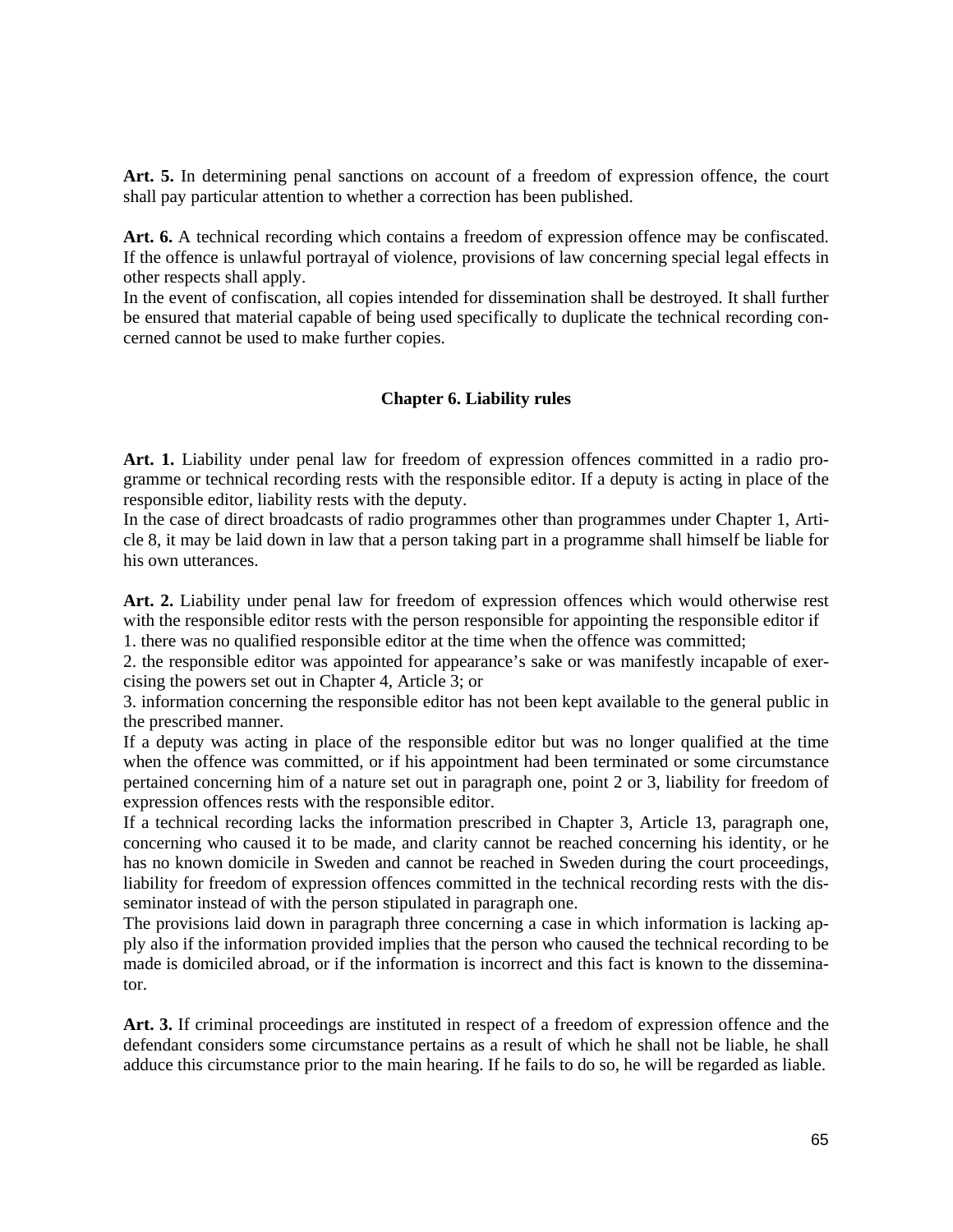**Art. 5.** In determining penal sanctions on account of a freedom of expression offence, the court shall pay particular attention to whether a correction has been published.

**Art. 6.** A technical recording which contains a freedom of expression offence may be confiscated. If the offence is unlawful portrayal of violence, provisions of law concerning special legal effects in other respects shall apply.
In the event of confiscation, all copies intended for dissemination shall be destroyed. It shall further be ensured that material capable of being used specifically to duplicate the technical recording concerned cannot be used to make further copies.

## Chapter 6. Liability rules

**Art. 1.** Liability under penal law for freedom of expression offences committed in a radio programme or technical recording rests with the responsible editor. If a deputy is acting in place of the responsible editor, liability rests with the deputy.
In the case of direct broadcasts of radio programmes other than programmes under Chapter 1, Article 8, it may be laid down in law that a person taking part in a programme shall himself be liable for his own utterances.

**Art. 2.** Liability under penal law for freedom of expression offences which would otherwise rest with the responsible editor rests with the person responsible for appointing the responsible editor if
1. there was no qualified responsible editor at the time when the offence was committed;
2. the responsible editor was appointed for appearance's sake or was manifestly incapable of exercising the powers set out in Chapter 4, Article 3; or
3. information concerning the responsible editor has not been kept available to the general public in the prescribed manner.

If a deputy was acting in place of the responsible editor but was no longer qualified at the time when the offence was committed, or if his appointment had been terminated or some circumstance pertained concerning him of a nature set out in paragraph one, point 2 or 3, liability for freedom of expression offences rests with the responsible editor.
If a technical recording lacks the information prescribed in Chapter 3, Article 13, paragraph one, concerning who caused it to be made, and clarity cannot be reached concerning his identity, or he has no known domicile in Sweden and cannot be reached in Sweden during the court proceedings, liability for freedom of expression offences committed in the technical recording rests with the disseminator instead of with the person stipulated in paragraph one.
The provisions laid down in paragraph three concerning a case in which information is lacking apply also if the information provided implies that the person who caused the technical recording to be made is domiciled abroad, or if the information is incorrect and this fact is known to the disseminator.

**Art. 3.** If criminal proceedings are instituted in respect of a freedom of expression offence and the defendant considers some circumstance pertains as a result of which he shall not be liable, he shall adduce this circumstance prior to the main hearing. If he fails to do so, he will be regarded as liable.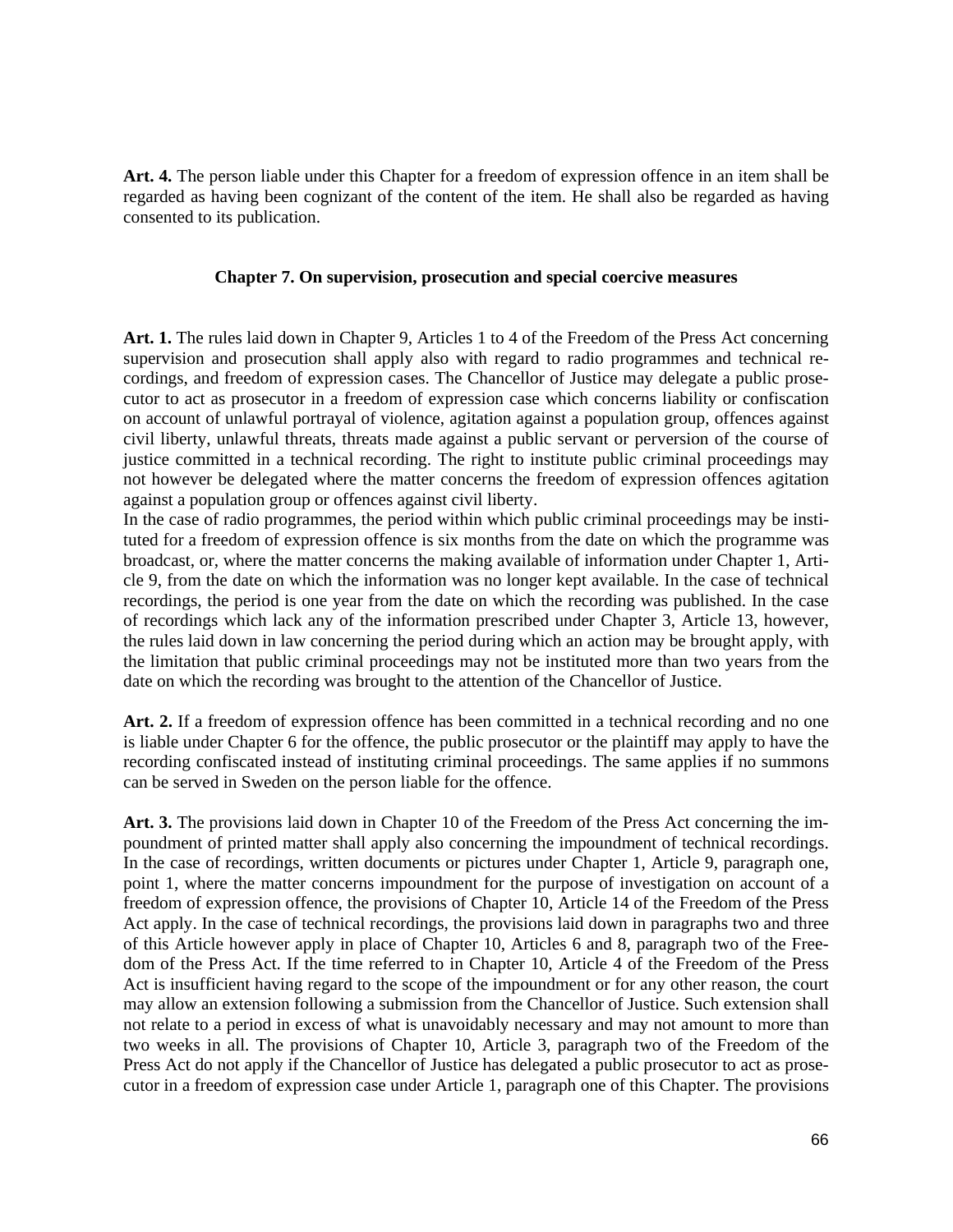**Art. 4.** The person liable under this Chapter for a freedom of expression offence in an item shall be regarded as having been cognizant of the content of the item. He shall also be regarded as having consented to its publication.

## Chapter 7. On supervision, prosecution and special coercive measures

**Art. 1.** The rules laid down in Chapter 9, Articles 1 to 4 of the Freedom of the Press Act concerning supervision and prosecution shall apply also with regard to radio programmes and technical recordings, and freedom of expression cases. The Chancellor of Justice may delegate a public prosecutor to act as prosecutor in a freedom of expression case which concerns liability or confiscation on account of unlawful portrayal of violence, agitation against a population group, offences against civil liberty, unlawful threats, threats made against a public servant or perversion of the course of justice committed in a technical recording. The right to institute public criminal proceedings may not however be delegated where the matter concerns the freedom of expression offences agitation against a population group or offences against civil liberty.

In the case of radio programmes, the period within which public criminal proceedings may be instituted for a freedom of expression offence is six months from the date on which the programme was broadcast, or, where the matter concerns the making available of information under Chapter 1, Article 9, from the date on which the information was no longer kept available. In the case of technical recordings, the period is one year from the date on which the recording was published. In the case of recordings which lack any of the information prescribed under Chapter 3, Article 13, however, the rules laid down in law concerning the period during which an action may be brought apply, with the limitation that public criminal proceedings may not be instituted more than two years from the date on which the recording was brought to the attention of the Chancellor of Justice.

**Art. 2.** If a freedom of expression offence has been committed in a technical recording and no one is liable under Chapter 6 for the offence, the public prosecutor or the plaintiff may apply to have the recording confiscated instead of instituting criminal proceedings. The same applies if no summons can be served in Sweden on the person liable for the offence.

**Art. 3.** The provisions laid down in Chapter 10 of the Freedom of the Press Act concerning the impoundment of printed matter shall apply also concerning the impoundment of technical recordings. In the case of recordings, written documents or pictures under Chapter 1, Article 9, paragraph one, point 1, where the matter concerns impoundment for the purpose of investigation on account of a freedom of expression offence, the provisions of Chapter 10, Article 14 of the Freedom of the Press Act apply. In the case of technical recordings, the provisions laid down in paragraphs two and three of this Article however apply in place of Chapter 10, Articles 6 and 8, paragraph two of the Freedom of the Press Act. If the time referred to in Chapter 10, Article 4 of the Freedom of the Press Act is insufficient having regard to the scope of the impoundment or for any other reason, the court may allow an extension following a submission from the Chancellor of Justice. Such extension shall not relate to a period in excess of what is unavoidably necessary and may not amount to more than two weeks in all. The provisions of Chapter 10, Article 3, paragraph two of the Freedom of the Press Act do not apply if the Chancellor of Justice has delegated a public prosecutor to act as prosecutor in a freedom of expression case under Article 1, paragraph one of this Chapter. The provisions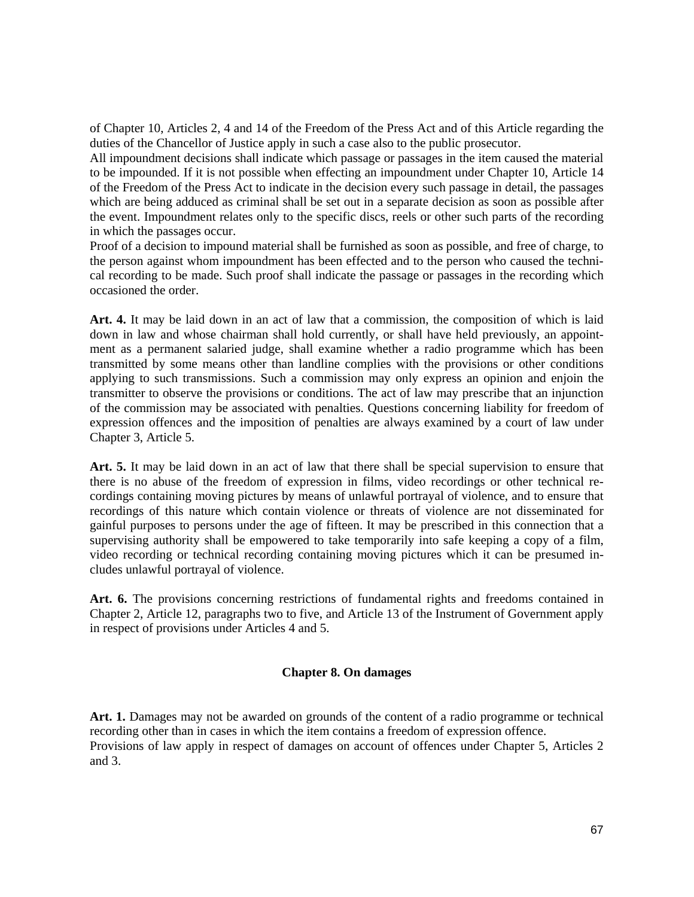of Chapter 10, Articles 2, 4 and 14 of the Freedom of the Press Act and of this Article regarding the duties of the Chancellor of Justice apply in such a case also to the public prosecutor.

All impoundment decisions shall indicate which passage or passages in the item caused the material to be impounded. If it is not possible when effecting an impoundment under Chapter 10, Article 14 of the Freedom of the Press Act to indicate in the decision every such passage in detail, the passages which are being adduced as criminal shall be set out in a separate decision as soon as possible after the event. Impoundment relates only to the specific discs, reels or other such parts of the recording in which the passages occur.

Proof of a decision to impound material shall be furnished as soon as possible, and free of charge, to the person against whom impoundment has been effected and to the person who caused the technical recording to be made. Such proof shall indicate the passage or passages in the recording which occasioned the order.

**Art. 4.** It may be laid down in an act of law that a commission, the composition of which is laid down in law and whose chairman shall hold currently, or shall have held previously, an appointment as a permanent salaried judge, shall examine whether a radio programme which has been transmitted by some means other than landline complies with the provisions or other conditions applying to such transmissions. Such a commission may only express an opinion and enjoin the transmitter to observe the provisions or conditions. The act of law may prescribe that an injunction of the commission may be associated with penalties. Questions concerning liability for freedom of expression offences and the imposition of penalties are always examined by a court of law under Chapter 3, Article 5.

**Art. 5.** It may be laid down in an act of law that there shall be special supervision to ensure that there is no abuse of the freedom of expression in films, video recordings or other technical recordings containing moving pictures by means of unlawful portrayal of violence, and to ensure that recordings of this nature which contain violence or threats of violence are not disseminated for gainful purposes to persons under the age of fifteen. It may be prescribed in this connection that a supervising authority shall be empowered to take temporarily into safe keeping a copy of a film, video recording or technical recording containing moving pictures which it can be presumed includes unlawful portrayal of violence.

**Art. 6.** The provisions concerning restrictions of fundamental rights and freedoms contained in Chapter 2, Article 12, paragraphs two to five, and Article 13 of the Instrument of Government apply in respect of provisions under Articles 4 and 5.

## Chapter 8. On damages

**Art. 1.** Damages may not be awarded on grounds of the content of a radio programme or technical recording other than in cases in which the item contains a freedom of expression offence.

Provisions of law apply in respect of damages on account of offences under Chapter 5, Articles 2 and 3.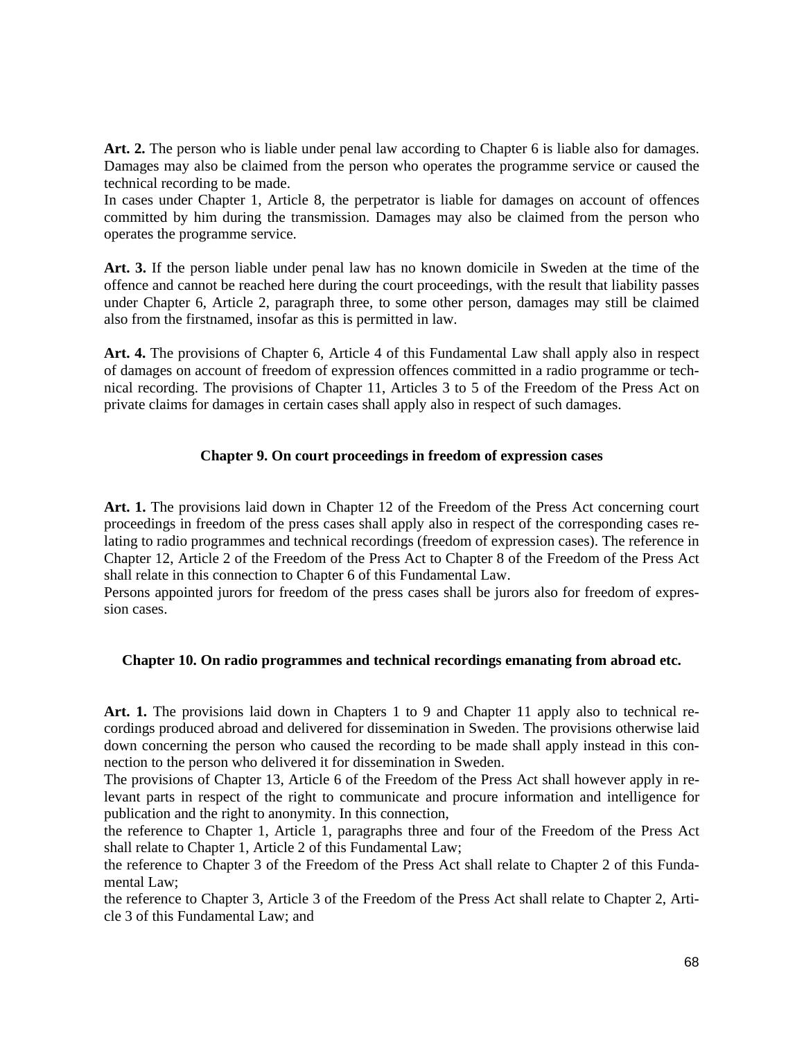**Art. 2.** The person who is liable under penal law according to Chapter 6 is liable also for damages. Damages may also be claimed from the person who operates the programme service or caused the technical recording to be made.
In cases under Chapter 1, Article 8, the perpetrator is liable for damages on account of offences committed by him during the transmission. Damages may also be claimed from the person who operates the programme service.

**Art. 3.** If the person liable under penal law has no known domicile in Sweden at the time of the offence and cannot be reached here during the court proceedings, with the result that liability passes under Chapter 6, Article 2, paragraph three, to some other person, damages may still be claimed also from the firstnamed, insofar as this is permitted in law.

**Art. 4.** The provisions of Chapter 6, Article 4 of this Fundamental Law shall apply also in respect of damages on account of freedom of expression offences committed in a radio programme or technical recording. The provisions of Chapter 11, Articles 3 to 5 of the Freedom of the Press Act on private claims for damages in certain cases shall apply also in respect of such damages.

## Chapter 9. On court proceedings in freedom of expression cases

**Art. 1.** The provisions laid down in Chapter 12 of the Freedom of the Press Act concerning court proceedings in freedom of the press cases shall apply also in respect of the corresponding cases relating to radio programmes and technical recordings (freedom of expression cases). The reference in Chapter 12, Article 2 of the Freedom of the Press Act to Chapter 8 of the Freedom of the Press Act shall relate in this connection to Chapter 6 of this Fundamental Law.
Persons appointed jurors for freedom of the press cases shall be jurors also for freedom of expression cases.

## Chapter 10. On radio programmes and technical recordings emanating from abroad etc.

**Art. 1.** The provisions laid down in Chapters 1 to 9 and Chapter 11 apply also to technical recordings produced abroad and delivered for dissemination in Sweden. The provisions otherwise laid down concerning the person who caused the recording to be made shall apply instead in this connection to the person who delivered it for dissemination in Sweden.
The provisions of Chapter 13, Article 6 of the Freedom of the Press Act shall however apply in relevant parts in respect of the right to communicate and procure information and intelligence for publication and the right to anonymity. In this connection,
the reference to Chapter 1, Article 1, paragraphs three and four of the Freedom of the Press Act shall relate to Chapter 1, Article 2 of this Fundamental Law;
the reference to Chapter 3 of the Freedom of the Press Act shall relate to Chapter 2 of this Fundamental Law;
the reference to Chapter 3, Article 3 of the Freedom of the Press Act shall relate to Chapter 2, Article 3 of this Fundamental Law; and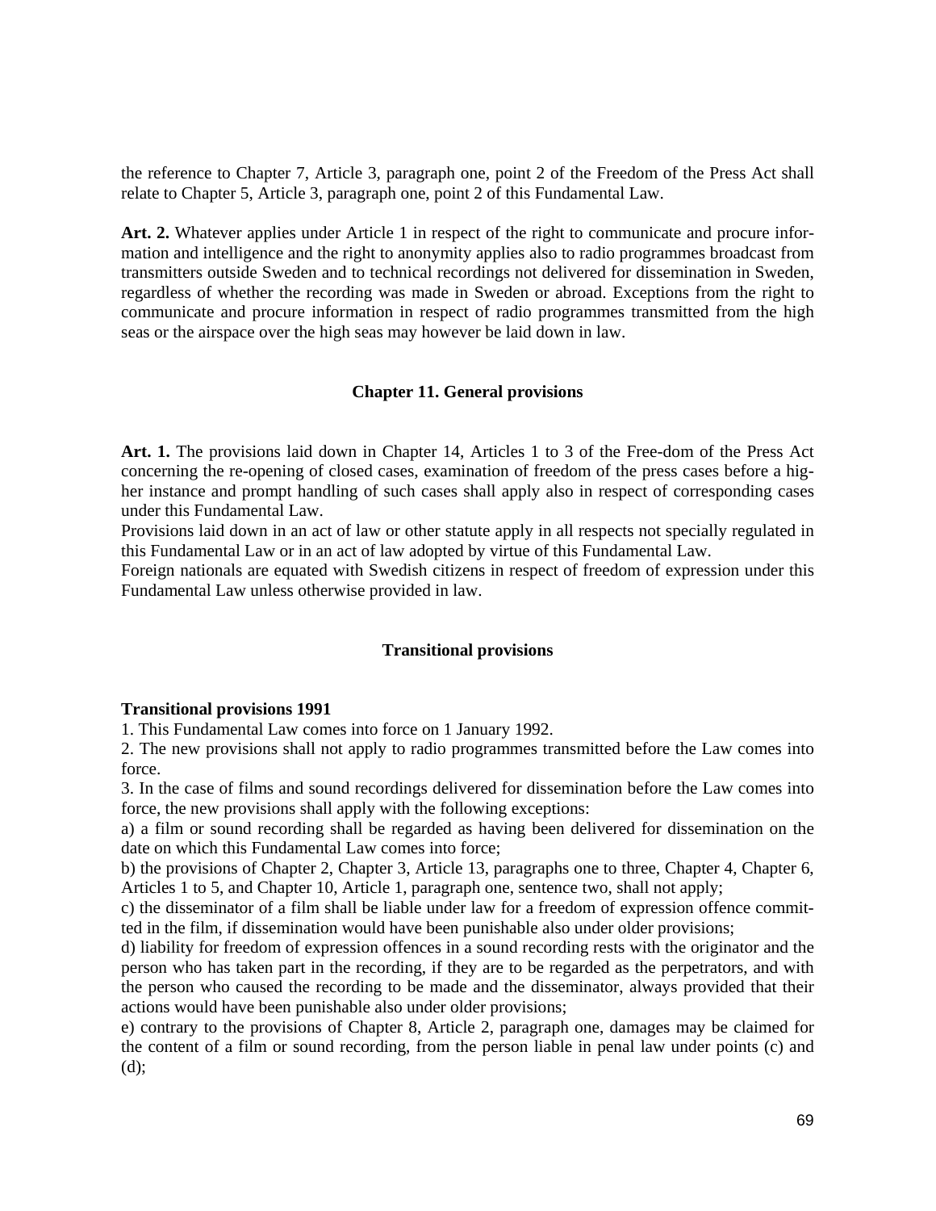the reference to Chapter 7, Article 3, paragraph one, point 2 of the Freedom of the Press Act shall relate to Chapter 5, Article 3, paragraph one, point 2 of this Fundamental Law.

**Art. 2.** Whatever applies under Article 1 in respect of the right to communicate and procure information and intelligence and the right to anonymity applies also to radio programmes broadcast from transmitters outside Sweden and to technical recordings not delivered for dissemination in Sweden, regardless of whether the recording was made in Sweden or abroad. Exceptions from the right to communicate and procure information in respect of radio programmes transmitted from the high seas or the airspace over the high seas may however be laid down in law.

## Chapter 11. General provisions

**Art. 1.** The provisions laid down in Chapter 14, Articles 1 to 3 of the Freedom of the Press Act concerning the re-opening of closed cases, examination of freedom of the press cases before a higher instance and prompt handling of such cases shall apply also in respect of corresponding cases under this Fundamental Law.
Provisions laid down in an act of law or other statute apply in all respects not specially regulated in this Fundamental Law or in an act of law adopted by virtue of this Fundamental Law.
Foreign nationals are equated with Swedish citizens in respect of freedom of expression under this Fundamental Law unless otherwise provided in law.

## Transitional provisions

**Transitional provisions 1991**
1. This Fundamental Law comes into force on 1 January 1992.
2. The new provisions shall not apply to radio programmes transmitted before the Law comes into force.
3. In the case of films and sound recordings delivered for dissemination before the Law comes into force, the new provisions shall apply with the following exceptions:
a) a film or sound recording shall be regarded as having been delivered for dissemination on the date on which this Fundamental Law comes into force;
b) the provisions of Chapter 2, Chapter 3, Article 13, paragraphs one to three, Chapter 4, Chapter 6, Articles 1 to 5, and Chapter 10, Article 1, paragraph one, sentence two, shall not apply;
c) the disseminator of a film shall be liable under law for a freedom of expression offence committed in the film, if dissemination would have been punishable also under older provisions;
d) liability for freedom of expression offences in a sound recording rests with the originator and the person who has taken part in the recording, if they are to be regarded as the perpetrators, and with the person who caused the recording to be made and the disseminator, always provided that their actions would have been punishable also under older provisions;
e) contrary to the provisions of Chapter 8, Article 2, paragraph one, damages may be claimed for the content of a film or sound recording, from the person liable in penal law under points (c) and (d);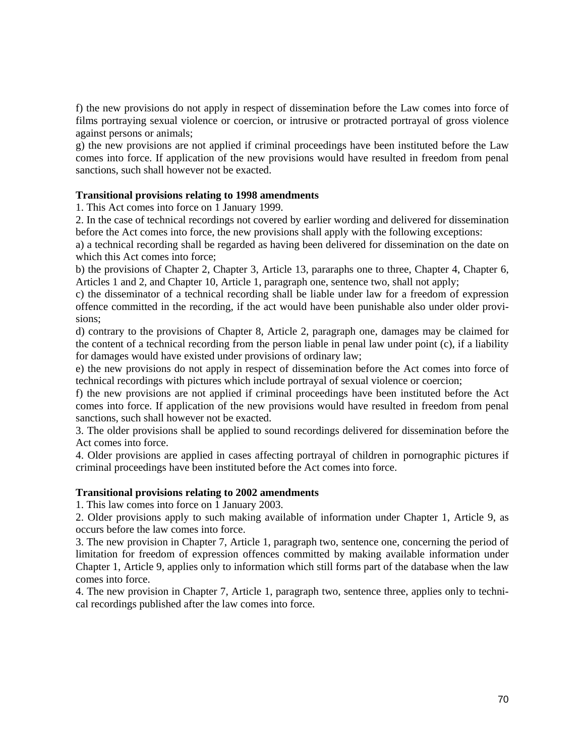f) the new provisions do not apply in respect of dissemination before the Law comes into force of films portraying sexual violence or coercion, or intrusive or protracted portrayal of gross violence against persons or animals;

g) the new provisions are not applied if criminal proceedings have been instituted before the Law comes into force. If application of the new provisions would have resulted in freedom from penal sanctions, such shall however not be exacted.

**Transitional provisions relating to 1998 amendments**

1. This Act comes into force on 1 January 1999.

2. In the case of technical recordings not covered by earlier wording and delivered for dissemination before the Act comes into force, the new provisions shall apply with the following exceptions:

a) a technical recording shall be regarded as having been delivered for dissemination on the date on which this Act comes into force;

b) the provisions of Chapter 2, Chapter 3, Article 13, pararaphs one to three, Chapter 4, Chapter 6, Articles 1 and 2, and Chapter 10, Article 1, paragraph one, sentence two, shall not apply;

c) the disseminator of a technical recording shall be liable under law for a freedom of expression offence committed in the recording, if the act would have been punishable also under older provisions;

d) contrary to the provisions of Chapter 8, Article 2, paragraph one, damages may be claimed for the content of a technical recording from the person liable in penal law under point (c), if a liability for damages would have existed under provisions of ordinary law;

e) the new provisions do not apply in respect of dissemination before the Act comes into force of technical recordings with pictures which include portrayal of sexual violence or coercion;

f) the new provisions are not applied if criminal proceedings have been instituted before the Act comes into force. If application of the new provisions would have resulted in freedom from penal sanctions, such shall however not be exacted.

3. The older provisions shall be applied to sound recordings delivered for dissemination before the Act comes into force.

4. Older provisions are applied in cases affecting portrayal of children in pornographic pictures if criminal proceedings have been instituted before the Act comes into force.

**Transitional provisions relating to 2002 amendments**

1. This law comes into force on 1 January 2003.

2. Older provisions apply to such making available of information under Chapter 1, Article 9, as occurs before the law comes into force.

3. The new provision in Chapter 7, Article 1, paragraph two, sentence one, concerning the period of limitation for freedom of expression offences committed by making available information under Chapter 1, Article 9, applies only to information which still forms part of the database when the law comes into force.

4. The new provision in Chapter 7, Article 1, paragraph two, sentence three, applies only to technical recordings published after the law comes into force.